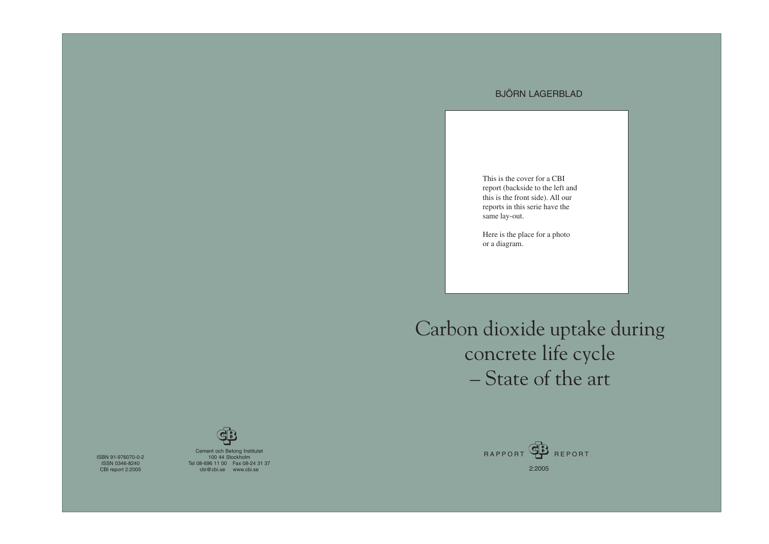BJÖRN LAGERBLAD

This is the cover for a CBI report (backside to the left and this is the front side). All our reports in this serie have the same lay-out.

Here is the place for a photo or a diagram.

# Carbon dioxide uptake during concrete life cycle – State of the art

RAPPORT CBI REPORT

2:2005

ISBN 91-976070-0-2
ISSN 0346-8240
CBI report 2:2005

Cement och Betong Institutet
100 44 Stockholm
Tel 08-696 11 00 Fax 08-24 31 37
cbi@cbi.se www.cbi.se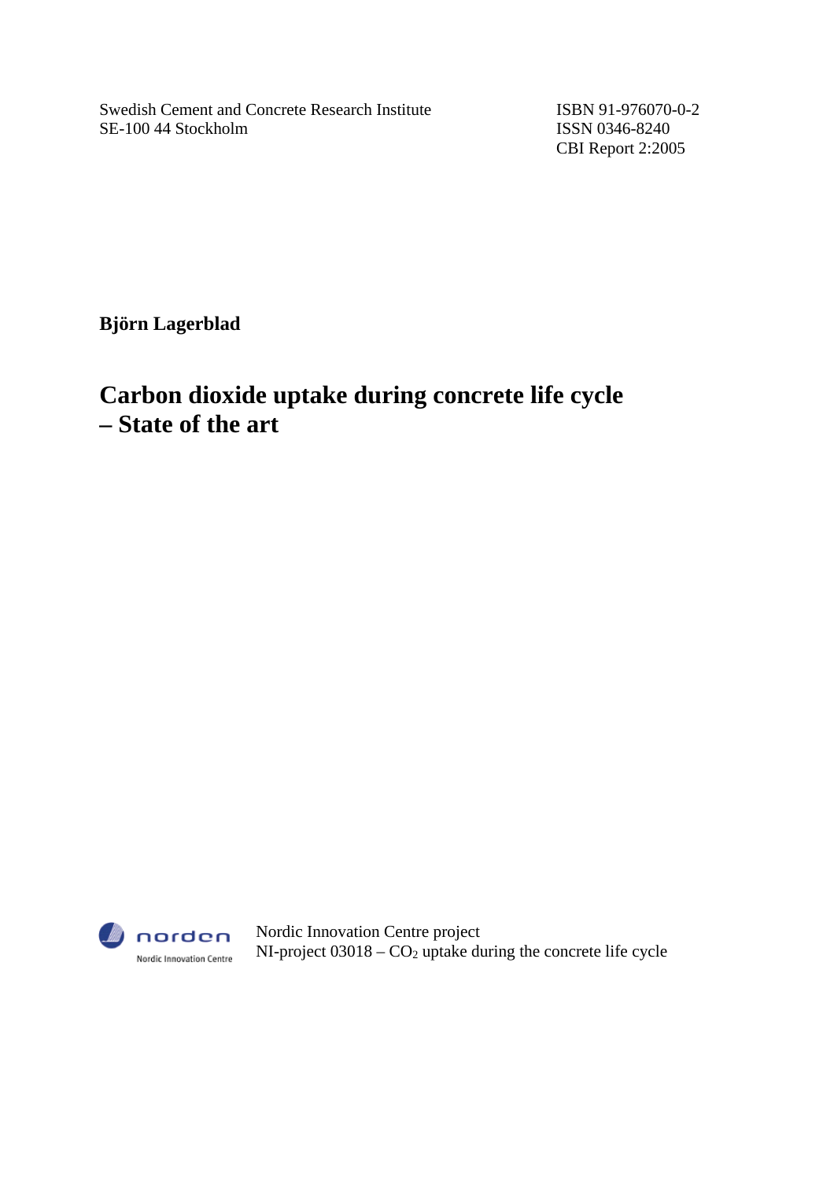Swedish Cement and Concrete Research Institute
SE-100 44 Stockholm

ISBN 91-976070-0-2
ISSN 0346-8240
CBI Report 2:2005

**Björn Lagerblad**

# Carbon dioxide uptake during concrete life cycle – State of the art

norden
Nordic Innovation Centre

Nordic Innovation Centre project
NI-project 03018 – $CO_2$ uptake during the concrete life cycle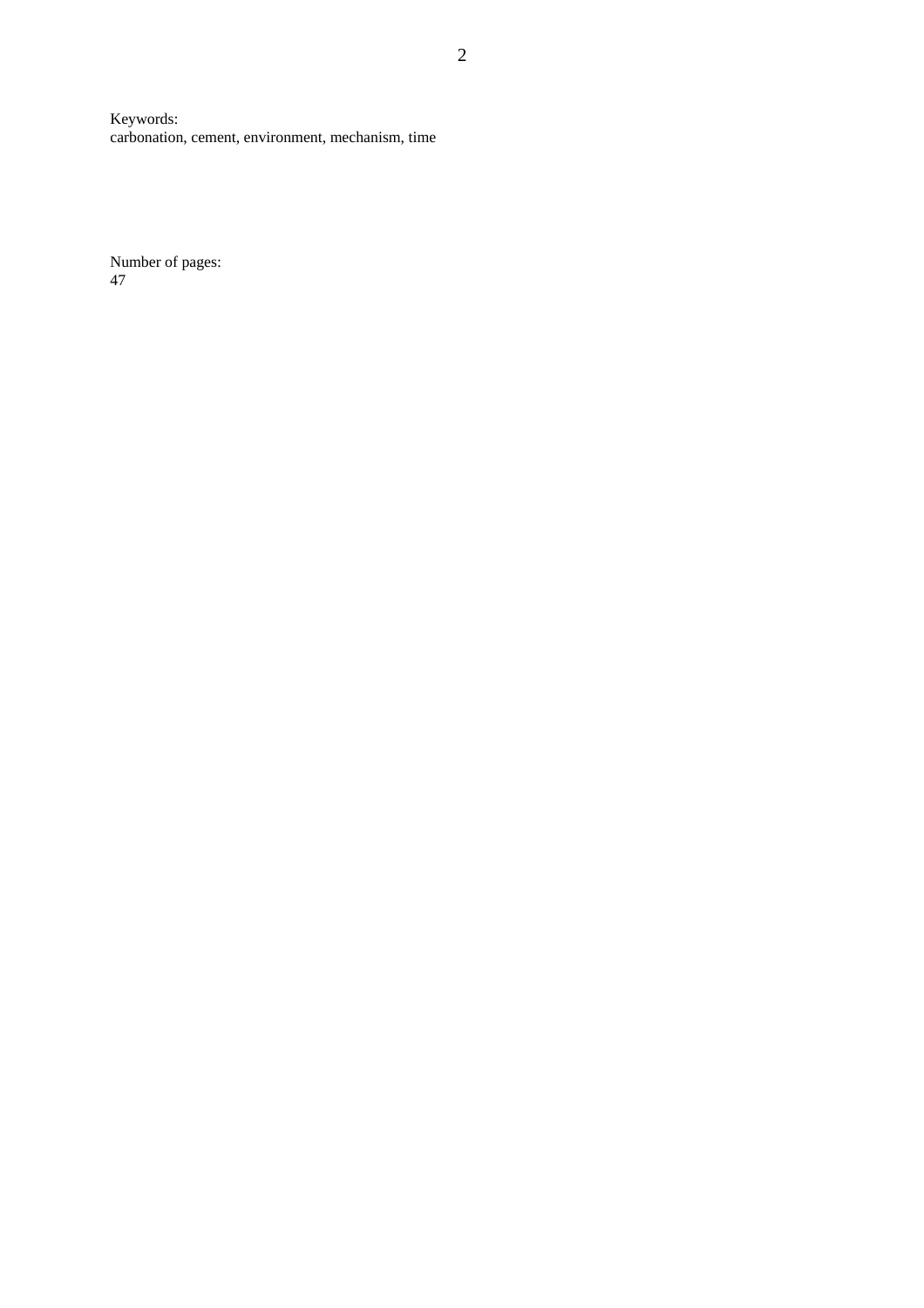Keywords:
carbonation, cement, environment, mechanism, time

Number of pages:
47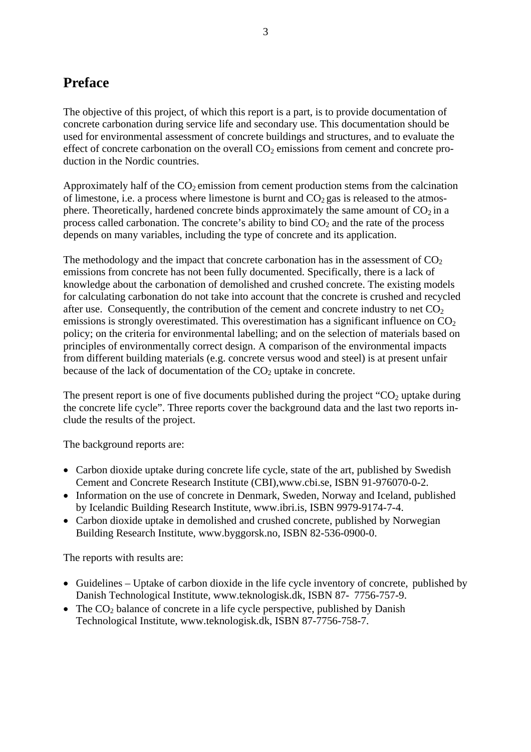# Preface

The objective of this project, of which this report is a part, is to provide documentation of concrete carbonation during service life and secondary use. This documentation should be used for environmental assessment of concrete buildings and structures, and to evaluate the effect of concrete carbonation on the overall $CO_2$ emissions from cement and concrete production in the Nordic countries.

Approximately half of the $CO_2$ emission from cement production stems from the calcination of limestone, i.e. a process where limestone is burnt and $CO_2$ gas is released to the atmosphere. Theoretically, hardened concrete binds approximately the same amount of $CO_2$ in a process called carbonation. The concrete's ability to bind $CO_2$ and the rate of the process depends on many variables, including the type of concrete and its application.

The methodology and the impact that concrete carbonation has in the assessment of $CO_2$ emissions from concrete has not been fully documented. Specifically, there is a lack of knowledge about the carbonation of demolished and crushed concrete. The existing models for calculating carbonation do not take into account that the concrete is crushed and recycled after use. Consequently, the contribution of the cement and concrete industry to net $CO_2$ emissions is strongly overestimated. This overestimation has a significant influence on $CO_2$ policy; on the criteria for environmental labelling; and on the selection of materials based on principles of environmentally correct design. A comparison of the environmental impacts from different building materials (e.g. concrete versus wood and steel) is at present unfair because of the lack of documentation of the $CO_2$ uptake in concrete.

The present report is one of five documents published during the project "$CO_2$ uptake during the concrete life cycle". Three reports cover the background data and the last two reports include the results of the project.

The background reports are:

- Carbon dioxide uptake during concrete life cycle, state of the art, published by Swedish Cement and Concrete Research Institute (CBI),www.cbi.se, ISBN 91-976070-0-2.
- Information on the use of concrete in Denmark, Sweden, Norway and Iceland, published by Icelandic Building Research Institute, www.ibri.is, ISBN 9979-9174-7-4.
- Carbon dioxide uptake in demolished and crushed concrete, published by Norwegian Building Research Institute, www.byggorsk.no, ISBN 82-536-0900-0.

The reports with results are:

- Guidelines – Uptake of carbon dioxide in the life cycle inventory of concrete, published by Danish Technological Institute, www.teknologisk.dk, ISBN 87- 7756-757-9.
- The $CO_2$ balance of concrete in a life cycle perspective, published by Danish Technological Institute, www.teknologisk.dk, ISBN 87-7756-758-7.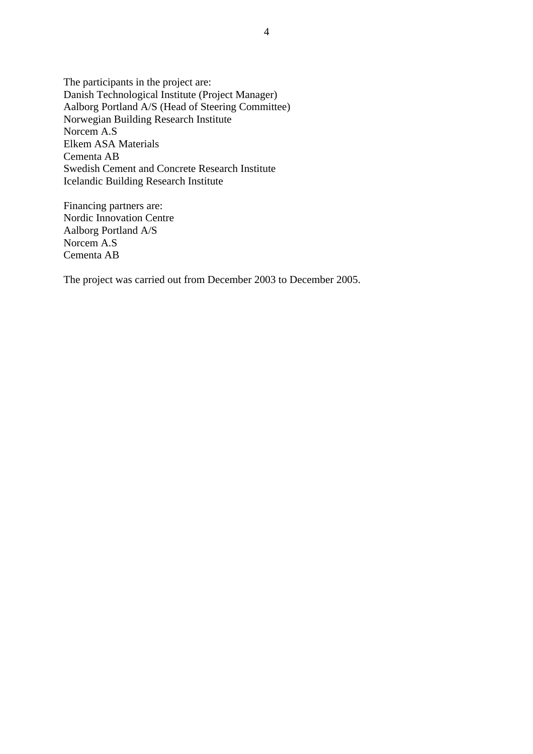The participants in the project are:
Danish Technological Institute (Project Manager)
Aalborg Portland A/S (Head of Steering Committee)
Norwegian Building Research Institute
Norcem A.S
Elkem ASA Materials
Cementa AB
Swedish Cement and Concrete Research Institute
Icelandic Building Research Institute

Financing partners are:
Nordic Innovation Centre
Aalborg Portland A/S
Norcem A.S
Cementa AB

The project was carried out from December 2003 to December 2005.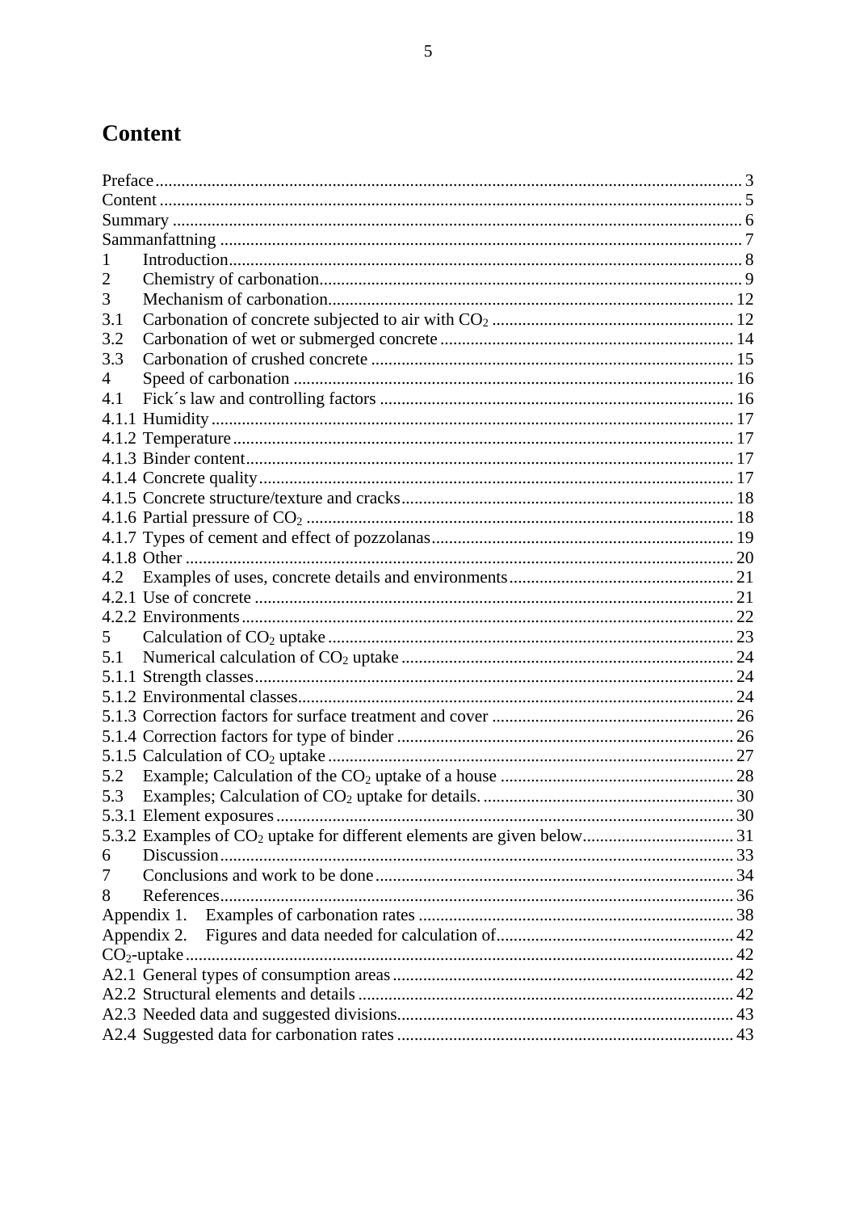# Content

Preface ........................................................................................................................ 3
Content ....................................................................................................................... 5
Summary ..................................................................................................................... 6
Sammanfattning .......................................................................................................... 7
1 Introduction ............................................................................................................. 8
2 Chemistry of carbonation ......................................................................................... 9
3 Mechanism of carbonation ...................................................................................... 12
3.1 Carbonation of concrete subjected to air with $CO_2$ ............................................ 12
3.2 Carbonation of wet or submerged concrete ........................................................... 14
3.3 Carbonation of crushed concrete ........................................................................... 15
4 Speed of carbonation ............................................................................................... 16
4.1 Fick´s law and controlling factors ........................................................................... 16
4.1.1 Humidity ............................................................................................................. 17
4.1.2 Temperature ........................................................................................................ 17
4.1.3 Binder content ..................................................................................................... 17
4.1.4 Concrete quality ................................................................................................... 17
4.1.5 Concrete structure/texture and cracks .................................................................. 18
4.1.6 Partial pressure of $CO_2$ ..................................................................................... 18
4.1.7 Types of cement and effect of pozzolanas ............................................................ 19
4.1.8 Other ................................................................................................................... 20
4.2 Examples of uses, concrete details and environments ............................................ 21
4.2.1 Use of concrete .................................................................................................... 21
4.2.2 Environments ....................................................................................................... 22
5 Calculation of $CO_2$ uptake ...................................................................................... 23
5.1 Numerical calculation of $CO_2$ uptake ..................................................................... 24
5.1.1 Strength classes ................................................................................................... 24
5.1.2 Environmental classes ......................................................................................... 24
5.1.3 Correction factors for surface treatment and cover ............................................... 26
5.1.4 Correction factors for type of binder .................................................................... 26
5.1.5 Calculation of $CO_2$ uptake .................................................................................. 27
5.2 Example; Calculation of the $CO_2$ uptake of a house ............................................... 28
5.3 Examples; Calculation of $CO_2$ uptake for details. .................................................. 30
5.3.1 Element exposures ............................................................................................... 30
5.3.2 Examples of $CO_2$ uptake for different elements are given below ........................ 31
6 Discussion ................................................................................................................ 33
7 Conclusions and work to be done ............................................................................. 34
8 References ............................................................................................................... 36
Appendix 1. Examples of carbonation rates ................................................................. 38
Appendix 2. Figures and data needed for calculation of ............................................... 42
$CO_2$-uptake ............................................................................................................. 42
A2.1 General types of consumption areas .................................................................... 42
A2.2 Structural elements and details ............................................................................ 42
A2.3 Needed data and suggested divisions ................................................................... 43
A2.4 Suggested data for carbonation rates .................................................................. 43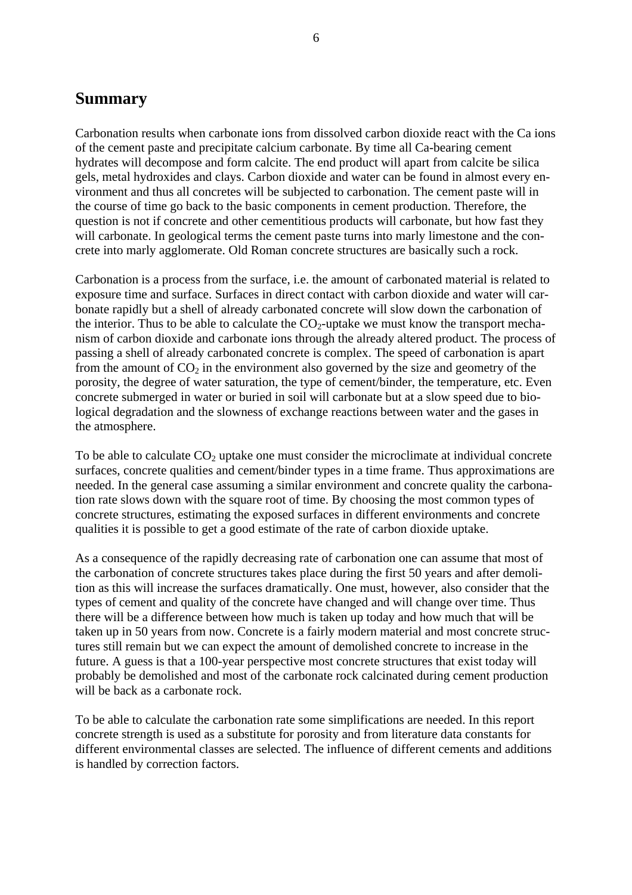## Summary

Carbonation results when carbonate ions from dissolved carbon dioxide react with the Ca ions of the cement paste and precipitate calcium carbonate. By time all Ca-bearing cement hydrates will decompose and form calcite. The end product will apart from calcite be silica gels, metal hydroxides and clays. Carbon dioxide and water can be found in almost every environment and thus all concretes will be subjected to carbonation. The cement paste will in the course of time go back to the basic components in cement production. Therefore, the question is not if concrete and other cementitious products will carbonate, but how fast they will carbonate. In geological terms the cement paste turns into marly limestone and the concrete into marly agglomerate. Old Roman concrete structures are basically such a rock.

Carbonation is a process from the surface, i.e. the amount of carbonated material is related to exposure time and surface. Surfaces in direct contact with carbon dioxide and water will carbonate rapidly but a shell of already carbonated concrete will slow down the carbonation of the interior. Thus to be able to calculate the $CO_2$-uptake we must know the transport mechanism of carbon dioxide and carbonate ions through the already altered product. The process of passing a shell of already carbonated concrete is complex. The speed of carbonation is apart from the amount of $CO_2$ in the environment also governed by the size and geometry of the porosity, the degree of water saturation, the type of cement/binder, the temperature, etc. Even concrete submerged in water or buried in soil will carbonate but at a slow speed due to biological degradation and the slowness of exchange reactions between water and the gases in the atmosphere.

To be able to calculate $CO_2$ uptake one must consider the microclimate at individual concrete surfaces, concrete qualities and cement/binder types in a time frame. Thus approximations are needed. In the general case assuming a similar environment and concrete quality the carbonation rate slows down with the square root of time. By choosing the most common types of concrete structures, estimating the exposed surfaces in different environments and concrete qualities it is possible to get a good estimate of the rate of carbon dioxide uptake.

As a consequence of the rapidly decreasing rate of carbonation one can assume that most of the carbonation of concrete structures takes place during the first 50 years and after demolition as this will increase the surfaces dramatically. One must, however, also consider that the types of cement and quality of the concrete have changed and will change over time. Thus there will be a difference between how much is taken up today and how much that will be taken up in 50 years from now. Concrete is a fairly modern material and most concrete structures still remain but we can expect the amount of demolished concrete to increase in the future. A guess is that a 100-year perspective most concrete structures that exist today will probably be demolished and most of the carbonate rock calcinated during cement production will be back as a carbonate rock.

To be able to calculate the carbonation rate some simplifications are needed. In this report concrete strength is used as a substitute for porosity and from literature data constants for different environmental classes are selected. The influence of different cements and additions is handled by correction factors.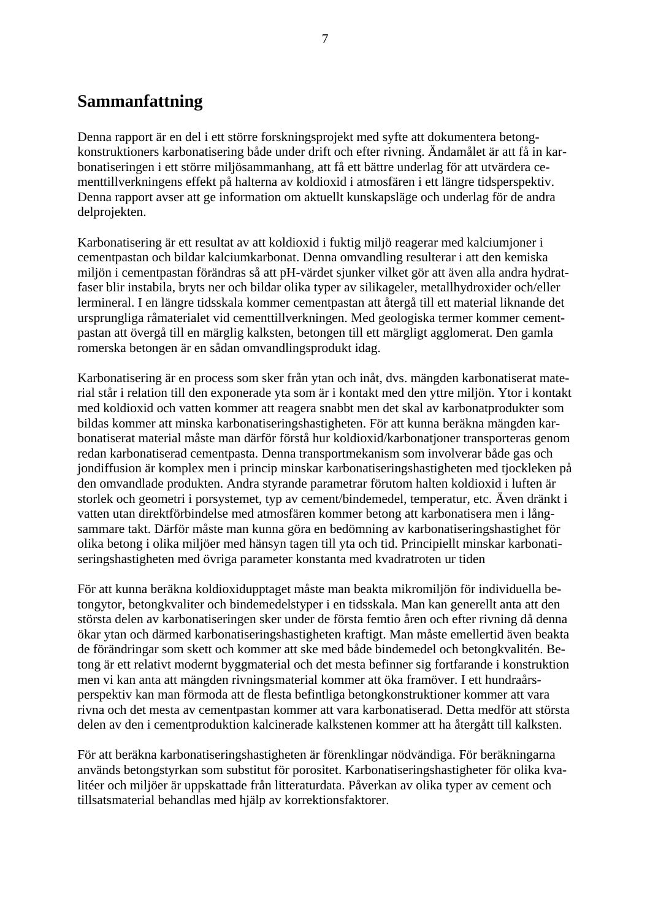# Sammanfattning

Denna rapport är en del i ett större forskningsprojekt med syfte att dokumentera betongkonstruktioners karbonatisering både under drift och efter rivning. Ändamålet är att få in karbonatiseringen i ett större miljösammanhang, att få ett bättre underlag för att utvärdera cementtillverkningens effekt på halterna av koldioxid i atmosfären i ett längre tidsperspektiv. Denna rapport avser att ge information om aktuellt kunskapsläge och underlag för de andra delprojekten.

Karbonatisering är ett resultat av att koldioxid i fuktig miljö reagerar med kalciumjoner i cementpastan och bildar kalciumkarbonat. Denna omvandling resulterar i att den kemiska miljön i cementpastan förändras så att pH-värdet sjunker vilket gör att även alla andra hydratfaser blir instabila, bryts ner och bildar olika typer av silikageler, metallhydroxider och/eller lermineral. I en längre tidsskala kommer cementpastan att återgå till ett material liknande det ursprungliga råmaterialet vid cementtillverkningen. Med geologiska termer kommer cementpastan att övergå till en märglig kalksten, betongen till ett märgligt agglomerat. Den gamla romerska betongen är en sådan omvandlingsprodukt idag.

Karbonatisering är en process som sker från ytan och inåt, dvs. mängden karbonatiserat material står i relation till den exponerade yta som är i kontakt med den yttre miljön. Ytor i kontakt med koldioxid och vatten kommer att reagera snabbt men det skal av karbonatprodukter som bildas kommer att minska karbonatiseringshastigheten. För att kunna beräkna mängden karbonatiserat material måste man därför förstå hur koldioxid/karbonatjoner transporteras genom redan karbonatiserad cementpasta. Denna transportmekanism som involverar både gas och jondiffusion är komplex men i princip minskar karbonatiseringshastigheten med tjockleken på den omvandlade produkten. Andra styrande parametrar förutom halten koldioxid i luften är storlek och geometri i porsystemet, typ av cement/bindemedel, temperatur, etc. Även dränkt i vatten utan direktförbindelse med atmosfären kommer betong att karbonatisera men i långsammare takt. Därför måste man kunna göra en bedömning av karbonatiseringshastighet för olika betong i olika miljöer med hänsyn tagen till yta och tid. Principiellt minskar karbonatiseringshastigheten med övriga parameter konstanta med kvadratroten ur tiden

För att kunna beräkna koldioxidupptaget måste man beakta mikromiljön för individuella betongytor, betongkvaliter och bindemedelstyper i en tidsskala. Man kan generellt anta att den största delen av karbonatiseringen sker under de första femtio åren och efter rivning då denna ökar ytan och därmed karbonatiseringshastigheten kraftigt. Man måste emellertid även beakta de förändringar som skett och kommer att ske med både bindemedel och betongkvalitén. Betong är ett relativt modernt byggmaterial och det mesta befinner sig fortfarande i konstruktion men vi kan anta att mängden rivningsmaterial kommer att öka framöver. I ett hundraårsperspektiv kan man förmoda att de flesta befintliga betongkonstruktioner kommer att vara rivna och det mesta av cementpastan kommer att vara karbonatiserad. Detta medför att största delen av den i cementproduktion kalcinerade kalkstenen kommer att ha återgått till kalksten.

För att beräkna karbonatiseringshastigheten är förenklingar nödvändiga. För beräkningarna används betongstyrkan som substitut för porositet. Karbonatiseringshastigheter för olika kvalitéer och miljöer är uppskattade från litteraturdata. Påverkan av olika typer av cement och tillsatsmaterial behandlas med hjälp av korrektionsfaktorer.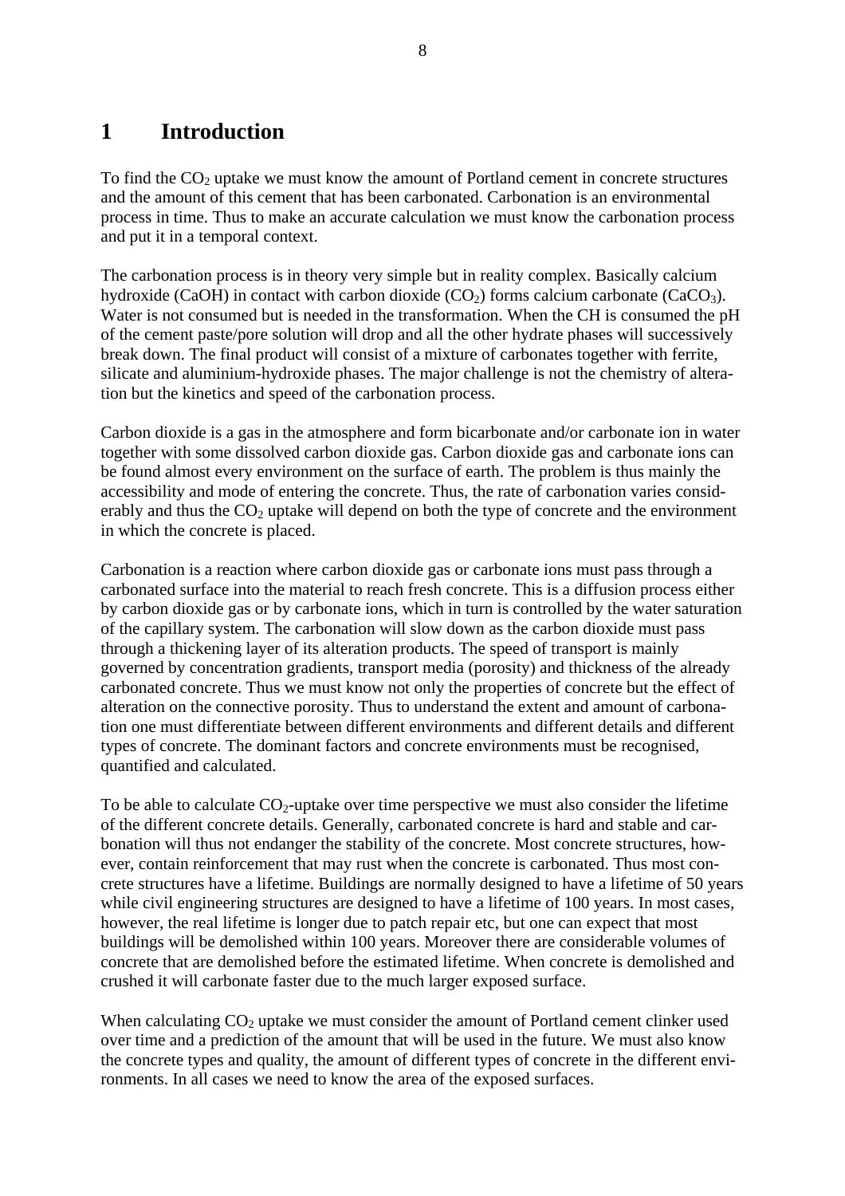# 1 Introduction

To find the $CO_2$ uptake we must know the amount of Portland cement in concrete structures and the amount of this cement that has been carbonated. Carbonation is an environmental process in time. Thus to make an accurate calculation we must know the carbonation process and put it in a temporal context.

The carbonation process is in theory very simple but in reality complex. Basically calcium hydroxide (CaOH) in contact with carbon dioxide ($CO_2$) forms calcium carbonate ($CaCO_3$). Water is not consumed but is needed in the transformation. When the CH is consumed the pH of the cement paste/pore solution will drop and all the other hydrate phases will successively break down. The final product will consist of a mixture of carbonates together with ferrite, silicate and aluminium-hydroxide phases. The major challenge is not the chemistry of alteration but the kinetics and speed of the carbonation process.

Carbon dioxide is a gas in the atmosphere and form bicarbonate and/or carbonate ion in water together with some dissolved carbon dioxide gas. Carbon dioxide gas and carbonate ions can be found almost every environment on the surface of earth. The problem is thus mainly the accessibility and mode of entering the concrete. Thus, the rate of carbonation varies considerably and thus the $CO_2$ uptake will depend on both the type of concrete and the environment in which the concrete is placed.

Carbonation is a reaction where carbon dioxide gas or carbonate ions must pass through a carbonated surface into the material to reach fresh concrete. This is a diffusion process either by carbon dioxide gas or by carbonate ions, which in turn is controlled by the water saturation of the capillary system. The carbonation will slow down as the carbon dioxide must pass through a thickening layer of its alteration products. The speed of transport is mainly governed by concentration gradients, transport media (porosity) and thickness of the already carbonated concrete. Thus we must know not only the properties of concrete but the effect of alteration on the connective porosity. Thus to understand the extent and amount of carbonation one must differentiate between different environments and different details and different types of concrete. The dominant factors and concrete environments must be recognised, quantified and calculated.

To be able to calculate $CO_2$-uptake over time perspective we must also consider the lifetime of the different concrete details. Generally, carbonated concrete is hard and stable and carbonation will thus not endanger the stability of the concrete. Most concrete structures, however, contain reinforcement that may rust when the concrete is carbonated. Thus most concrete structures have a lifetime. Buildings are normally designed to have a lifetime of 50 years while civil engineering structures are designed to have a lifetime of 100 years. In most cases, however, the real lifetime is longer due to patch repair etc, but one can expect that most buildings will be demolished within 100 years. Moreover there are considerable volumes of concrete that are demolished before the estimated lifetime. When concrete is demolished and crushed it will carbonate faster due to the much larger exposed surface.

When calculating $CO_2$ uptake we must consider the amount of Portland cement clinker used over time and a prediction of the amount that will be used in the future. We must also know the concrete types and quality, the amount of different types of concrete in the different environments. In all cases we need to know the area of the exposed surfaces.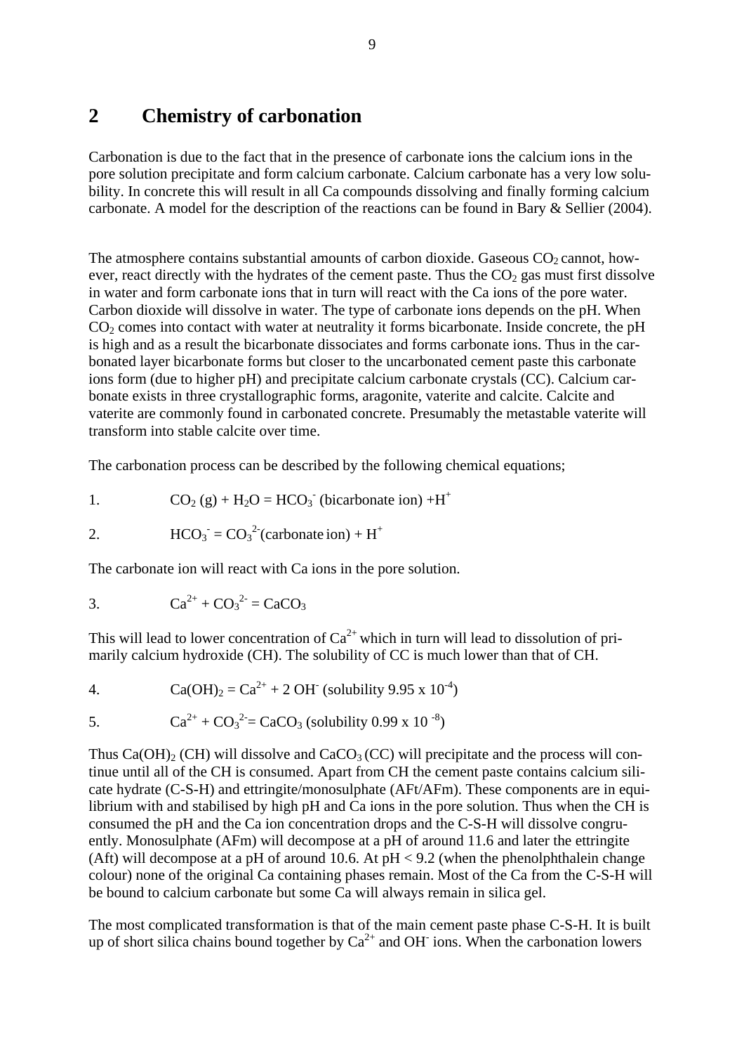# 2 Chemistry of carbonation

Carbonation is due to the fact that in the presence of carbonate ions the calcium ions in the pore solution precipitate and form calcium carbonate. Calcium carbonate has a very low solubility. In concrete this will result in all Ca compounds dissolving and finally forming calcium carbonate. A model for the description of the reactions can be found in Bary & Sellier (2004).

The atmosphere contains substantial amounts of carbon dioxide. Gaseous $CO_2$ cannot, however, react directly with the hydrates of the cement paste. Thus the $CO_2$ gas must first dissolve in water and form carbonate ions that in turn will react with the Ca ions of the pore water. Carbon dioxide will dissolve in water. The type of carbonate ions depends on the pH. When $CO_2$ comes into contact with water at neutrality it forms bicarbonate. Inside concrete, the pH is high and as a result the bicarbonate dissociates and forms carbonate ions. Thus in the carbonated layer bicarbonate forms but closer to the uncarbonated cement paste this carbonate ions form (due to higher pH) and precipitate calcium carbonate crystals (CC). Calcium carbonate exists in three crystallographic forms, aragonite, vaterite and calcite. Calcite and vaterite are commonly found in carbonated concrete. Presumably the metastable vaterite will transform into stable calcite over time.

The carbonation process can be described by the following chemical equations;

1. $CO_2\,(g) + H_2O = HCO_3^-$ (bicarbonate ion) $+H^+$

2. $HCO_3^- = CO_3^{2-}$(carbonate ion) $+ H^+$

The carbonate ion will react with Ca ions in the pore solution.

3. $Ca^{2+} + CO_3^{2-} = CaCO_3$

This will lead to lower concentration of $Ca^{2+}$ which in turn will lead to dissolution of primarily calcium hydroxide (CH). The solubility of CC is much lower than that of CH.

4. $Ca(OH)_2 = Ca^{2+} + 2\,OH^-$ (solubility $9.95 \times 10^{-4}$)

5. $Ca^{2+} + CO_3^{2-} = CaCO_3$ (solubility $0.99 \times 10^{-8}$)

Thus $Ca(OH)_2$ (CH) will dissolve and $CaCO_3$ (CC) will precipitate and the process will continue until all of the CH is consumed. Apart from CH the cement paste contains calcium silicate hydrate (C-S-H) and ettringite/monosulphate (AFt/AFm). These components are in equilibrium with and stabilised by high pH and Ca ions in the pore solution. Thus when the CH is consumed the pH and the Ca ion concentration drops and the C-S-H will dissolve congruently. Monosulphate (AFm) will decompose at a pH of around 11.6 and later the ettringite (Aft) will decompose at a pH of around 10.6. At pH < 9.2 (when the phenolphthalein change colour) none of the original Ca containing phases remain. Most of the Ca from the C-S-H will be bound to calcium carbonate but some Ca will always remain in silica gel.

The most complicated transformation is that of the main cement paste phase C-S-H. It is built up of short silica chains bound together by $Ca^{2+}$ and $OH^-$ ions. When the carbonation lowers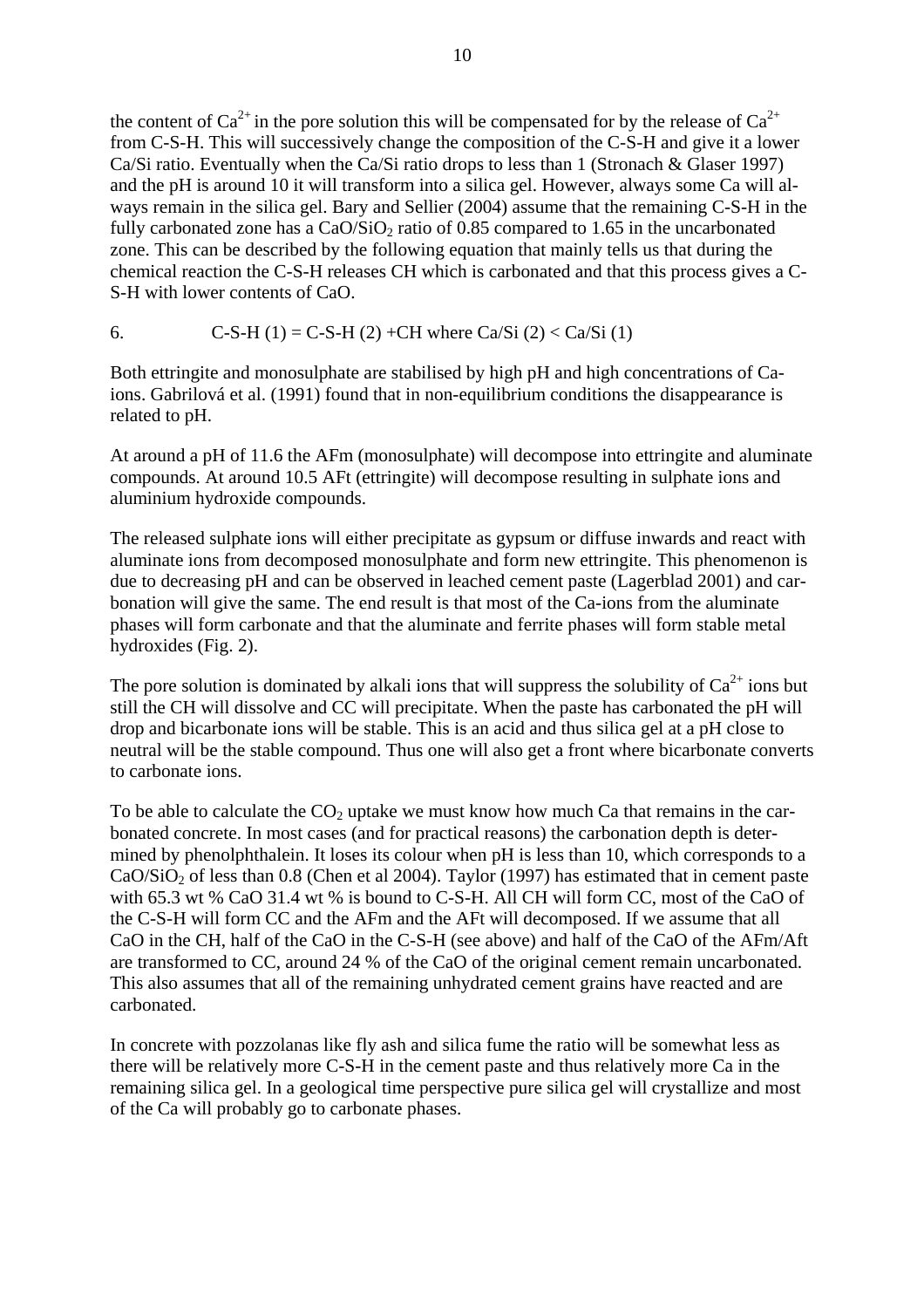the content of $Ca^{2+}$ in the pore solution this will be compensated for by the release of $Ca^{2+}$ from C-S-H. This will successively change the composition of the C-S-H and give it a lower Ca/Si ratio. Eventually when the Ca/Si ratio drops to less than 1 (Stronach & Glaser 1997) and the pH is around 10 it will transform into a silica gel. However, always some Ca will always remain in the silica gel. Bary and Sellier (2004) assume that the remaining C-S-H in the fully carbonated zone has a $CaO/SiO_2$ ratio of 0.85 compared to 1.65 in the uncarbonated zone. This can be described by the following equation that mainly tells us that during the chemical reaction the C-S-H releases CH which is carbonated and that this process gives a C-S-H with lower contents of CaO.

6. C-S-H (1) = C-S-H (2) +CH where Ca/Si (2) < Ca/Si (1)

Both ettringite and monosulphate are stabilised by high pH and high concentrations of Ca-ions. Gabrilová et al. (1991) found that in non-equilibrium conditions the disappearance is related to pH.

At around a pH of 11.6 the AFm (monosulphate) will decompose into ettringite and aluminate compounds. At around 10.5 AFt (ettringite) will decompose resulting in sulphate ions and aluminium hydroxide compounds.

The released sulphate ions will either precipitate as gypsum or diffuse inwards and react with aluminate ions from decomposed monosulphate and form new ettringite. This phenomenon is due to decreasing pH and can be observed in leached cement paste (Lagerblad 2001) and carbonation will give the same. The end result is that most of the Ca-ions from the aluminate phases will form carbonate and that the aluminate and ferrite phases will form stable metal hydroxides (Fig. 2).

The pore solution is dominated by alkali ions that will suppress the solubility of $Ca^{2+}$ ions but still the CH will dissolve and CC will precipitate. When the paste has carbonated the pH will drop and bicarbonate ions will be stable. This is an acid and thus silica gel at a pH close to neutral will be the stable compound. Thus one will also get a front where bicarbonate converts to carbonate ions.

To be able to calculate the $CO_2$ uptake we must know how much Ca that remains in the carbonated concrete. In most cases (and for practical reasons) the carbonation depth is determined by phenolphthalein. It loses its colour when pH is less than 10, which corresponds to a $CaO/SiO_2$ of less than 0.8 (Chen et al 2004). Taylor (1997) has estimated that in cement paste with 65.3 wt % CaO 31.4 wt % is bound to C-S-H. All CH will form CC, most of the CaO of the C-S-H will form CC and the AFm and the AFt will decomposed. If we assume that all CaO in the CH, half of the CaO in the C-S-H (see above) and half of the CaO of the AFm/Aft are transformed to CC, around 24 % of the CaO of the original cement remain uncarbonated. This also assumes that all of the remaining unhydrated cement grains have reacted and are carbonated.

In concrete with pozzolanas like fly ash and silica fume the ratio will be somewhat less as there will be relatively more C-S-H in the cement paste and thus relatively more Ca in the remaining silica gel. In a geological time perspective pure silica gel will crystallize and most of the Ca will probably go to carbonate phases.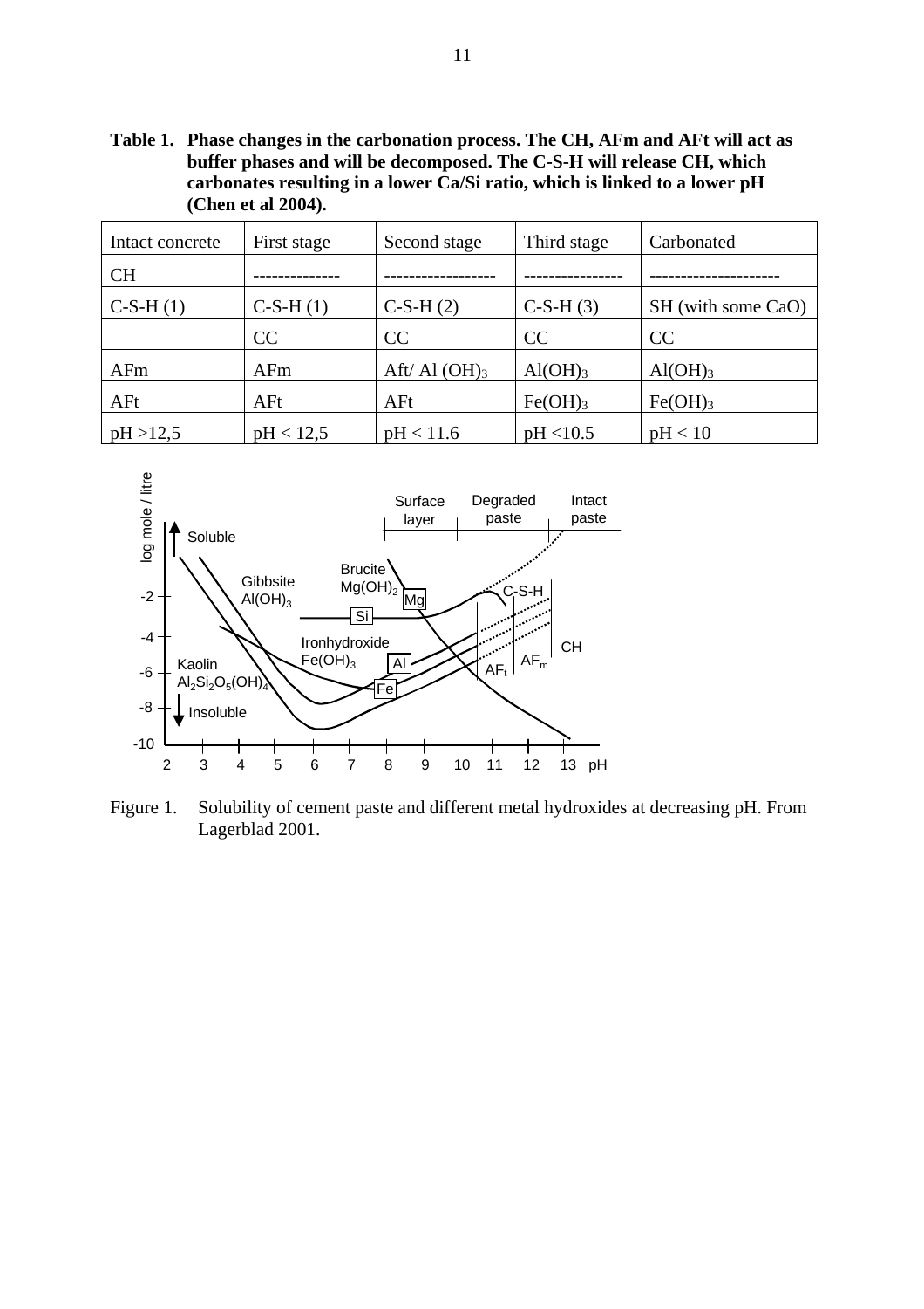**Table 1. Phase changes in the carbonation process. The CH, AFm and AFt will act as buffer phases and will be decomposed. The C-S-H will release CH, which carbonates resulting in a lower Ca/Si ratio, which is linked to a lower pH (Chen et al 2004).**

| Intact concrete | First stage | Second stage | Third stage | Carbonated |
|---|---|---|---|---|
| CH | -------------- | ------------------ | ---------------- | --------------------- |
| C-S-H (1) | C-S-H (1) | C-S-H (2) | C-S-H (3) | SH (with some CaO) |
| | CC | CC | CC | CC |
| AFm | AFm | Aft/ Al $(OH)_3$ | $Al(OH)_3$ | $Al(OH)_3$ |
| AFt | AFt | AFt | $Fe(OH)_3$ | $Fe(OH)_3$ |
| pH >12,5 | pH < 12,5 | pH < 11.6 | pH <10.5 | pH < 10 |

Figure 1. Solubility of cement paste and different metal hydroxides at decreasing pH. From Lagerblad 2001.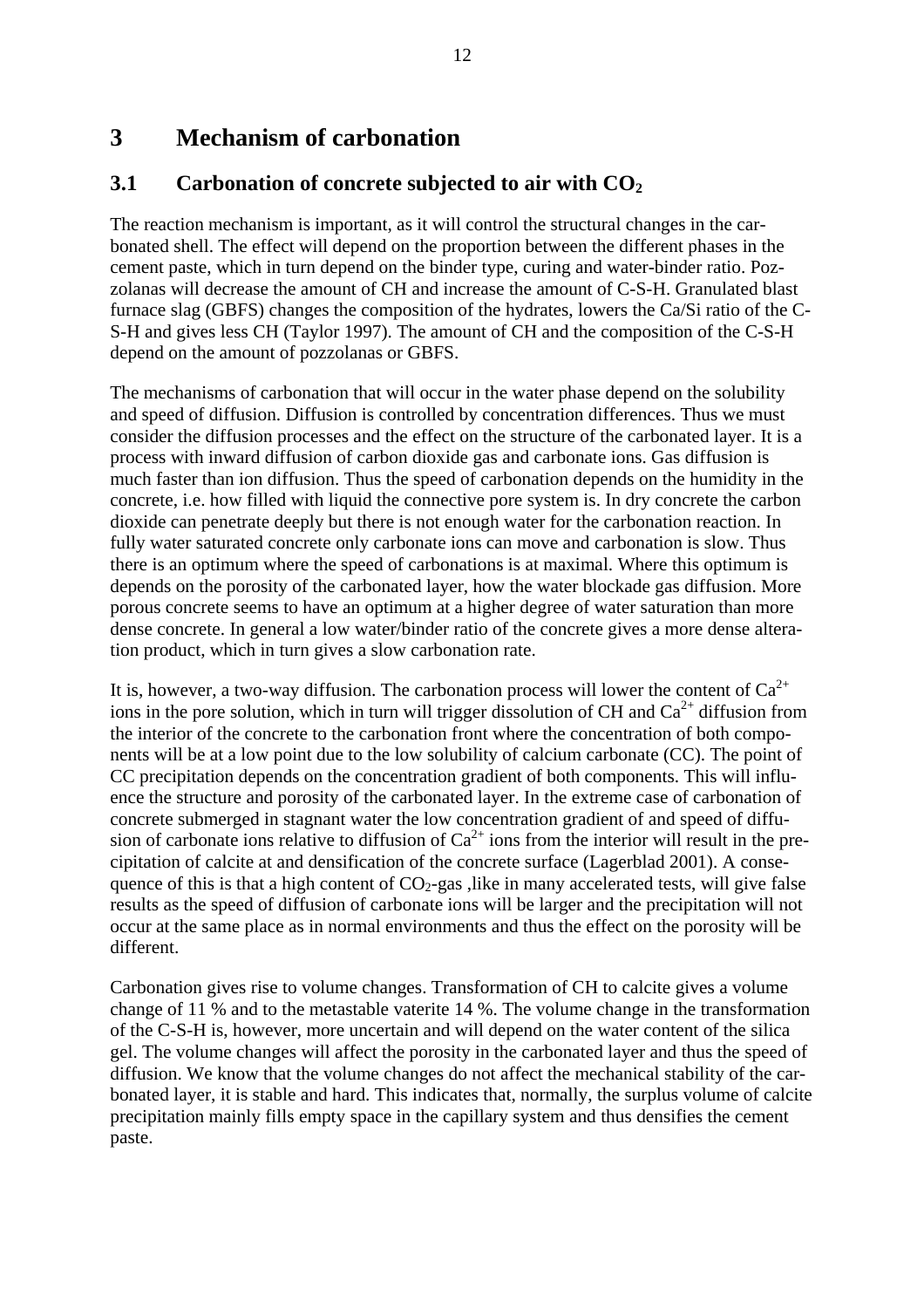# 3 Mechanism of carbonation

## 3.1 Carbonation of concrete subjected to air with $CO_2$

The reaction mechanism is important, as it will control the structural changes in the carbonated shell. The effect will depend on the proportion between the different phases in the cement paste, which in turn depend on the binder type, curing and water-binder ratio. Pozzolanas will decrease the amount of CH and increase the amount of C-S-H. Granulated blast furnace slag (GBFS) changes the composition of the hydrates, lowers the Ca/Si ratio of the C-S-H and gives less CH (Taylor 1997). The amount of CH and the composition of the C-S-H depend on the amount of pozzolanas or GBFS.

The mechanisms of carbonation that will occur in the water phase depend on the solubility and speed of diffusion. Diffusion is controlled by concentration differences. Thus we must consider the diffusion processes and the effect on the structure of the carbonated layer. It is a process with inward diffusion of carbon dioxide gas and carbonate ions. Gas diffusion is much faster than ion diffusion. Thus the speed of carbonation depends on the humidity in the concrete, i.e. how filled with liquid the connective pore system is. In dry concrete the carbon dioxide can penetrate deeply but there is not enough water for the carbonation reaction. In fully water saturated concrete only carbonate ions can move and carbonation is slow. Thus there is an optimum where the speed of carbonations is at maximal. Where this optimum is depends on the porosity of the carbonated layer, how the water blockade gas diffusion. More porous concrete seems to have an optimum at a higher degree of water saturation than more dense concrete. In general a low water/binder ratio of the concrete gives a more dense alteration product, which in turn gives a slow carbonation rate.

It is, however, a two-way diffusion. The carbonation process will lower the content of $Ca^{2+}$ ions in the pore solution, which in turn will trigger dissolution of CH and $Ca^{2+}$ diffusion from the interior of the concrete to the carbonation front where the concentration of both components will be at a low point due to the low solubility of calcium carbonate (CC). The point of CC precipitation depends on the concentration gradient of both components. This will influence the structure and porosity of the carbonated layer. In the extreme case of carbonation of concrete submerged in stagnant water the low concentration gradient of and speed of diffusion of carbonate ions relative to diffusion of $Ca^{2+}$ ions from the interior will result in the precipitation of calcite at and densification of the concrete surface (Lagerblad 2001). A consequence of this is that a high content of $CO_2$-gas ,like in many accelerated tests, will give false results as the speed of diffusion of carbonate ions will be larger and the precipitation will not occur at the same place as in normal environments and thus the effect on the porosity will be different.

Carbonation gives rise to volume changes. Transformation of CH to calcite gives a volume change of 11 % and to the metastable vaterite 14 %. The volume change in the transformation of the C-S-H is, however, more uncertain and will depend on the water content of the silica gel. The volume changes will affect the porosity in the carbonated layer and thus the speed of diffusion. We know that the volume changes do not affect the mechanical stability of the carbonated layer, it is stable and hard. This indicates that, normally, the surplus volume of calcite precipitation mainly fills empty space in the capillary system and thus densifies the cement paste.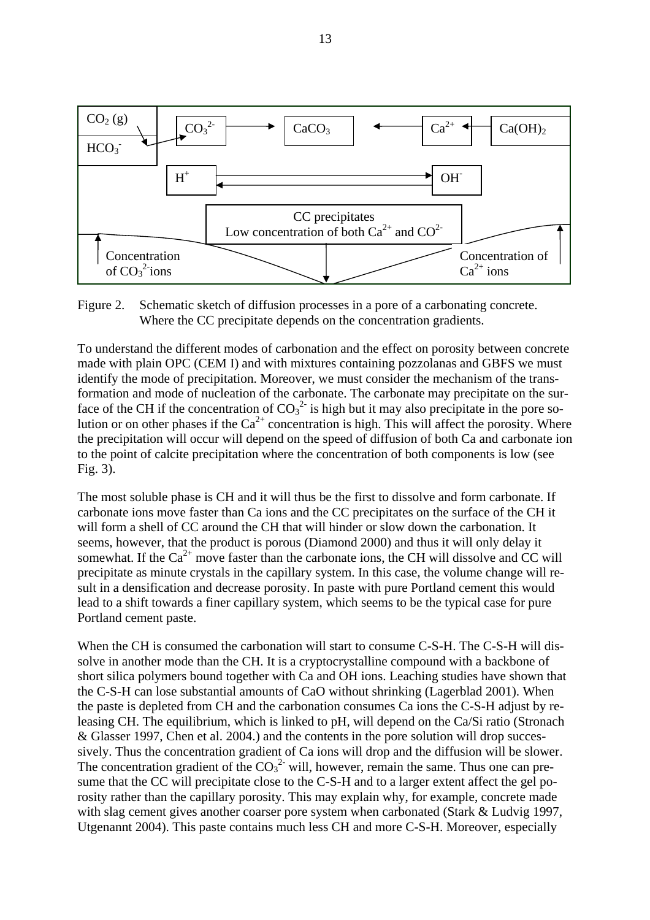Figure 2. Schematic sketch of diffusion processes in a pore of a carbonating concrete. Where the CC precipitate depends on the concentration gradients.

To understand the different modes of carbonation and the effect on porosity between concrete made with plain OPC (CEM I) and with mixtures containing pozzolanas and GBFS we must identify the mode of precipitation. Moreover, we must consider the mechanism of the transformation and mode of nucleation of the carbonate. The carbonate may precipitate on the surface of the CH if the concentration of $CO_3^{2-}$ is high but it may also precipitate in the pore solution or on other phases if the $Ca^{2+}$ concentration is high. This will affect the porosity. Where the precipitation will occur will depend on the speed of diffusion of both Ca and carbonate ion to the point of calcite precipitation where the concentration of both components is low (see Fig. 3).

The most soluble phase is CH and it will thus be the first to dissolve and form carbonate. If carbonate ions move faster than Ca ions and the CC precipitates on the surface of the CH it will form a shell of CC around the CH that will hinder or slow down the carbonation. It seems, however, that the product is porous (Diamond 2000) and thus it will only delay it somewhat. If the $Ca^{2+}$ move faster than the carbonate ions, the CH will dissolve and CC will precipitate as minute crystals in the capillary system. In this case, the volume change will result in a densification and decrease porosity. In paste with pure Portland cement this would lead to a shift towards a finer capillary system, which seems to be the typical case for pure Portland cement paste.

When the CH is consumed the carbonation will start to consume C-S-H. The C-S-H will dissolve in another mode than the CH. It is a cryptocrystalline compound with a backbone of short silica polymers bound together with Ca and OH ions. Leaching studies have shown that the C-S-H can lose substantial amounts of CaO without shrinking (Lagerblad 2001). When the paste is depleted from CH and the carbonation consumes Ca ions the C-S-H adjust by releasing CH. The equilibrium, which is linked to pH, will depend on the Ca/Si ratio (Stronach & Glasser 1997, Chen et al. 2004.) and the contents in the pore solution will drop successively. Thus the concentration gradient of Ca ions will drop and the diffusion will be slower. The concentration gradient of the $CO_3^{2-}$ will, however, remain the same. Thus one can presume that the CC will precipitate close to the C-S-H and to a larger extent affect the gel porosity rather than the capillary porosity. This may explain why, for example, concrete made with slag cement gives another coarser pore system when carbonated (Stark & Ludvig 1997, Utgenannt 2004). This paste contains much less CH and more C-S-H. Moreover, especially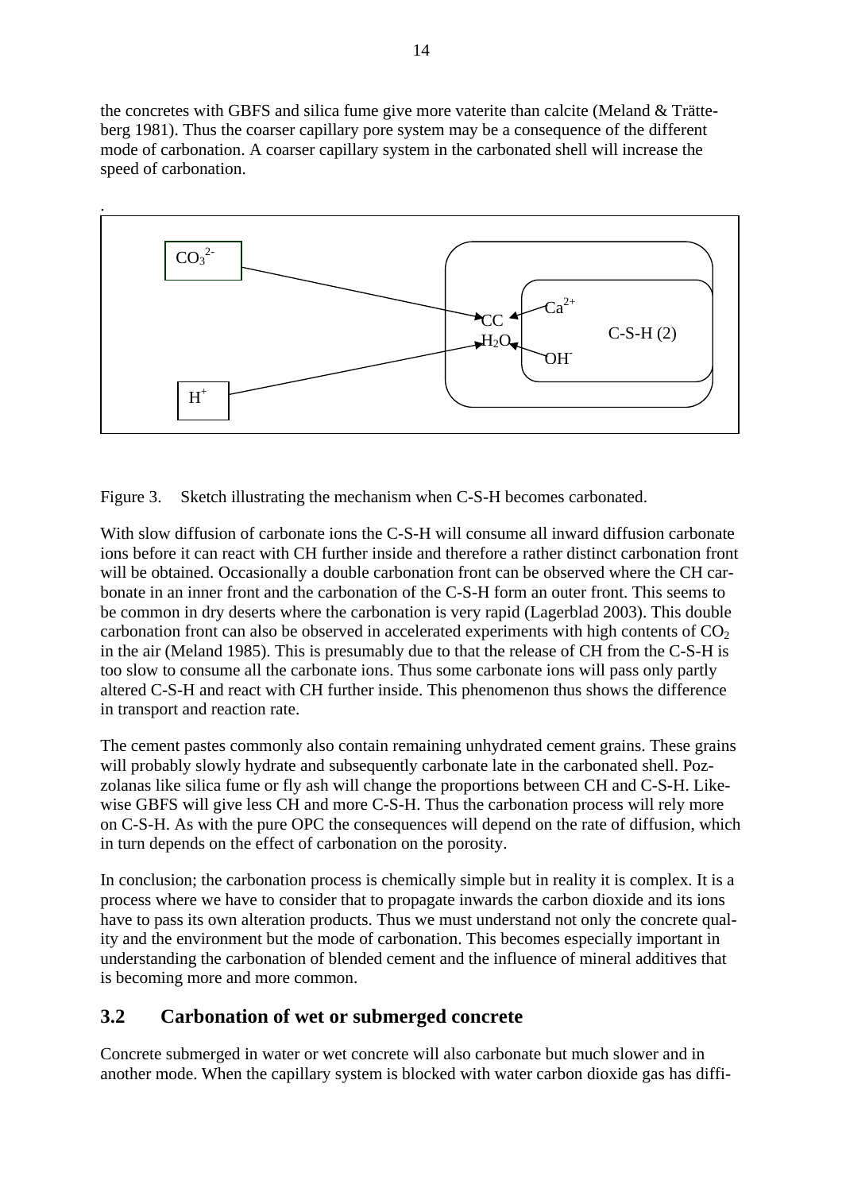the concretes with GBFS and silica fume give more vaterite than calcite (Meland & Trätteberg 1981). Thus the coarser capillary pore system may be a consequence of the different mode of carbonation. A coarser capillary system in the carbonated shell will increase the speed of carbonation.

Figure 3. Sketch illustrating the mechanism when C-S-H becomes carbonated.

With slow diffusion of carbonate ions the C-S-H will consume all inward diffusion carbonate ions before it can react with CH further inside and therefore a rather distinct carbonation front will be obtained. Occasionally a double carbonation front can be observed where the CH carbonate in an inner front and the carbonation of the C-S-H form an outer front. This seems to be common in dry deserts where the carbonation is very rapid (Lagerblad 2003). This double carbonation front can also be observed in accelerated experiments with high contents of $CO_2$ in the air (Meland 1985). This is presumably due to that the release of CH from the C-S-H is too slow to consume all the carbonate ions. Thus some carbonate ions will pass only partly altered C-S-H and react with CH further inside. This phenomenon thus shows the difference in transport and reaction rate.

The cement pastes commonly also contain remaining unhydrated cement grains. These grains will probably slowly hydrate and subsequently carbonate late in the carbonated shell. Pozzolanas like silica fume or fly ash will change the proportions between CH and C-S-H. Likewise GBFS will give less CH and more C-S-H. Thus the carbonation process will rely more on C-S-H. As with the pure OPC the consequences will depend on the rate of diffusion, which in turn depends on the effect of carbonation on the porosity.

In conclusion; the carbonation process is chemically simple but in reality it is complex. It is a process where we have to consider that to propagate inwards the carbon dioxide and its ions have to pass its own alteration products. Thus we must understand not only the concrete quality and the environment but the mode of carbonation. This becomes especially important in understanding the carbonation of blended cement and the influence of mineral additives that is becoming more and more common.

## 3.2 Carbonation of wet or submerged concrete

Concrete submerged in water or wet concrete will also carbonate but much slower and in another mode. When the capillary system is blocked with water carbon dioxide gas has diffi-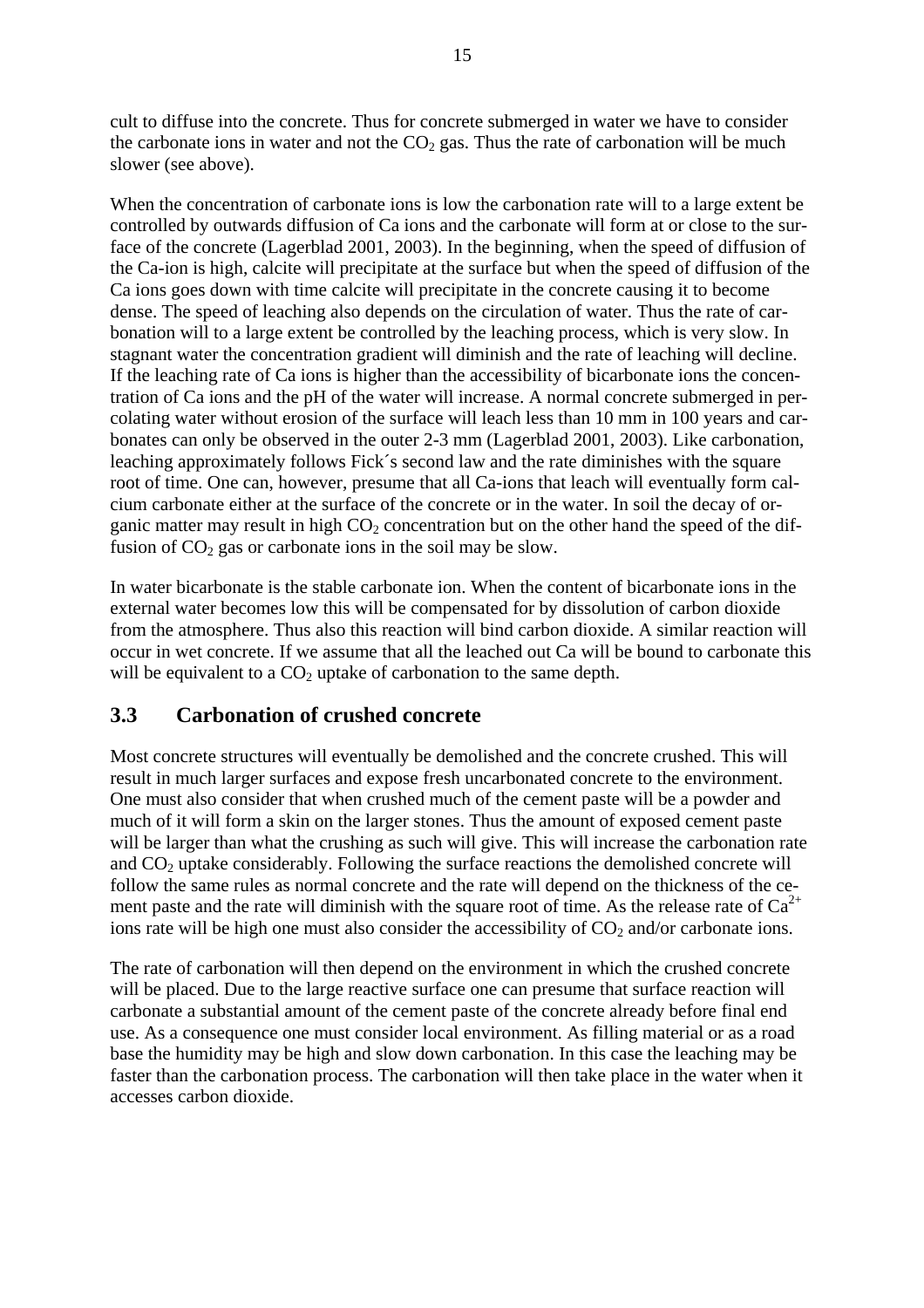cult to diffuse into the concrete. Thus for concrete submerged in water we have to consider the carbonate ions in water and not the $CO_2$ gas. Thus the rate of carbonation will be much slower (see above).

When the concentration of carbonate ions is low the carbonation rate will to a large extent be controlled by outwards diffusion of Ca ions and the carbonate will form at or close to the surface of the concrete (Lagerblad 2001, 2003). In the beginning, when the speed of diffusion of the Ca-ion is high, calcite will precipitate at the surface but when the speed of diffusion of the Ca ions goes down with time calcite will precipitate in the concrete causing it to become dense. The speed of leaching also depends on the circulation of water. Thus the rate of carbonation will to a large extent be controlled by the leaching process, which is very slow. In stagnant water the concentration gradient will diminish and the rate of leaching will decline. If the leaching rate of Ca ions is higher than the accessibility of bicarbonate ions the concentration of Ca ions and the pH of the water will increase. A normal concrete submerged in percolating water without erosion of the surface will leach less than 10 mm in 100 years and carbonates can only be observed in the outer 2-3 mm (Lagerblad 2001, 2003). Like carbonation, leaching approximately follows Fick´s second law and the rate diminishes with the square root of time. One can, however, presume that all Ca-ions that leach will eventually form calcium carbonate either at the surface of the concrete or in the water. In soil the decay of organic matter may result in high $CO_2$ concentration but on the other hand the speed of the diffusion of $CO_2$ gas or carbonate ions in the soil may be slow.

In water bicarbonate is the stable carbonate ion. When the content of bicarbonate ions in the external water becomes low this will be compensated for by dissolution of carbon dioxide from the atmosphere. Thus also this reaction will bind carbon dioxide. A similar reaction will occur in wet concrete. If we assume that all the leached out Ca will be bound to carbonate this will be equivalent to a $CO_2$ uptake of carbonation to the same depth.

## 3.3 Carbonation of crushed concrete

Most concrete structures will eventually be demolished and the concrete crushed. This will result in much larger surfaces and expose fresh uncarbonated concrete to the environment. One must also consider that when crushed much of the cement paste will be a powder and much of it will form a skin on the larger stones. Thus the amount of exposed cement paste will be larger than what the crushing as such will give. This will increase the carbonation rate and $CO_2$ uptake considerably. Following the surface reactions the demolished concrete will follow the same rules as normal concrete and the rate will depend on the thickness of the cement paste and the rate will diminish with the square root of time. As the release rate of $Ca^{2+}$ ions rate will be high one must also consider the accessibility of $CO_2$ and/or carbonate ions.

The rate of carbonation will then depend on the environment in which the crushed concrete will be placed. Due to the large reactive surface one can presume that surface reaction will carbonate a substantial amount of the cement paste of the concrete already before final end use. As a consequence one must consider local environment. As filling material or as a road base the humidity may be high and slow down carbonation. In this case the leaching may be faster than the carbonation process. The carbonation will then take place in the water when it accesses carbon dioxide.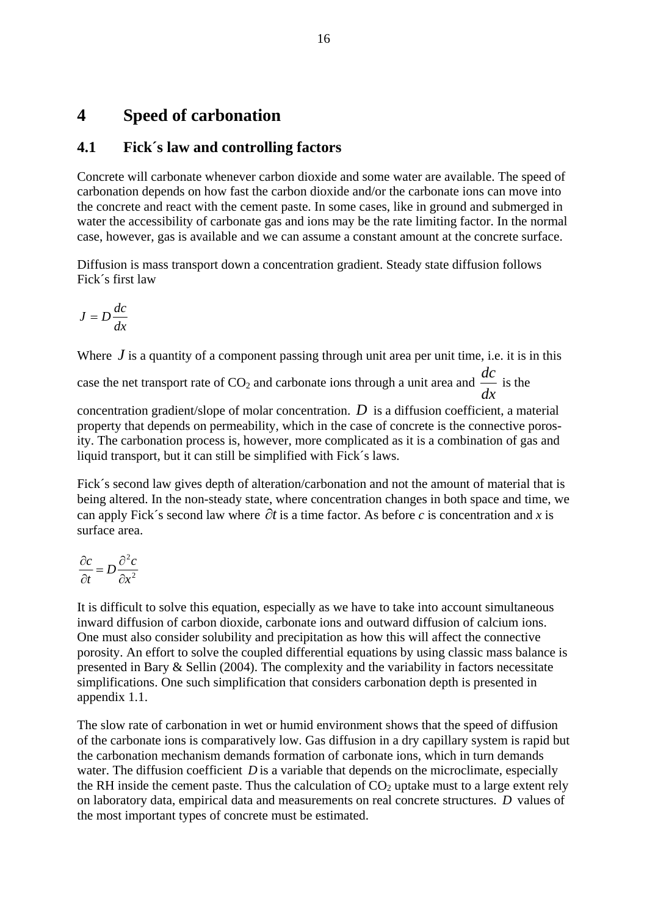# 4 Speed of carbonation

## 4.1 Fick´s law and controlling factors

Concrete will carbonate whenever carbon dioxide and some water are available. The speed of carbonation depends on how fast the carbon dioxide and/or the carbonate ions can move into the concrete and react with the cement paste. In some cases, like in ground and submerged in water the accessibility of carbonate gas and ions may be the rate limiting factor. In the normal case, however, gas is available and we can assume a constant amount at the concrete surface.

Diffusion is mass transport down a concentration gradient. Steady state diffusion follows Fick´s first law

$$J = D\frac{dc}{dx}$$

Where $J$ is a quantity of a component passing through unit area per unit time, i.e. it is in this case the net transport rate of $CO_2$ and carbonate ions through a unit area and $\frac{dc}{dx}$ is the concentration gradient/slope of molar concentration. $D$ is a diffusion coefficient, a material property that depends on permeability, which in the case of concrete is the connective porosity. The carbonation process is, however, more complicated as it is a combination of gas and liquid transport, but it can still be simplified with Fick´s laws.

Fick´s second law gives depth of alteration/carbonation and not the amount of material that is being altered. In the non-steady state, where concentration changes in both space and time, we can apply Fick´s second law where $\partial t$ is a time factor. As before *c* is concentration and *x* is surface area.

$$\frac{\partial c}{\partial t} = D\frac{\partial^2 c}{\partial x^2}$$

It is difficult to solve this equation, especially as we have to take into account simultaneous inward diffusion of carbon dioxide, carbonate ions and outward diffusion of calcium ions. One must also consider solubility and precipitation as how this will affect the connective porosity. An effort to solve the coupled differential equations by using classic mass balance is presented in Bary & Sellin (2004). The complexity and the variability in factors necessitate simplifications. One such simplification that considers carbonation depth is presented in appendix 1.1.

The slow rate of carbonation in wet or humid environment shows that the speed of diffusion of the carbonate ions is comparatively low. Gas diffusion in a dry capillary system is rapid but the carbonation mechanism demands formation of carbonate ions, which in turn demands water. The diffusion coefficient $D$ is a variable that depends on the microclimate, especially the RH inside the cement paste. Thus the calculation of $CO_2$ uptake must to a large extent rely on laboratory data, empirical data and measurements on real concrete structures. $D$ values of the most important types of concrete must be estimated.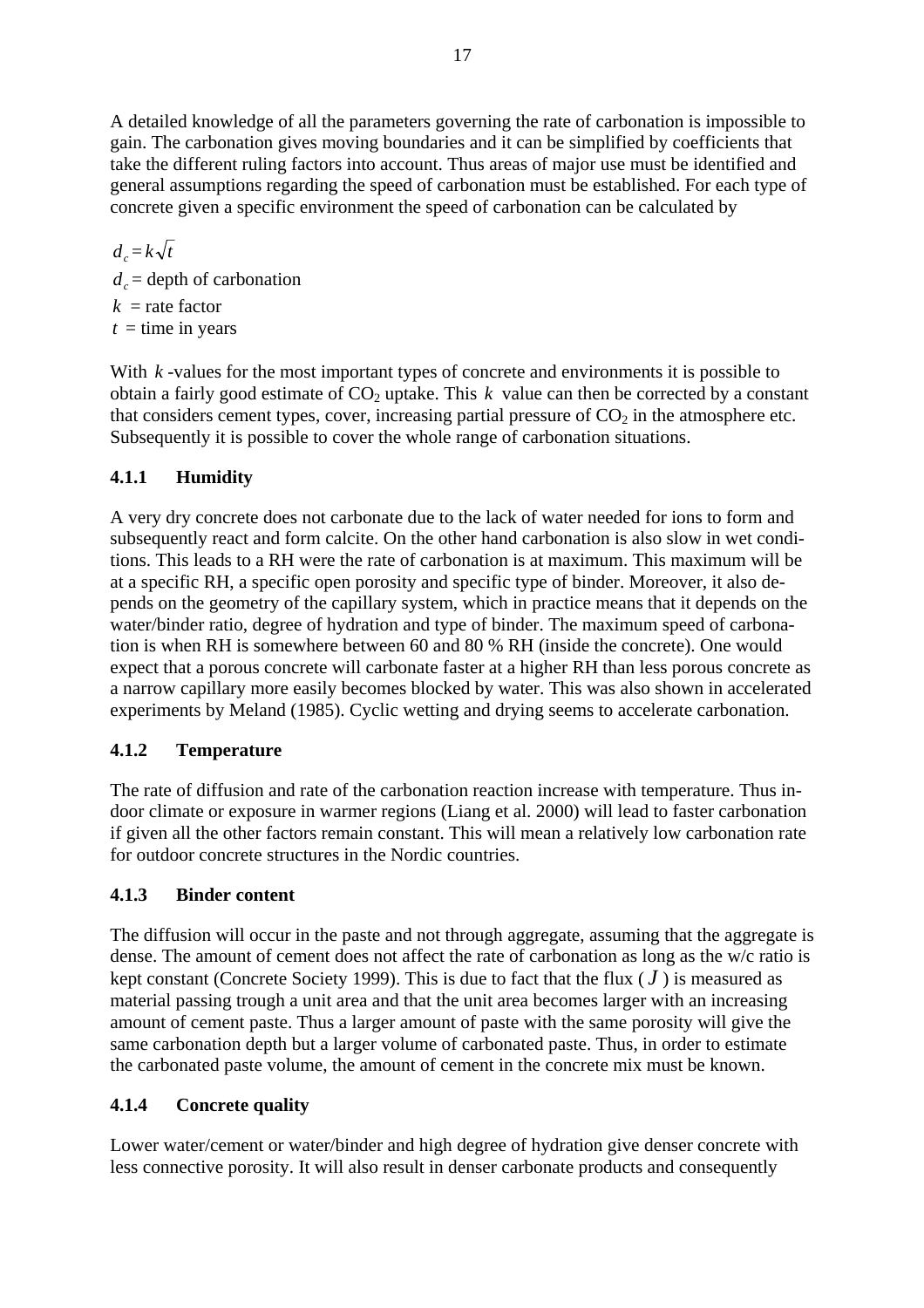A detailed knowledge of all the parameters governing the rate of carbonation is impossible to gain. The carbonation gives moving boundaries and it can be simplified by coefficients that take the different ruling factors into account. Thus areas of major use must be identified and general assumptions regarding the speed of carbonation must be established. For each type of concrete given a specific environment the speed of carbonation can be calculated by

$$d_c = k\sqrt{t}$$

$d_c$ = depth of carbonation
$k$ = rate factor
$t$ = time in years

With $k$ -values for the most important types of concrete and environments it is possible to obtain a fairly good estimate of $CO_2$ uptake. This $k$ value can then be corrected by a constant that considers cement types, cover, increasing partial pressure of $CO_2$ in the atmosphere etc. Subsequently it is possible to cover the whole range of carbonation situations.

### 4.1.1 Humidity

A very dry concrete does not carbonate due to the lack of water needed for ions to form and subsequently react and form calcite. On the other hand carbonation is also slow in wet conditions. This leads to a RH were the rate of carbonation is at maximum. This maximum will be at a specific RH, a specific open porosity and specific type of binder. Moreover, it also depends on the geometry of the capillary system, which in practice means that it depends on the water/binder ratio, degree of hydration and type of binder. The maximum speed of carbonation is when RH is somewhere between 60 and 80 % RH (inside the concrete). One would expect that a porous concrete will carbonate faster at a higher RH than less porous concrete as a narrow capillary more easily becomes blocked by water. This was also shown in accelerated experiments by Meland (1985). Cyclic wetting and drying seems to accelerate carbonation.

### 4.1.2 Temperature

The rate of diffusion and rate of the carbonation reaction increase with temperature. Thus indoor climate or exposure in warmer regions (Liang et al. 2000) will lead to faster carbonation if given all the other factors remain constant. This will mean a relatively low carbonation rate for outdoor concrete structures in the Nordic countries.

### 4.1.3 Binder content

The diffusion will occur in the paste and not through aggregate, assuming that the aggregate is dense. The amount of cement does not affect the rate of carbonation as long as the w/c ratio is kept constant (Concrete Society 1999). This is due to fact that the flux ($J$) is measured as material passing trough a unit area and that the unit area becomes larger with an increasing amount of cement paste. Thus a larger amount of paste with the same porosity will give the same carbonation depth but a larger volume of carbonated paste. Thus, in order to estimate the carbonated paste volume, the amount of cement in the concrete mix must be known.

### 4.1.4 Concrete quality

Lower water/cement or water/binder and high degree of hydration give denser concrete with less connective porosity. It will also result in denser carbonate products and consequently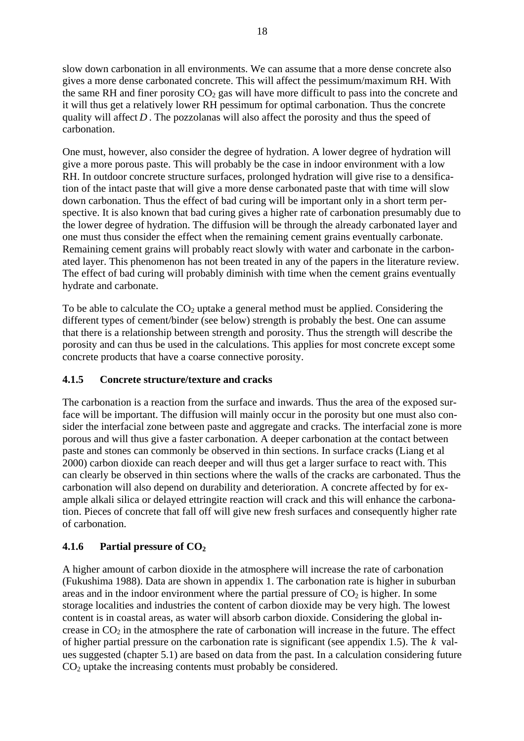slow down carbonation in all environments. We can assume that a more dense concrete also gives a more dense carbonated concrete. This will affect the pessimum/maximum RH. With the same RH and finer porosity $CO_2$ gas will have more difficult to pass into the concrete and it will thus get a relatively lower RH pessimum for optimal carbonation. Thus the concrete quality will affect $D$. The pozzolanas will also affect the porosity and thus the speed of carbonation.

One must, however, also consider the degree of hydration. A lower degree of hydration will give a more porous paste. This will probably be the case in indoor environment with a low RH. In outdoor concrete structure surfaces, prolonged hydration will give rise to a densification of the intact paste that will give a more dense carbonated paste that with time will slow down carbonation. Thus the effect of bad curing will be important only in a short term perspective. It is also known that bad curing gives a higher rate of carbonation presumably due to the lower degree of hydration. The diffusion will be through the already carbonated layer and one must thus consider the effect when the remaining cement grains eventually carbonate. Remaining cement grains will probably react slowly with water and carbonate in the carbonated layer. This phenomenon has not been treated in any of the papers in the literature review. The effect of bad curing will probably diminish with time when the cement grains eventually hydrate and carbonate.

To be able to calculate the $CO_2$ uptake a general method must be applied. Considering the different types of cement/binder (see below) strength is probably the best. One can assume that there is a relationship between strength and porosity. Thus the strength will describe the porosity and can thus be used in the calculations. This applies for most concrete except some concrete products that have a coarse connective porosity.

### 4.1.5 Concrete structure/texture and cracks

The carbonation is a reaction from the surface and inwards. Thus the area of the exposed surface will be important. The diffusion will mainly occur in the porosity but one must also consider the interfacial zone between paste and aggregate and cracks. The interfacial zone is more porous and will thus give a faster carbonation. A deeper carbonation at the contact between paste and stones can commonly be observed in thin sections. In surface cracks (Liang et al 2000) carbon dioxide can reach deeper and will thus get a larger surface to react with. This can clearly be observed in thin sections where the walls of the cracks are carbonated. Thus the carbonation will also depend on durability and deterioration. A concrete affected by for example alkali silica or delayed ettringite reaction will crack and this will enhance the carbonation. Pieces of concrete that fall off will give new fresh surfaces and consequently higher rate of carbonation.

### 4.1.6 Partial pressure of $CO_2$

A higher amount of carbon dioxide in the atmosphere will increase the rate of carbonation (Fukushima 1988). Data are shown in appendix 1. The carbonation rate is higher in suburban areas and in the indoor environment where the partial pressure of $CO_2$ is higher. In some storage localities and industries the content of carbon dioxide may be very high. The lowest content is in coastal areas, as water will absorb carbon dioxide. Considering the global increase in $CO_2$ in the atmosphere the rate of carbonation will increase in the future. The effect of higher partial pressure on the carbonation rate is significant (see appendix 1.5). The $k$ values suggested (chapter 5.1) are based on data from the past. In a calculation considering future $CO_2$ uptake the increasing contents must probably be considered.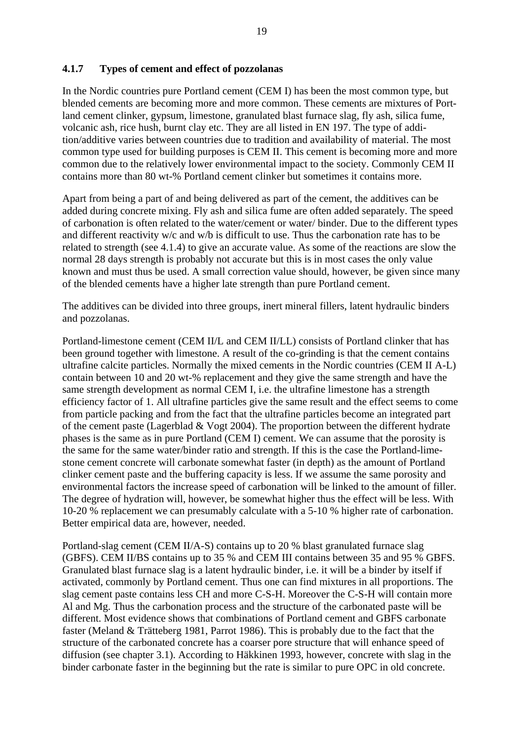### 4.1.7 Types of cement and effect of pozzolanas

In the Nordic countries pure Portland cement (CEM I) has been the most common type, but blended cements are becoming more and more common. These cements are mixtures of Portland cement clinker, gypsum, limestone, granulated blast furnace slag, fly ash, silica fume, volcanic ash, rice hush, burnt clay etc. They are all listed in EN 197. The type of addition/additive varies between countries due to tradition and availability of material. The most common type used for building purposes is CEM II. This cement is becoming more and more common due to the relatively lower environmental impact to the society. Commonly CEM II contains more than 80 wt-% Portland cement clinker but sometimes it contains more.

Apart from being a part of and being delivered as part of the cement, the additives can be added during concrete mixing. Fly ash and silica fume are often added separately. The speed of carbonation is often related to the water/cement or water/ binder. Due to the different types and different reactivity w/c and w/b is difficult to use. Thus the carbonation rate has to be related to strength (see 4.1.4) to give an accurate value. As some of the reactions are slow the normal 28 days strength is probably not accurate but this is in most cases the only value known and must thus be used. A small correction value should, however, be given since many of the blended cements have a higher late strength than pure Portland cement.

The additives can be divided into three groups, inert mineral fillers, latent hydraulic binders and pozzolanas.

Portland-limestone cement (CEM II/L and CEM II/LL) consists of Portland clinker that has been ground together with limestone. A result of the co-grinding is that the cement contains ultrafine calcite particles. Normally the mixed cements in the Nordic countries (CEM II A-L) contain between 10 and 20 wt-% replacement and they give the same strength and have the same strength development as normal CEM I, i.e. the ultrafine limestone has a strength efficiency factor of 1. All ultrafine particles give the same result and the effect seems to come from particle packing and from the fact that the ultrafine particles become an integrated part of the cement paste (Lagerblad & Vogt 2004). The proportion between the different hydrate phases is the same as in pure Portland (CEM I) cement. We can assume that the porosity is the same for the same water/binder ratio and strength. If this is the case the Portland-limestone cement concrete will carbonate somewhat faster (in depth) as the amount of Portland clinker cement paste and the buffering capacity is less. If we assume the same porosity and environmental factors the increase speed of carbonation will be linked to the amount of filler. The degree of hydration will, however, be somewhat higher thus the effect will be less. With 10-20 % replacement we can presumably calculate with a 5-10 % higher rate of carbonation. Better empirical data are, however, needed.

Portland-slag cement (CEM II/A-S) contains up to 20 % blast granulated furnace slag (GBFS). CEM II/BS contains up to 35 % and CEM III contains between 35 and 95 % GBFS. Granulated blast furnace slag is a latent hydraulic binder, i.e. it will be a binder by itself if activated, commonly by Portland cement. Thus one can find mixtures in all proportions. The slag cement paste contains less CH and more C-S-H. Moreover the C-S-H will contain more Al and Mg. Thus the carbonation process and the structure of the carbonated paste will be different. Most evidence shows that combinations of Portland cement and GBFS carbonate faster (Meland & Trätteberg 1981, Parrot 1986). This is probably due to the fact that the structure of the carbonated concrete has a coarser pore structure that will enhance speed of diffusion (see chapter 3.1). According to Häkkinen 1993, however, concrete with slag in the binder carbonate faster in the beginning but the rate is similar to pure OPC in old concrete.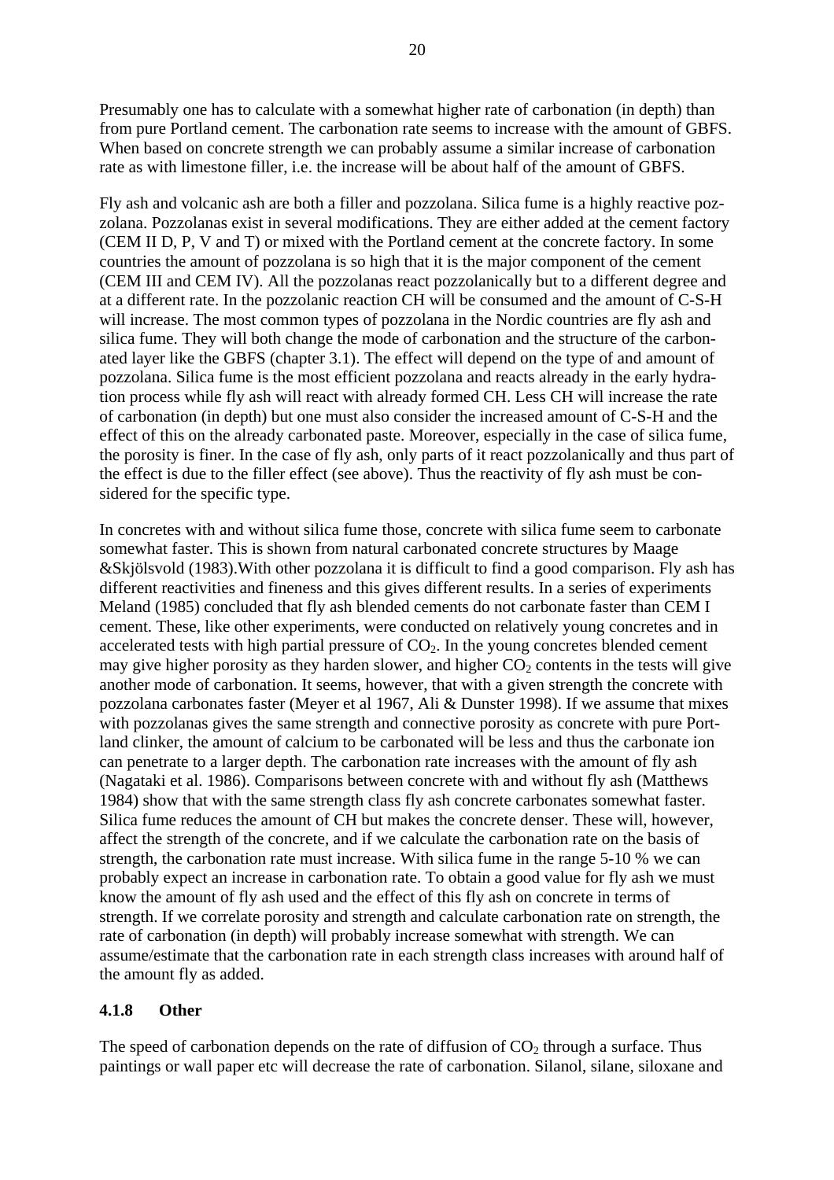Presumably one has to calculate with a somewhat higher rate of carbonation (in depth) than from pure Portland cement. The carbonation rate seems to increase with the amount of GBFS. When based on concrete strength we can probably assume a similar increase of carbonation rate as with limestone filler, i.e. the increase will be about half of the amount of GBFS.

Fly ash and volcanic ash are both a filler and pozzolana. Silica fume is a highly reactive pozzolana. Pozzolanas exist in several modifications. They are either added at the cement factory (CEM II D, P, V and T) or mixed with the Portland cement at the concrete factory. In some countries the amount of pozzolana is so high that it is the major component of the cement (CEM III and CEM IV). All the pozzolanas react pozzolanically but to a different degree and at a different rate. In the pozzolanic reaction CH will be consumed and the amount of C-S-H will increase. The most common types of pozzolana in the Nordic countries are fly ash and silica fume. They will both change the mode of carbonation and the structure of the carbonated layer like the GBFS (chapter 3.1). The effect will depend on the type of and amount of pozzolana. Silica fume is the most efficient pozzolana and reacts already in the early hydration process while fly ash will react with already formed CH. Less CH will increase the rate of carbonation (in depth) but one must also consider the increased amount of C-S-H and the effect of this on the already carbonated paste. Moreover, especially in the case of silica fume, the porosity is finer. In the case of fly ash, only parts of it react pozzolanically and thus part of the effect is due to the filler effect (see above). Thus the reactivity of fly ash must be considered for the specific type.

In concretes with and without silica fume those, concrete with silica fume seem to carbonate somewhat faster. This is shown from natural carbonated concrete structures by Maage &Skjölsvold (1983).With other pozzolana it is difficult to find a good comparison. Fly ash has different reactivities and fineness and this gives different results. In a series of experiments Meland (1985) concluded that fly ash blended cements do not carbonate faster than CEM I cement. These, like other experiments, were conducted on relatively young concretes and in accelerated tests with high partial pressure of $CO_2$. In the young concretes blended cement may give higher porosity as they harden slower, and higher $CO_2$ contents in the tests will give another mode of carbonation. It seems, however, that with a given strength the concrete with pozzolana carbonates faster (Meyer et al 1967, Ali & Dunster 1998). If we assume that mixes with pozzolanas gives the same strength and connective porosity as concrete with pure Portland clinker, the amount of calcium to be carbonated will be less and thus the carbonate ion can penetrate to a larger depth. The carbonation rate increases with the amount of fly ash (Nagataki et al. 1986). Comparisons between concrete with and without fly ash (Matthews 1984) show that with the same strength class fly ash concrete carbonates somewhat faster. Silica fume reduces the amount of CH but makes the concrete denser. These will, however, affect the strength of the concrete, and if we calculate the carbonation rate on the basis of strength, the carbonation rate must increase. With silica fume in the range 5-10 % we can probably expect an increase in carbonation rate. To obtain a good value for fly ash we must know the amount of fly ash used and the effect of this fly ash on concrete in terms of strength. If we correlate porosity and strength and calculate carbonation rate on strength, the rate of carbonation (in depth) will probably increase somewhat with strength. We can assume/estimate that the carbonation rate in each strength class increases with around half of the amount fly as added.

### 4.1.8 Other

The speed of carbonation depends on the rate of diffusion of $CO_2$ through a surface. Thus paintings or wall paper etc will decrease the rate of carbonation. Silanol, silane, siloxane and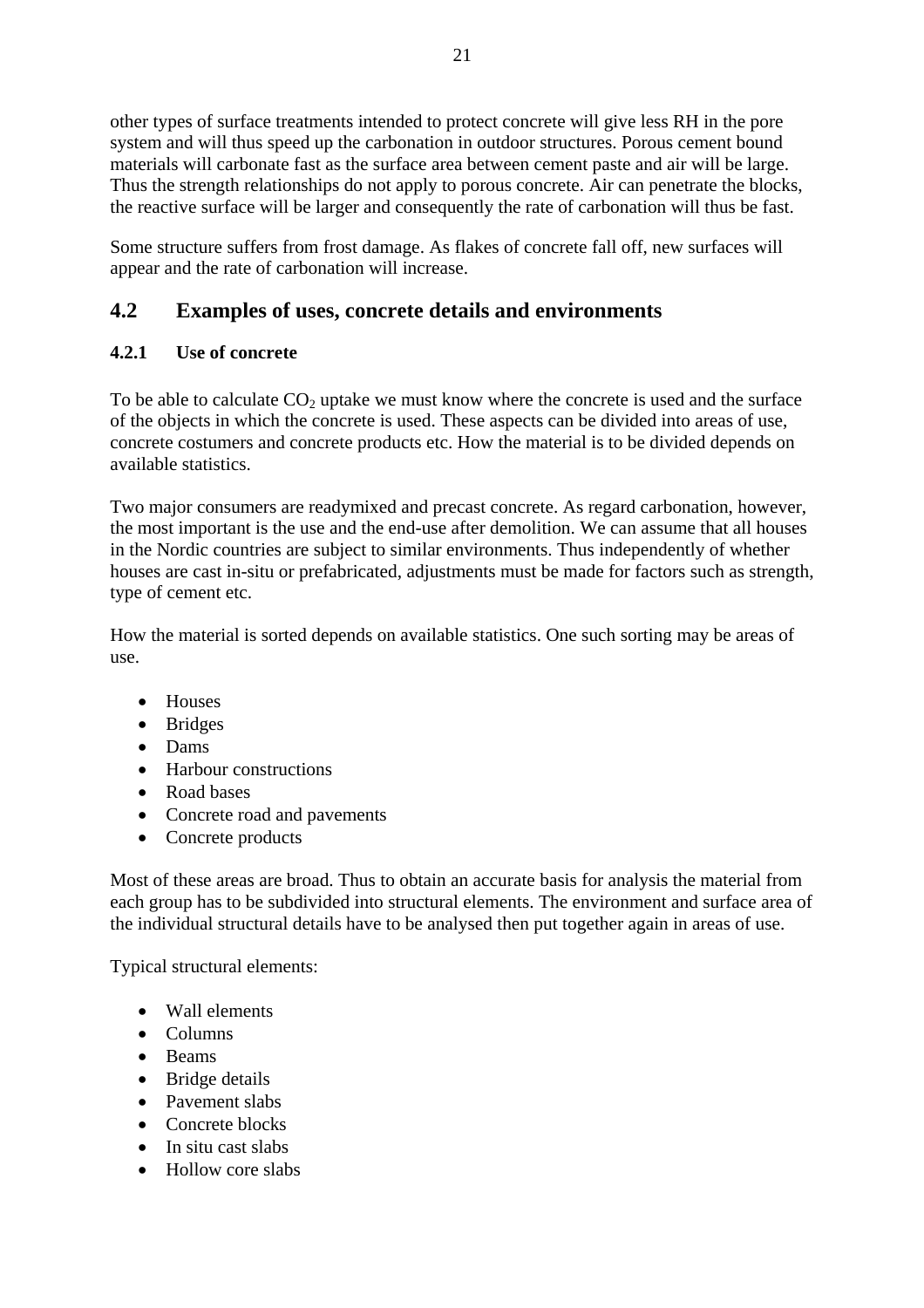other types of surface treatments intended to protect concrete will give less RH in the pore system and will thus speed up the carbonation in outdoor structures. Porous cement bound materials will carbonate fast as the surface area between cement paste and air will be large. Thus the strength relationships do not apply to porous concrete. Air can penetrate the blocks, the reactive surface will be larger and consequently the rate of carbonation will thus be fast.

Some structure suffers from frost damage. As flakes of concrete fall off, new surfaces will appear and the rate of carbonation will increase.

## 4.2 Examples of uses, concrete details and environments

### 4.2.1 Use of concrete

To be able to calculate $CO_2$ uptake we must know where the concrete is used and the surface of the objects in which the concrete is used. These aspects can be divided into areas of use, concrete costumers and concrete products etc. How the material is to be divided depends on available statistics.

Two major consumers are readymixed and precast concrete. As regard carbonation, however, the most important is the use and the end-use after demolition. We can assume that all houses in the Nordic countries are subject to similar environments. Thus independently of whether houses are cast in-situ or prefabricated, adjustments must be made for factors such as strength, type of cement etc.

How the material is sorted depends on available statistics. One such sorting may be areas of use.

- Houses
- Bridges
- Dams
- Harbour constructions
- Road bases
- Concrete road and pavements
- Concrete products

Most of these areas are broad. Thus to obtain an accurate basis for analysis the material from each group has to be subdivided into structural elements. The environment and surface area of the individual structural details have to be analysed then put together again in areas of use.

Typical structural elements:

- Wall elements
- Columns
- Beams
- Bridge details
- Pavement slabs
- Concrete blocks
- In situ cast slabs
- Hollow core slabs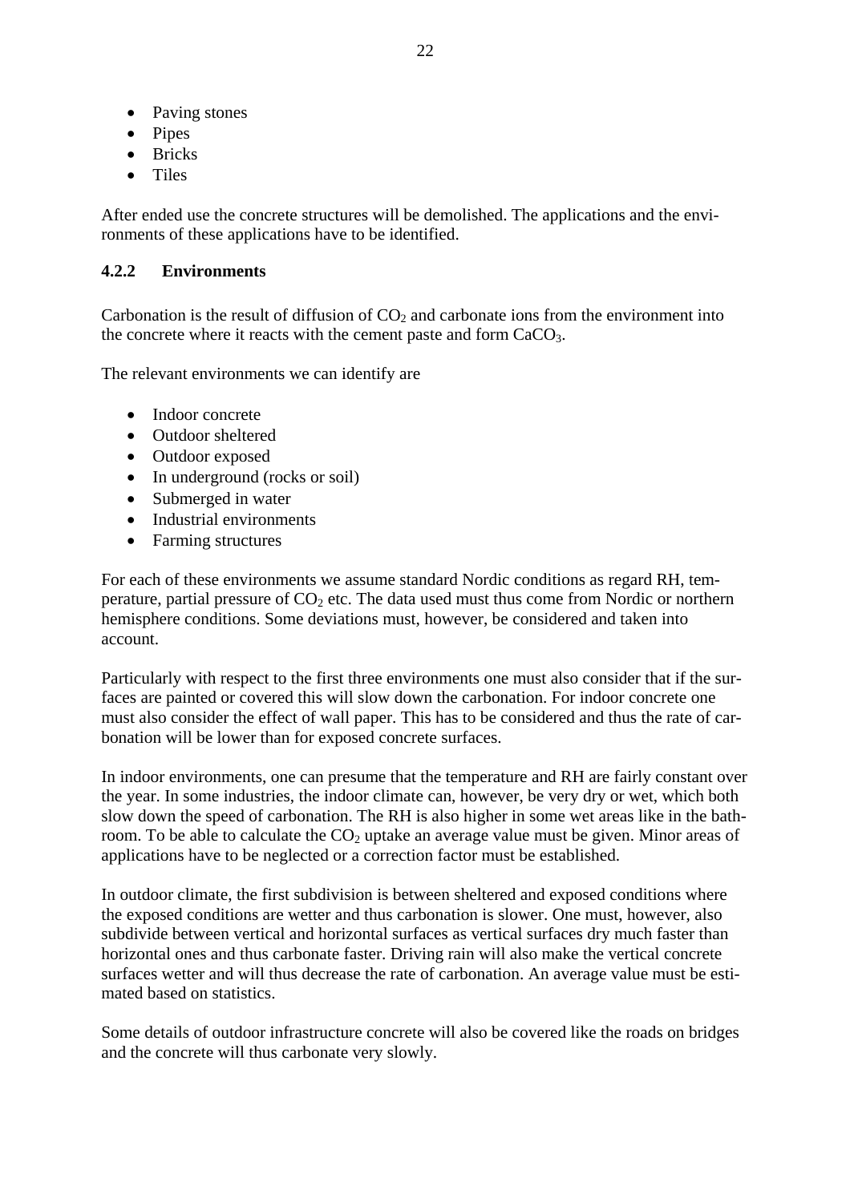- Paving stones
- Pipes
- Bricks
- Tiles

After ended use the concrete structures will be demolished. The applications and the environments of these applications have to be identified.

### 4.2.2 Environments

Carbonation is the result of diffusion of $CO_2$ and carbonate ions from the environment into the concrete where it reacts with the cement paste and form $CaCO_3$.

The relevant environments we can identify are

- Indoor concrete
- Outdoor sheltered
- Outdoor exposed
- In underground (rocks or soil)
- Submerged in water
- Industrial environments
- Farming structures

For each of these environments we assume standard Nordic conditions as regard RH, temperature, partial pressure of $CO_2$ etc. The data used must thus come from Nordic or northern hemisphere conditions. Some deviations must, however, be considered and taken into account.

Particularly with respect to the first three environments one must also consider that if the surfaces are painted or covered this will slow down the carbonation. For indoor concrete one must also consider the effect of wall paper. This has to be considered and thus the rate of carbonation will be lower than for exposed concrete surfaces.

In indoor environments, one can presume that the temperature and RH are fairly constant over the year. In some industries, the indoor climate can, however, be very dry or wet, which both slow down the speed of carbonation. The RH is also higher in some wet areas like in the bathroom. To be able to calculate the $CO_2$ uptake an average value must be given. Minor areas of applications have to be neglected or a correction factor must be established.

In outdoor climate, the first subdivision is between sheltered and exposed conditions where the exposed conditions are wetter and thus carbonation is slower. One must, however, also subdivide between vertical and horizontal surfaces as vertical surfaces dry much faster than horizontal ones and thus carbonate faster. Driving rain will also make the vertical concrete surfaces wetter and will thus decrease the rate of carbonation. An average value must be estimated based on statistics.

Some details of outdoor infrastructure concrete will also be covered like the roads on bridges and the concrete will thus carbonate very slowly.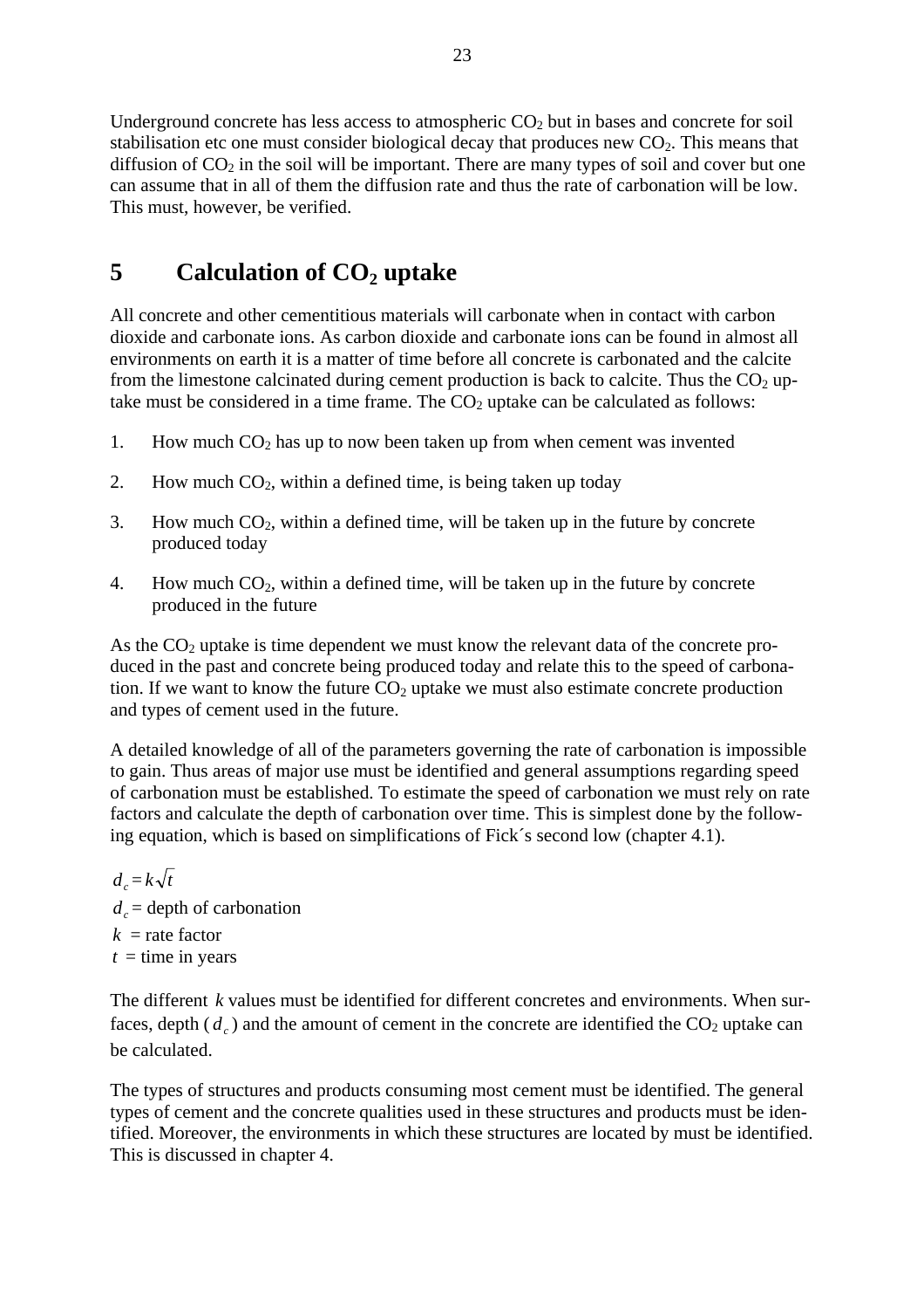Underground concrete has less access to atmospheric $CO_2$ but in bases and concrete for soil stabilisation etc one must consider biological decay that produces new $CO_2$. This means that diffusion of $CO_2$ in the soil will be important. There are many types of soil and cover but one can assume that in all of them the diffusion rate and thus the rate of carbonation will be low. This must, however, be verified.

# 5 Calculation of $CO_2$ uptake

All concrete and other cementitious materials will carbonate when in contact with carbon dioxide and carbonate ions. As carbon dioxide and carbonate ions can be found in almost all environments on earth it is a matter of time before all concrete is carbonated and the calcite from the limestone calcinated during cement production is back to calcite. Thus the $CO_2$ uptake must be considered in a time frame. The $CO_2$ uptake can be calculated as follows:

1. How much $CO_2$ has up to now been taken up from when cement was invented
2. How much $CO_2$, within a defined time, is being taken up today
3. How much $CO_2$, within a defined time, will be taken up in the future by concrete produced today
4. How much $CO_2$, within a defined time, will be taken up in the future by concrete produced in the future

As the $CO_2$ uptake is time dependent we must know the relevant data of the concrete produced in the past and concrete being produced today and relate this to the speed of carbonation. If we want to know the future $CO_2$ uptake we must also estimate concrete production and types of cement used in the future.

A detailed knowledge of all of the parameters governing the rate of carbonation is impossible to gain. Thus areas of major use must be identified and general assumptions regarding speed of carbonation must be established. To estimate the speed of carbonation we must rely on rate factors and calculate the depth of carbonation over time. This is simplest done by the following equation, which is based on simplifications of Fick´s second low (chapter 4.1).

$$d_c = k\sqrt{t}$$

$d_c$ = depth of carbonation
$k$ = rate factor
$t$ = time in years

The different $k$ values must be identified for different concretes and environments. When surfaces, depth ($d_c$) and the amount of cement in the concrete are identified the $CO_2$ uptake can be calculated.

The types of structures and products consuming most cement must be identified. The general types of cement and the concrete qualities used in these structures and products must be identified. Moreover, the environments in which these structures are located by must be identified. This is discussed in chapter 4.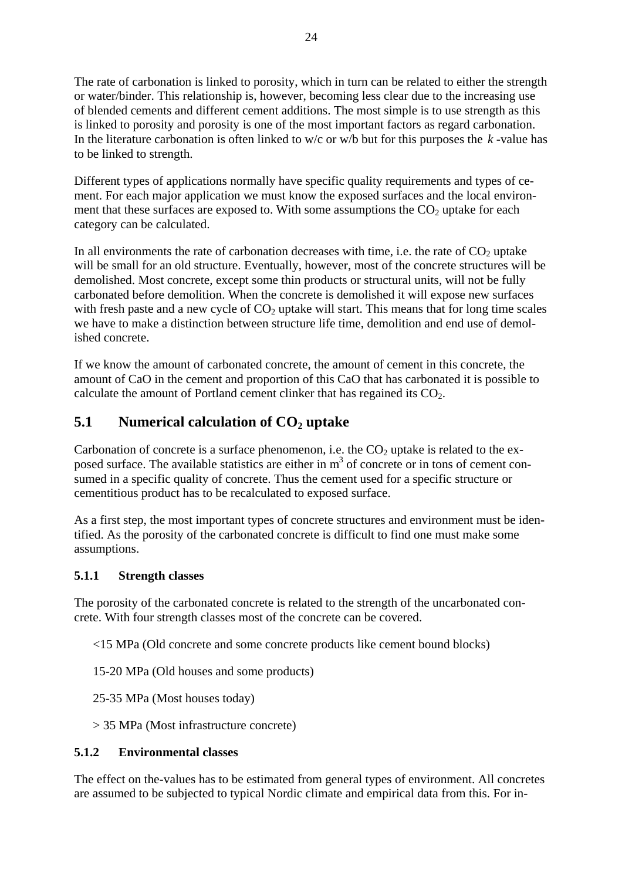The rate of carbonation is linked to porosity, which in turn can be related to either the strength or water/binder. This relationship is, however, becoming less clear due to the increasing use of blended cements and different cement additions. The most simple is to use strength as this is linked to porosity and porosity is one of the most important factors as regard carbonation. In the literature carbonation is often linked to w/c or w/b but for this purposes the $k$ -value has to be linked to strength.

Different types of applications normally have specific quality requirements and types of cement. For each major application we must know the exposed surfaces and the local environment that these surfaces are exposed to. With some assumptions the $CO_2$ uptake for each category can be calculated.

In all environments the rate of carbonation decreases with time, i.e. the rate of $CO_2$ uptake will be small for an old structure. Eventually, however, most of the concrete structures will be demolished. Most concrete, except some thin products or structural units, will not be fully carbonated before demolition. When the concrete is demolished it will expose new surfaces with fresh paste and a new cycle of $CO_2$ uptake will start. This means that for long time scales we have to make a distinction between structure life time, demolition and end use of demolished concrete.

If we know the amount of carbonated concrete, the amount of cement in this concrete, the amount of CaO in the cement and proportion of this CaO that has carbonated it is possible to calculate the amount of Portland cement clinker that has regained its $CO_2$.

## 5.1 Numerical calculation of $CO_2$ uptake

Carbonation of concrete is a surface phenomenon, i.e. the $CO_2$ uptake is related to the exposed surface. The available statistics are either in $m^3$ of concrete or in tons of cement consumed in a specific quality of concrete. Thus the cement used for a specific structure or cementitious product has to be recalculated to exposed surface.

As a first step, the most important types of concrete structures and environment must be identified. As the porosity of the carbonated concrete is difficult to find one must make some assumptions.

### 5.1.1 Strength classes

The porosity of the carbonated concrete is related to the strength of the uncarbonated concrete. With four strength classes most of the concrete can be covered.

<15 MPa (Old concrete and some concrete products like cement bound blocks)

15-20 MPa (Old houses and some products)

25-35 MPa (Most houses today)

> 35 MPa (Most infrastructure concrete)

### 5.1.2 Environmental classes

The effect on the-values has to be estimated from general types of environment. All concretes are assumed to be subjected to typical Nordic climate and empirical data from this. For in-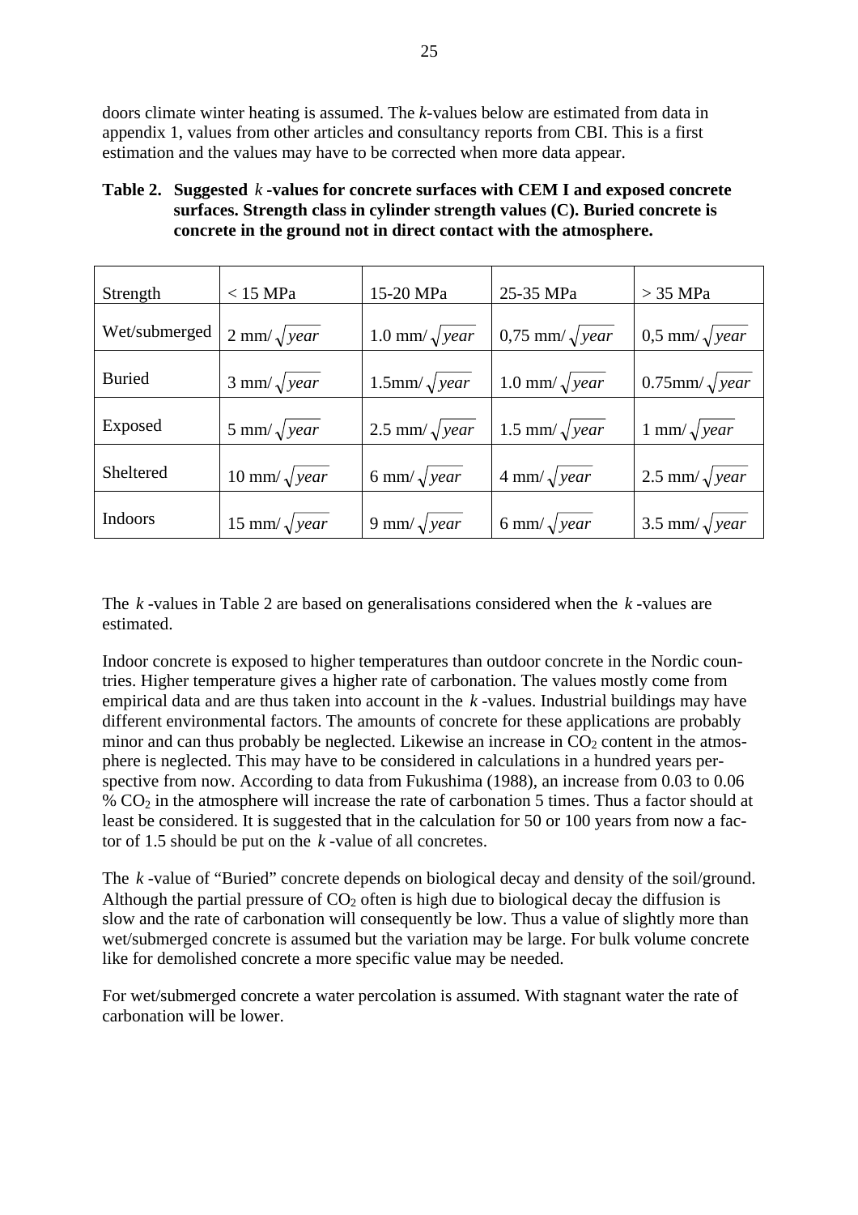doors climate winter heating is assumed. The *k*-values below are estimated from data in appendix 1, values from other articles and consultancy reports from CBI. This is a first estimation and the values may have to be corrected when more data appear.

**Table 2. Suggested $k$ -values for concrete surfaces with CEM I and exposed concrete surfaces. Strength class in cylinder strength values (C). Buried concrete is concrete in the ground not in direct contact with the atmosphere.**

| Strength | < 15 MPa | 15-20 MPa | 25-35 MPa | > 35 MPa |
|---|---|---|---|---|
| Wet/submerged | 2 mm/$\sqrt{year}$ | 1.0 mm/$\sqrt{year}$ | 0,75 mm/$\sqrt{year}$ | 0,5 mm/$\sqrt{year}$ |
| Buried | 3 mm/$\sqrt{year}$ | 1.5mm/$\sqrt{year}$ | 1.0 mm/$\sqrt{year}$ | 0.75mm/$\sqrt{year}$ |
| Exposed | 5 mm/$\sqrt{year}$ | 2.5 mm/$\sqrt{year}$ | 1.5 mm/$\sqrt{year}$ | 1 mm/$\sqrt{year}$ |
| Sheltered | 10 mm/$\sqrt{year}$ | 6 mm/$\sqrt{year}$ | 4 mm/$\sqrt{year}$ | 2.5 mm/$\sqrt{year}$ |
| Indoors | 15 mm/$\sqrt{year}$ | 9 mm/$\sqrt{year}$ | 6 mm/$\sqrt{year}$ | 3.5 mm/$\sqrt{year}$ |

The $k$ -values in Table 2 are based on generalisations considered when the $k$ -values are estimated.

Indoor concrete is exposed to higher temperatures than outdoor concrete in the Nordic countries. Higher temperature gives a higher rate of carbonation. The values mostly come from empirical data and are thus taken into account in the $k$ -values. Industrial buildings may have different environmental factors. The amounts of concrete for these applications are probably minor and can thus probably be neglected. Likewise an increase in $CO_2$ content in the atmosphere is neglected. This may have to be considered in calculations in a hundred years perspective from now. According to data from Fukushima (1988), an increase from 0.03 to 0.06 % $CO_2$ in the atmosphere will increase the rate of carbonation 5 times. Thus a factor should at least be considered. It is suggested that in the calculation for 50 or 100 years from now a factor of 1.5 should be put on the $k$ -value of all concretes.

The $k$ -value of "Buried" concrete depends on biological decay and density of the soil/ground. Although the partial pressure of $CO_2$ often is high due to biological decay the diffusion is slow and the rate of carbonation will consequently be low. Thus a value of slightly more than wet/submerged concrete is assumed but the variation may be large. For bulk volume concrete like for demolished concrete a more specific value may be needed.

For wet/submerged concrete a water percolation is assumed. With stagnant water the rate of carbonation will be lower.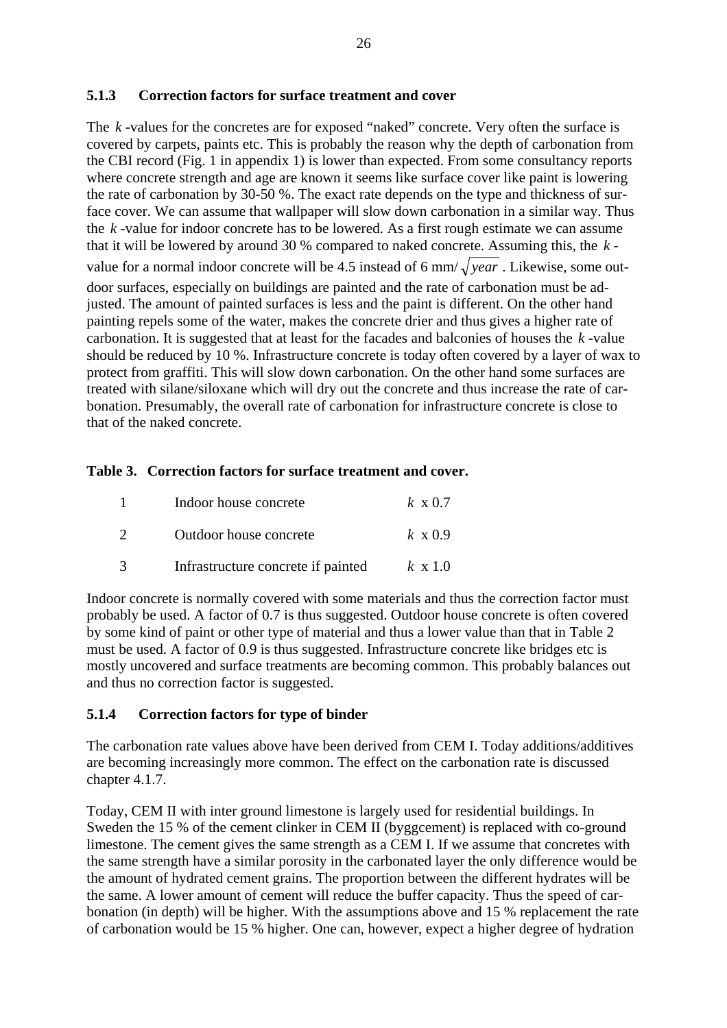### 5.1.3 Correction factors for surface treatment and cover

The $k$-values for the concretes are for exposed "naked" concrete. Very often the surface is covered by carpets, paints etc. This is probably the reason why the depth of carbonation from the CBI record (Fig. 1 in appendix 1) is lower than expected. From some consultancy reports where concrete strength and age are known it seems like surface cover like paint is lowering the rate of carbonation by 30-50 %. The exact rate depends on the type and thickness of surface cover. We can assume that wallpaper will slow down carbonation in a similar way. Thus the $k$-value for indoor concrete has to be lowered. As a first rough estimate we can assume that it will be lowered by around 30 % compared to naked concrete. Assuming this, the $k$-value for a normal indoor concrete will be 4.5 instead of 6 mm/$\sqrt{year}$. Likewise, some outdoor surfaces, especially on buildings are painted and the rate of carbonation must be adjusted. The amount of painted surfaces is less and the paint is different. On the other hand painting repels some of the water, makes the concrete drier and thus gives a higher rate of carbonation. It is suggested that at least for the facades and balconies of houses the $k$-value should be reduced by 10 %. Infrastructure concrete is today often covered by a layer of wax to protect from graffiti. This will slow down carbonation. On the other hand some surfaces are treated with silane/siloxane which will dry out the concrete and thus increase the rate of carbonation. Presumably, the overall rate of carbonation for infrastructure concrete is close to that of the naked concrete.

**Table 3. Correction factors for surface treatment and cover.**

| | | |
|---|---|---|
| 1 | Indoor house concrete | $k$ x 0.7 |
| 2 | Outdoor house concrete | $k$ x 0.9 |
| 3 | Infrastructure concrete if painted | $k$ x 1.0 |

Indoor concrete is normally covered with some materials and thus the correction factor must probably be used. A factor of 0.7 is thus suggested. Outdoor house concrete is often covered by some kind of paint or other type of material and thus a lower value than that in Table 2 must be used. A factor of 0.9 is thus suggested. Infrastructure concrete like bridges etc is mostly uncovered and surface treatments are becoming common. This probably balances out and thus no correction factor is suggested.

### 5.1.4 Correction factors for type of binder

The carbonation rate values above have been derived from CEM I. Today additions/additives are becoming increasingly more common. The effect on the carbonation rate is discussed chapter 4.1.7.

Today, CEM II with inter ground limestone is largely used for residential buildings. In Sweden the 15 % of the cement clinker in CEM II (byggcement) is replaced with co-ground limestone. The cement gives the same strength as a CEM I. If we assume that concretes with the same strength have a similar porosity in the carbonated layer the only difference would be the amount of hydrated cement grains. The proportion between the different hydrates will be the same. A lower amount of cement will reduce the buffer capacity. Thus the speed of carbonation (in depth) will be higher. With the assumptions above and 15 % replacement the rate of carbonation would be 15 % higher. One can, however, expect a higher degree of hydration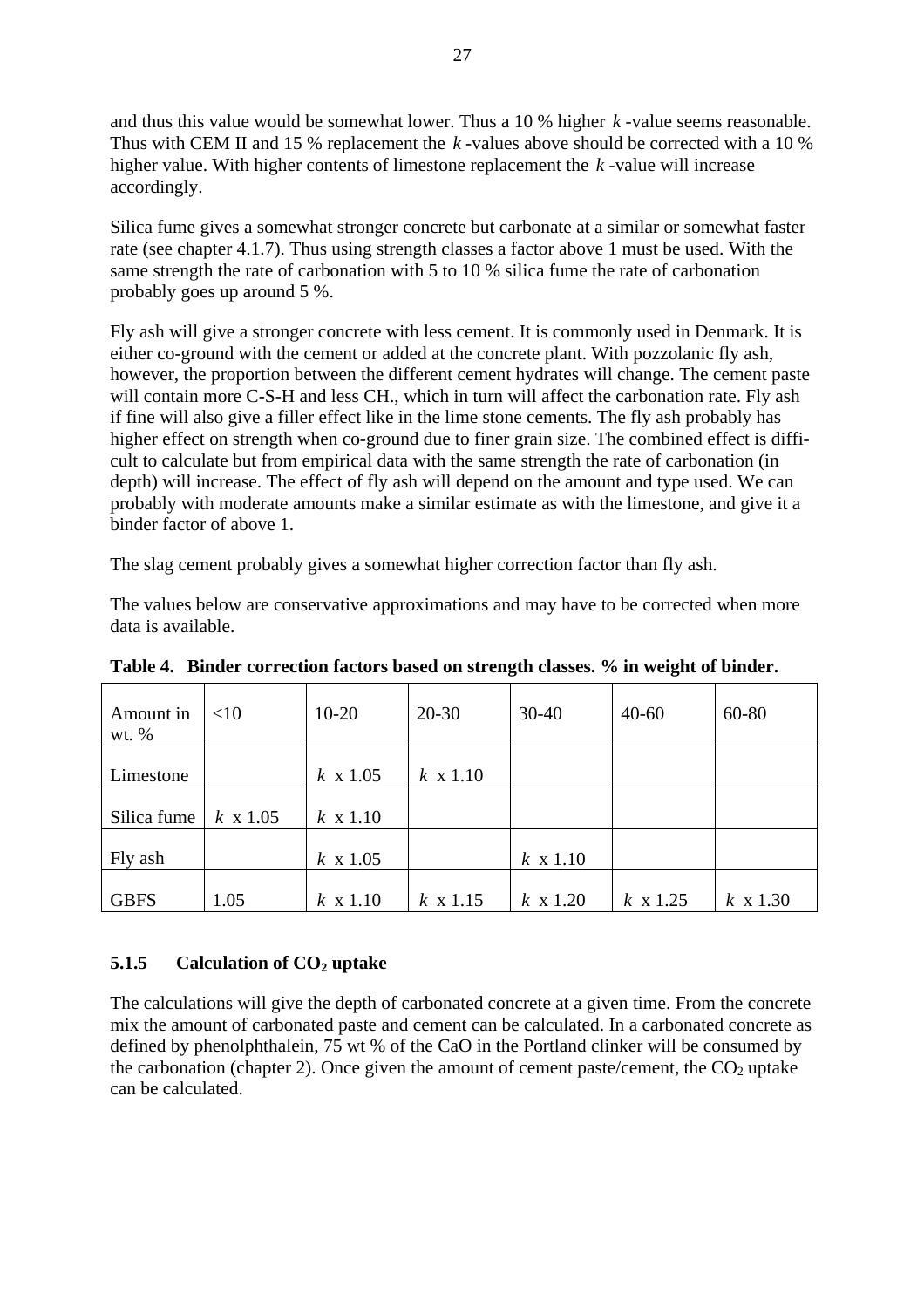and thus this value would be somewhat lower. Thus a 10 % higher $k$-value seems reasonable. Thus with CEM II and 15 % replacement the $k$-values above should be corrected with a 10 % higher value. With higher contents of limestone replacement the $k$-value will increase accordingly.

Silica fume gives a somewhat stronger concrete but carbonate at a similar or somewhat faster rate (see chapter 4.1.7). Thus using strength classes a factor above 1 must be used. With the same strength the rate of carbonation with 5 to 10 % silica fume the rate of carbonation probably goes up around 5 %.

Fly ash will give a stronger concrete with less cement. It is commonly used in Denmark. It is either co-ground with the cement or added at the concrete plant. With pozzolanic fly ash, however, the proportion between the different cement hydrates will change. The cement paste will contain more C-S-H and less CH., which in turn will affect the carbonation rate. Fly ash if fine will also give a filler effect like in the lime stone cements. The fly ash probably has higher effect on strength when co-ground due to finer grain size. The combined effect is difficult to calculate but from empirical data with the same strength the rate of carbonation (in depth) will increase. The effect of fly ash will depend on the amount and type used. We can probably with moderate amounts make a similar estimate as with the limestone, and give it a binder factor of above 1.

The slag cement probably gives a somewhat higher correction factor than fly ash.

The values below are conservative approximations and may have to be corrected when more data is available.

**Table 4. Binder correction factors based on strength classes. % in weight of binder.**

| Amount in wt. % | <10 | 10-20 | 20-30 | 30-40 | 40-60 | 60-80 |
|---|---|---|---|---|---|---|
| Limestone | | $k$ x 1.05 | $k$ x 1.10 | | | |
| Silica fume | $k$ x 1.05 | $k$ x 1.10 | | | | |
| Fly ash | | $k$ x 1.05 | | $k$ x 1.10 | | |
| GBFS | 1.05 | $k$ x 1.10 | $k$ x 1.15 | $k$ x 1.20 | $k$ x 1.25 | $k$ x 1.30 |

### 5.1.5 Calculation of $CO_2$ uptake

The calculations will give the depth of carbonated concrete at a given time. From the concrete mix the amount of carbonated paste and cement can be calculated. In a carbonated concrete as defined by phenolphthalein, 75 wt % of the CaO in the Portland clinker will be consumed by the carbonation (chapter 2). Once given the amount of cement paste/cement, the $CO_2$ uptake can be calculated.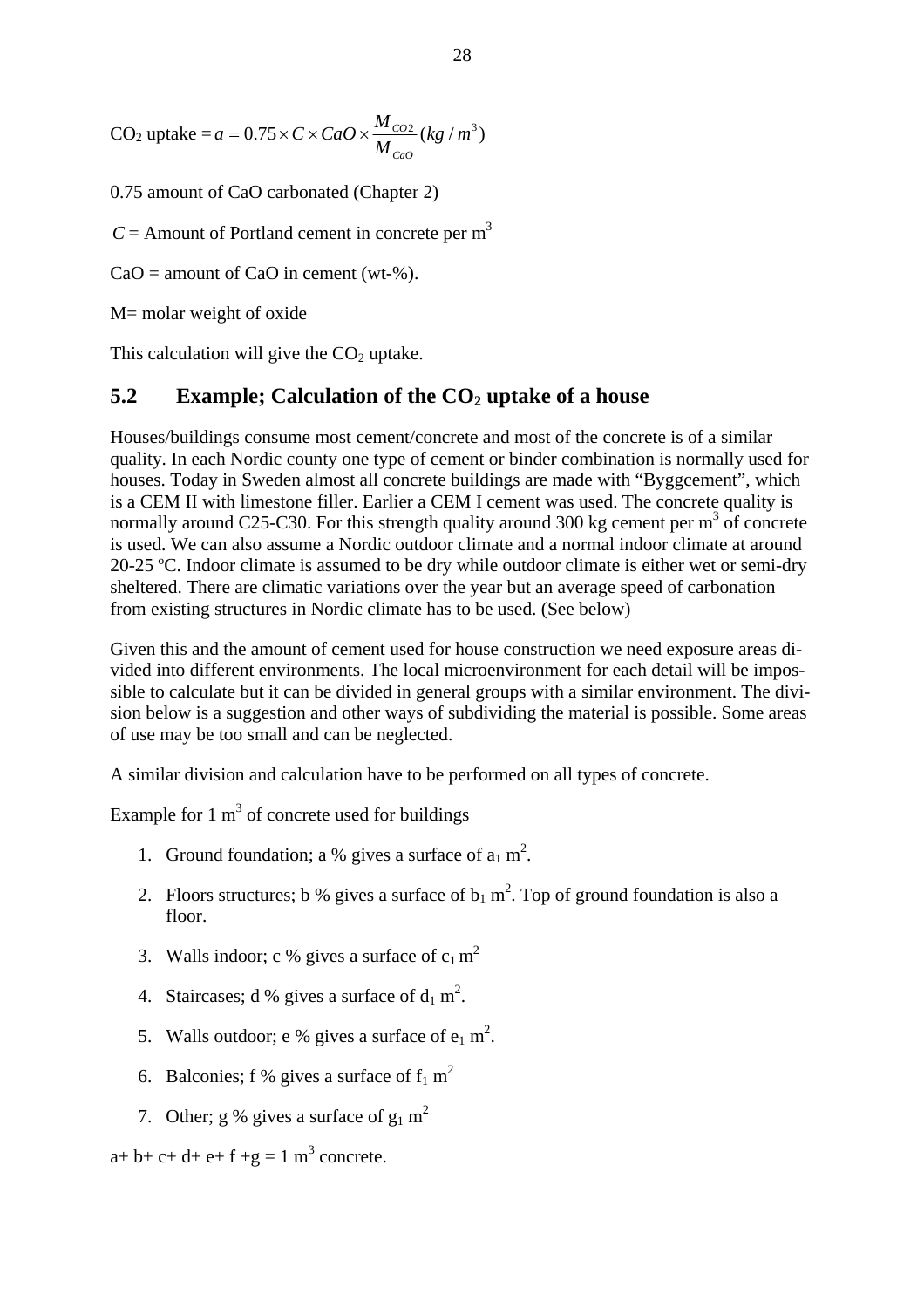$CO_2$ uptake $= a = 0.75 \times C \times CaO \times \frac{M_{CO2}}{M_{CaO}} (kg/m^3)$

0.75 amount of CaO carbonated (Chapter 2)

$C$ = Amount of Portland cement in concrete per $m^3$

CaO = amount of CaO in cement (wt-%).

M= molar weight of oxide

This calculation will give the $CO_2$ uptake.

## 5.2 Example; Calculation of the $CO_2$ uptake of a house

Houses/buildings consume most cement/concrete and most of the concrete is of a similar quality. In each Nordic county one type of cement or binder combination is normally used for houses. Today in Sweden almost all concrete buildings are made with "Byggcement", which is a CEM II with limestone filler. Earlier a CEM I cement was used. The concrete quality is normally around C25-C30. For this strength quality around 300 kg cement per $m^3$ of concrete is used. We can also assume a Nordic outdoor climate and a normal indoor climate at around 20-25 ºC. Indoor climate is assumed to be dry while outdoor climate is either wet or semi-dry sheltered. There are climatic variations over the year but an average speed of carbonation from existing structures in Nordic climate has to be used. (See below)

Given this and the amount of cement used for house construction we need exposure areas divided into different environments. The local microenvironment for each detail will be impossible to calculate but it can be divided in general groups with a similar environment. The division below is a suggestion and other ways of subdividing the material is possible. Some areas of use may be too small and can be neglected.

A similar division and calculation have to be performed on all types of concrete.

Example for 1 $m^3$ of concrete used for buildings

1. Ground foundation; a % gives a surface of $a_1$ $m^2$.
2. Floors structures; b % gives a surface of $b_1$ $m^2$. Top of ground foundation is also a floor.
3. Walls indoor; c % gives a surface of $c_1$ $m^2$
4. Staircases; d % gives a surface of $d_1$ $m^2$.
5. Walls outdoor; e % gives a surface of $e_1$ $m^2$.
6. Balconies; f % gives a surface of $f_1$ $m^2$
7. Other; g % gives a surface of $g_1$ $m^2$

a+ b+ c+ d+ e+ f +g = 1 $m^3$ concrete.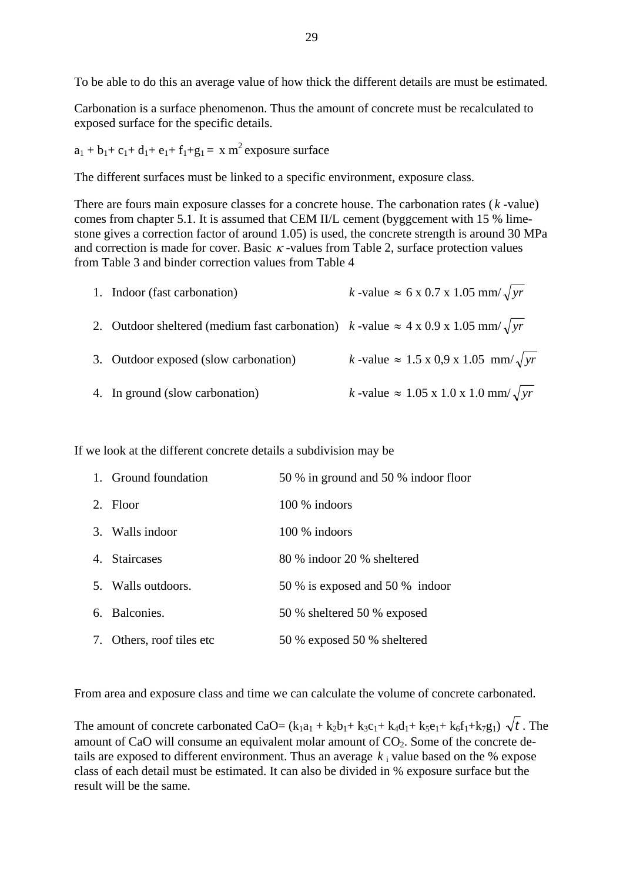To be able to do this an average value of how thick the different details are must be estimated.

Carbonation is a surface phenomenon. Thus the amount of concrete must be recalculated to exposed surface for the specific details.

$a_1 + b_1 + c_1 + d_1 + e_1 + f_1 + g_1 =$ x $m^2$ exposure surface

The different surfaces must be linked to a specific environment, exposure class.

There are fours main exposure classes for a concrete house. The carbonation rates ($k$ -value) comes from chapter 5.1. It is assumed that CEM II/L cement (byggcement with 15 % lime-stone gives a correction factor of around 1.05) is used, the concrete strength is around 30 MPa and correction is made for cover. Basic $\kappa$ -values from Table 2, surface protection values from Table 3 and binder correction values from Table 4

1. Indoor (fast carbonation) $k$ -value $\approx$ 6 x 0.7 x 1.05 mm/$\sqrt{yr}$
2. Outdoor sheltered (medium fast carbonation) $k$ -value $\approx$ 4 x 0.9 x 1.05 mm/$\sqrt{yr}$
3. Outdoor exposed (slow carbonation) $k$ -value $\approx$ 1.5 x 0,9 x 1.05 mm/$\sqrt{yr}$
4. In ground (slow carbonation) $k$ -value $\approx$ 1.05 x 1.0 x 1.0 mm/$\sqrt{yr}$

If we look at the different concrete details a subdivision may be

1. Ground foundation — 50 % in ground and 50 % indoor floor
2. Floor — 100 % indoors
3. Walls indoor — 100 % indoors
4. Staircases — 80 % indoor 20 % sheltered
5. Walls outdoors. — 50 % is exposed and 50 % indoor
6. Balconies. — 50 % sheltered 50 % exposed
7. Others, roof tiles etc — 50 % exposed 50 % sheltered

From area and exposure class and time we can calculate the volume of concrete carbonated.

The amount of concrete carbonated CaO= $(k_1a_1 + k_2b_1 + k_3c_1 + k_4d_1 + k_5e_1 + k_6f_1 + k_7g_1)\ \sqrt{t}$ . The amount of CaO will consume an equivalent molar amount of $CO_2$. Some of the concrete details are exposed to different environment. Thus an average $k_i$ value based on the % expose class of each detail must be estimated. It can also be divided in % exposure surface but the result will be the same.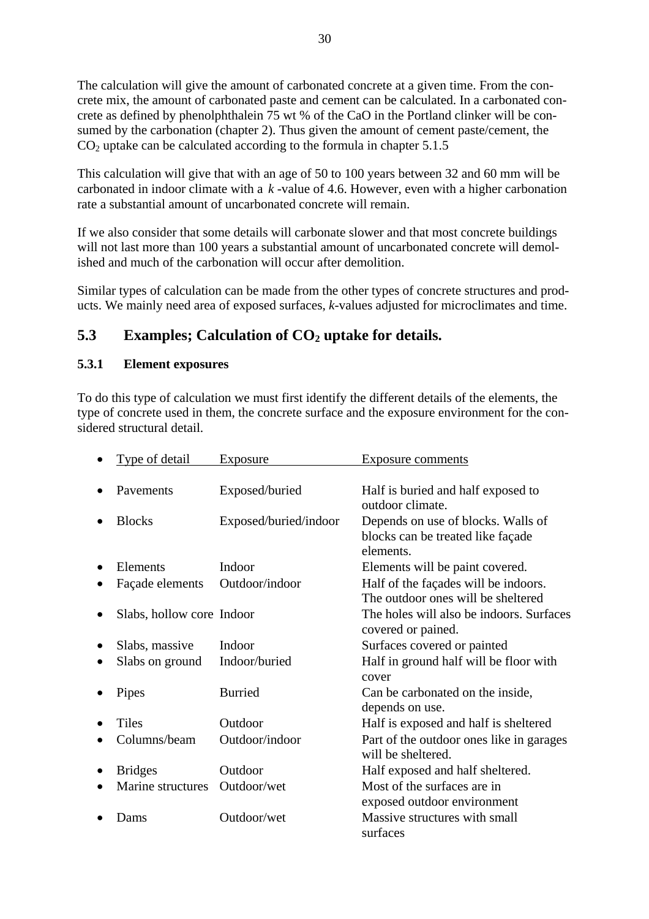The calculation will give the amount of carbonated concrete at a given time. From the concrete mix, the amount of carbonated paste and cement can be calculated. In a carbonated concrete as defined by phenolphthalein 75 wt % of the CaO in the Portland clinker will be consumed by the carbonation (chapter 2). Thus given the amount of cement paste/cement, the $CO_2$ uptake can be calculated according to the formula in chapter 5.1.5

This calculation will give that with an age of 50 to 100 years between 32 and 60 mm will be carbonated in indoor climate with a $k$ -value of 4.6. However, even with a higher carbonation rate a substantial amount of uncarbonated concrete will remain.

If we also consider that some details will carbonate slower and that most concrete buildings will not last more than 100 years a substantial amount of uncarbonated concrete will demolished and much of the carbonation will occur after demolition.

Similar types of calculation can be made from the other types of concrete structures and products. We mainly need area of exposed surfaces, *k*-values adjusted for microclimates and time.

## 5.3 Examples; Calculation of $CO_2$ uptake for details.

### 5.3.1 Element exposures

To do this type of calculation we must first identify the different details of the elements, the type of concrete used in them, the concrete surface and the exposure environment for the considered structural detail.

| Type of detail | Exposure | Exposure comments |
|---|---|---|
| Pavements | Exposed/buried | Half is buried and half exposed to outdoor climate. |
| Blocks | Exposed/buried/indoor | Depends on use of blocks. Walls of blocks can be treated like façade elements. |
| Elements | Indoor | Elements will be paint covered. |
| Façade elements | Outdoor/indoor | Half of the façades will be indoors. The outdoor ones will be sheltered |
| Slabs, hollow core | Indoor | The holes will also be indoors. Surfaces covered or pained. |
| Slabs, massive | Indoor | Surfaces covered or painted |
| Slabs on ground | Indoor/buried | Half in ground half will be floor with cover |
| Pipes | Burried | Can be carbonated on the inside, depends on use. |
| Tiles | Outdoor | Half is exposed and half is sheltered |
| Columns/beam | Outdoor/indoor | Part of the outdoor ones like in garages will be sheltered. |
| Bridges | Outdoor | Half exposed and half sheltered. |
| Marine structures | Outdoor/wet | Most of the surfaces are in exposed outdoor environment |
| Dams | Outdoor/wet | Massive structures with small surfaces |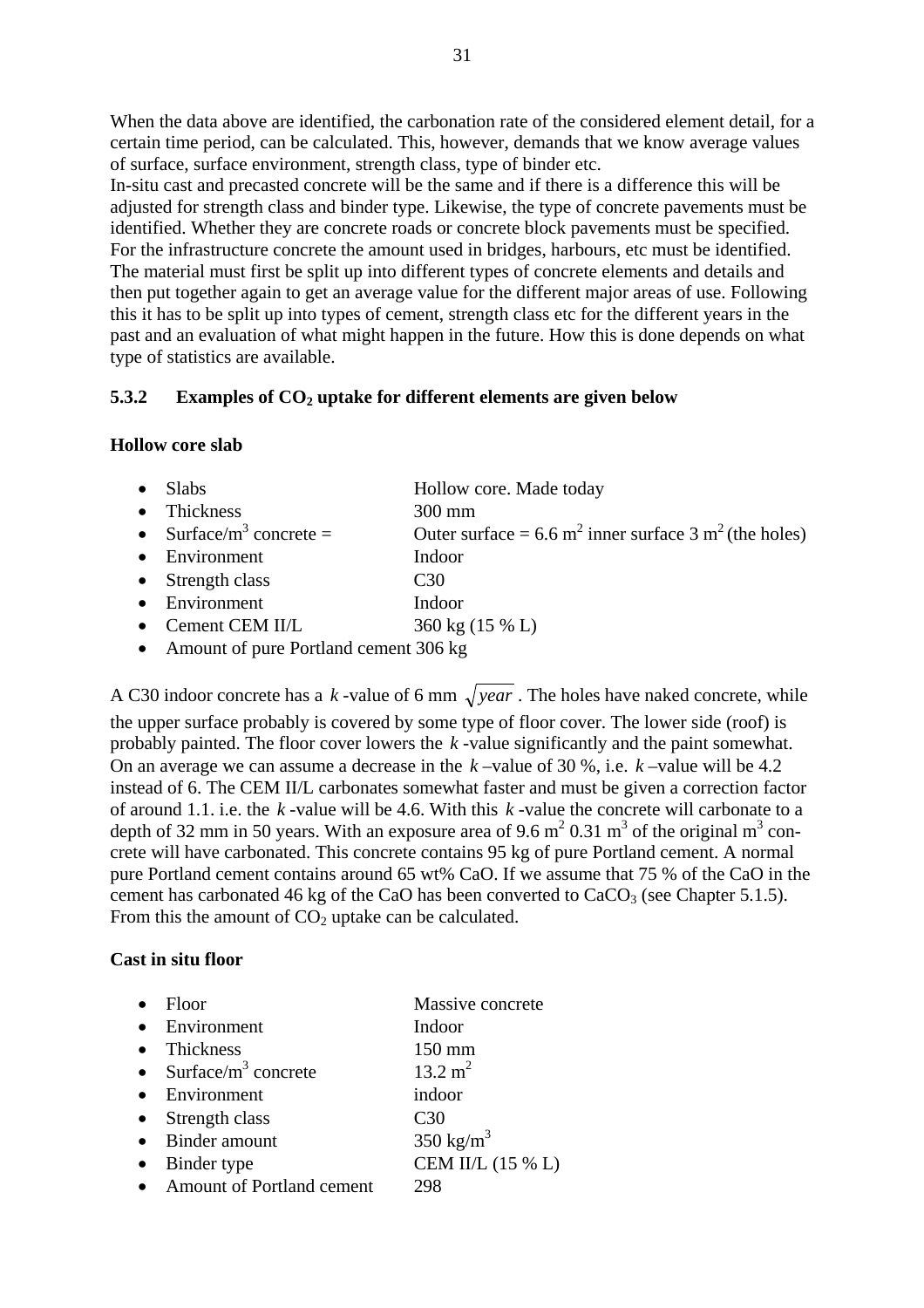When the data above are identified, the carbonation rate of the considered element detail, for a certain time period, can be calculated. This, however, demands that we know average values of surface, surface environment, strength class, type of binder etc.
In-situ cast and precasted concrete will be the same and if there is a difference this will be adjusted for strength class and binder type. Likewise, the type of concrete pavements must be identified. Whether they are concrete roads or concrete block pavements must be specified. For the infrastructure concrete the amount used in bridges, harbours, etc must be identified. The material must first be split up into different types of concrete elements and details and then put together again to get an average value for the different major areas of use. Following this it has to be split up into types of cement, strength class etc for the different years in the past and an evaluation of what might happen in the future. How this is done depends on what type of statistics are available.

### 5.3.2 Examples of $CO_2$ uptake for different elements are given below

**Hollow core slab**

- Slabs — Hollow core. Made today
- Thickness — 300 mm
- Surface/m$^3$ concrete = — Outer surface = 6.6 m$^2$ inner surface 3 m$^2$ (the holes)
- Environment — Indoor
- Strength class — C30
- Environment — Indoor
- Cement CEM II/L — 360 kg (15 % L)
- Amount of pure Portland cement 306 kg

A C30 indoor concrete has a $k$-value of 6 mm $\sqrt{year}$. The holes have naked concrete, while the upper surface probably is covered by some type of floor cover. The lower side (roof) is probably painted. The floor cover lowers the $k$-value significantly and the paint somewhat. On an average we can assume a decrease in the $k$–value of 30 %, i.e. $k$–value will be 4.2 instead of 6. The CEM II/L carbonates somewhat faster and must be given a correction factor of around 1.1. i.e. the $k$-value will be 4.6. With this $k$-value the concrete will carbonate to a depth of 32 mm in 50 years. With an exposure area of 9.6 m$^2$ 0.31 m$^3$ of the original m$^3$ concrete will have carbonated. This concrete contains 95 kg of pure Portland cement. A normal pure Portland cement contains around 65 wt% CaO. If we assume that 75 % of the CaO in the cement has carbonated 46 kg of the CaO has been converted to $CaCO_3$ (see Chapter 5.1.5). From this the amount of $CO_2$ uptake can be calculated.

**Cast in situ floor**

- Floor — Massive concrete
- Environment — Indoor
- Thickness — 150 mm
- Surface/m$^3$ concrete — 13.2 m$^2$
- Environment — indoor
- Strength class — C30
- Binder amount — 350 kg/m$^3$
- Binder type — CEM II/L (15 % L)
- Amount of Portland cement — 298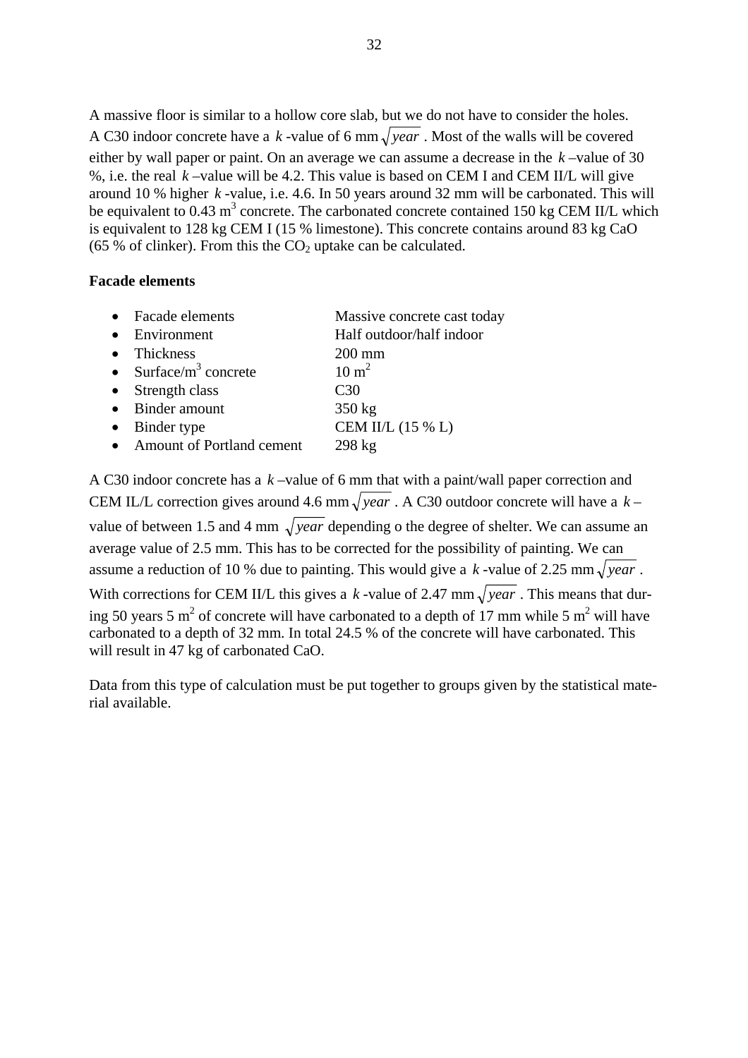A massive floor is similar to a hollow core slab, but we do not have to consider the holes. A C30 indoor concrete have a $k$ -value of 6 mm$\sqrt{year}$ . Most of the walls will be covered either by wall paper or paint. On an average we can assume a decrease in the $k$ –value of 30 %, i.e. the real $k$ –value will be 4.2. This value is based on CEM I and CEM II/L will give around 10 % higher $k$ -value, i.e. 4.6. In 50 years around 32 mm will be carbonated. This will be equivalent to 0.43 $m^3$ concrete. The carbonated concrete contained 150 kg CEM II/L which is equivalent to 128 kg CEM I (15 % limestone). This concrete contains around 83 kg CaO (65 % of clinker). From this the $CO_2$ uptake can be calculated.

**Facade elements**

- Facade elements — Massive concrete cast today
- Environment — Half outdoor/half indoor
- Thickness — 200 mm
- Surface/$m^3$ concrete — 10 $m^2$
- Strength class — C30
- Binder amount — 350 kg
- Binder type — CEM II/L (15 % L)
- Amount of Portland cement — 298 kg

A C30 indoor concrete has a $k$ –value of 6 mm that with a paint/wall paper correction and CEM IL/L correction gives around 4.6 mm$\sqrt{year}$ . A C30 outdoor concrete will have a $k$ –value of between 1.5 and 4 mm $\sqrt{year}$ depending o the degree of shelter. We can assume an average value of 2.5 mm. This has to be corrected for the possibility of painting. We can assume a reduction of 10 % due to painting. This would give a $k$ -value of 2.25 mm$\sqrt{year}$ . With corrections for CEM II/L this gives a $k$ -value of 2.47 mm$\sqrt{year}$ . This means that during 50 years 5 $m^2$ of concrete will have carbonated to a depth of 17 mm while 5 $m^2$ will have carbonated to a depth of 32 mm. In total 24.5 % of the concrete will have carbonated. This will result in 47 kg of carbonated CaO.

Data from this type of calculation must be put together to groups given by the statistical material available.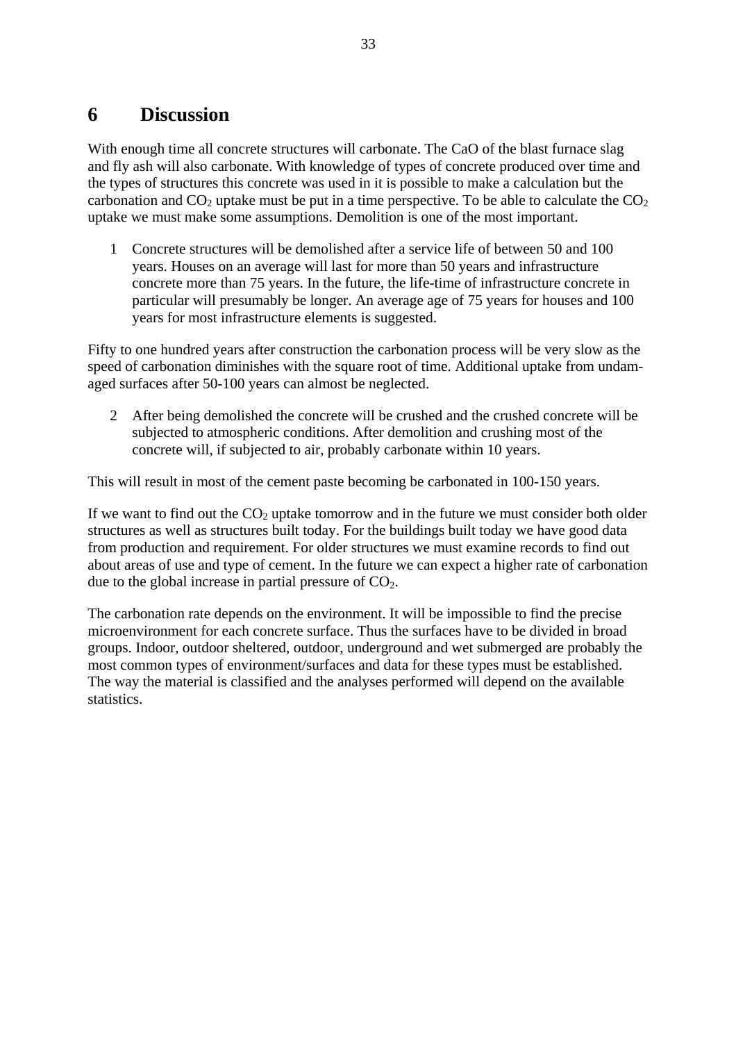# 6 Discussion

With enough time all concrete structures will carbonate. The CaO of the blast furnace slag and fly ash will also carbonate. With knowledge of types of concrete produced over time and the types of structures this concrete was used in it is possible to make a calculation but the carbonation and $CO_2$ uptake must be put in a time perspective. To be able to calculate the $CO_2$ uptake we must make some assumptions. Demolition is one of the most important.

1. Concrete structures will be demolished after a service life of between 50 and 100 years. Houses on an average will last for more than 50 years and infrastructure concrete more than 75 years. In the future, the life-time of infrastructure concrete in particular will presumably be longer. An average age of 75 years for houses and 100 years for most infrastructure elements is suggested.

Fifty to one hundred years after construction the carbonation process will be very slow as the speed of carbonation diminishes with the square root of time. Additional uptake from undamaged surfaces after 50-100 years can almost be neglected.

2. After being demolished the concrete will be crushed and the crushed concrete will be subjected to atmospheric conditions. After demolition and crushing most of the concrete will, if subjected to air, probably carbonate within 10 years.

This will result in most of the cement paste becoming be carbonated in 100-150 years.

If we want to find out the $CO_2$ uptake tomorrow and in the future we must consider both older structures as well as structures built today. For the buildings built today we have good data from production and requirement. For older structures we must examine records to find out about areas of use and type of cement. In the future we can expect a higher rate of carbonation due to the global increase in partial pressure of $CO_2$.

The carbonation rate depends on the environment. It will be impossible to find the precise microenvironment for each concrete surface. Thus the surfaces have to be divided in broad groups. Indoor, outdoor sheltered, outdoor, underground and wet submerged are probably the most common types of environment/surfaces and data for these types must be established. The way the material is classified and the analyses performed will depend on the available statistics.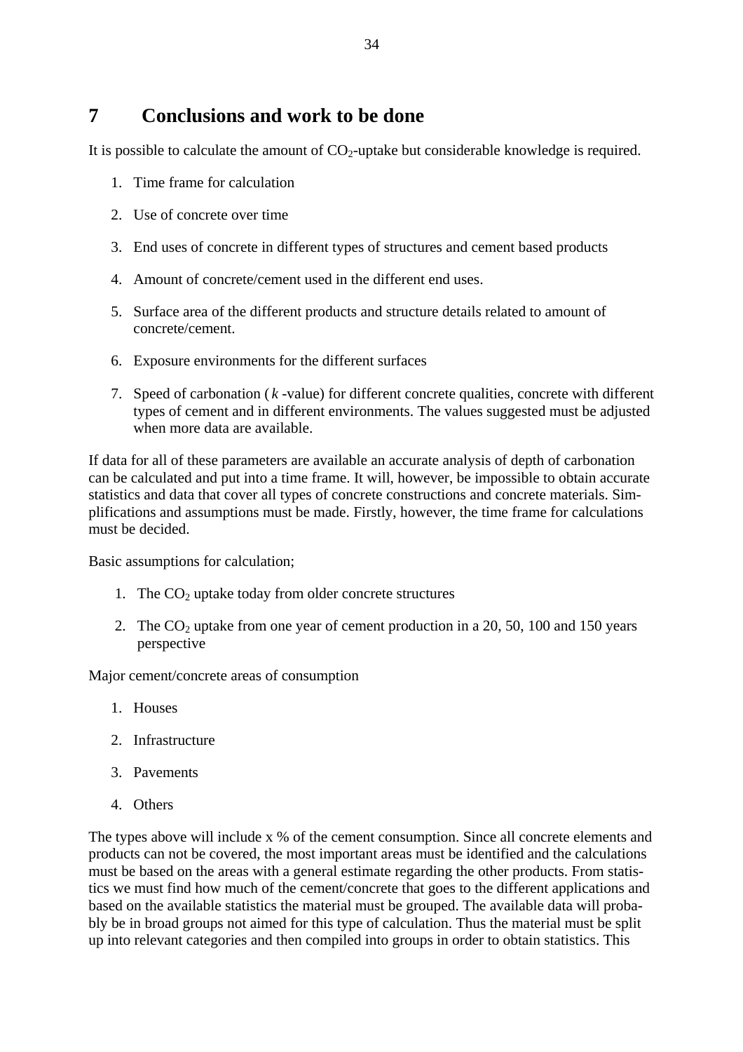# 7 Conclusions and work to be done

It is possible to calculate the amount of $CO_2$-uptake but considerable knowledge is required.

1. Time frame for calculation
2. Use of concrete over time
3. End uses of concrete in different types of structures and cement based products
4. Amount of concrete/cement used in the different end uses.
5. Surface area of the different products and structure details related to amount of concrete/cement.
6. Exposure environments for the different surfaces
7. Speed of carbonation ( $k$ -value) for different concrete qualities, concrete with different types of cement and in different environments. The values suggested must be adjusted when more data are available.

If data for all of these parameters are available an accurate analysis of depth of carbonation can be calculated and put into a time frame. It will, however, be impossible to obtain accurate statistics and data that cover all types of concrete constructions and concrete materials. Simplifications and assumptions must be made. Firstly, however, the time frame for calculations must be decided.

Basic assumptions for calculation;

1. The $CO_2$ uptake today from older concrete structures
2. The $CO_2$ uptake from one year of cement production in a 20, 50, 100 and 150 years perspective

Major cement/concrete areas of consumption

1. Houses
2. Infrastructure
3. Pavements
4. Others

The types above will include x % of the cement consumption. Since all concrete elements and products can not be covered, the most important areas must be identified and the calculations must be based on the areas with a general estimate regarding the other products. From statistics we must find how much of the cement/concrete that goes to the different applications and based on the available statistics the material must be grouped. The available data will probably be in broad groups not aimed for this type of calculation. Thus the material must be split up into relevant categories and then compiled into groups in order to obtain statistics. This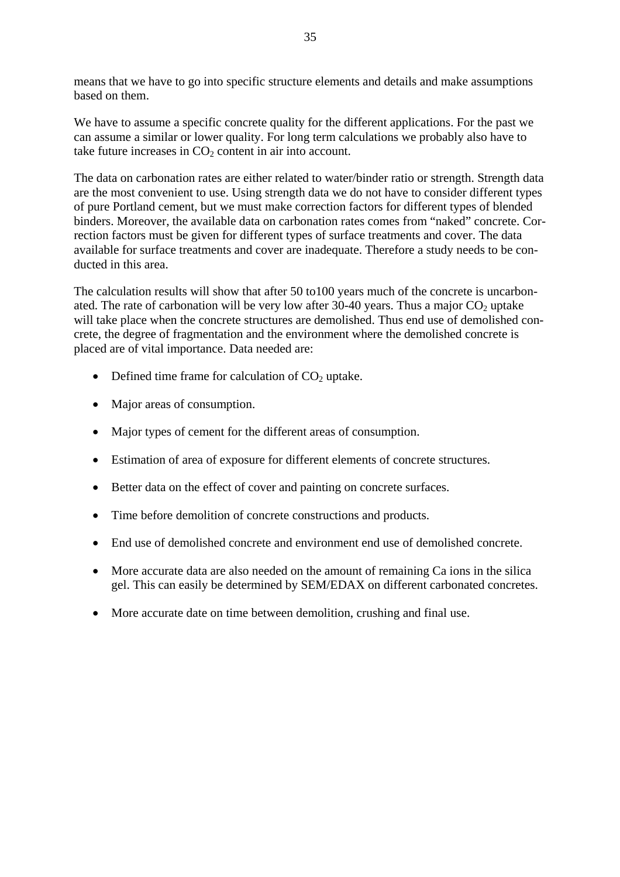means that we have to go into specific structure elements and details and make assumptions based on them.

We have to assume a specific concrete quality for the different applications. For the past we can assume a similar or lower quality. For long term calculations we probably also have to take future increases in $CO_2$ content in air into account.

The data on carbonation rates are either related to water/binder ratio or strength. Strength data are the most convenient to use. Using strength data we do not have to consider different types of pure Portland cement, but we must make correction factors for different types of blended binders. Moreover, the available data on carbonation rates comes from "naked" concrete. Correction factors must be given for different types of surface treatments and cover. The data available for surface treatments and cover are inadequate. Therefore a study needs to be conducted in this area.

The calculation results will show that after 50 to100 years much of the concrete is uncarbonated. The rate of carbonation will be very low after 30-40 years. Thus a major $CO_2$ uptake will take place when the concrete structures are demolished. Thus end use of demolished concrete, the degree of fragmentation and the environment where the demolished concrete is placed are of vital importance. Data needed are:

- Defined time frame for calculation of $CO_2$ uptake.
- Major areas of consumption.
- Major types of cement for the different areas of consumption.
- Estimation of area of exposure for different elements of concrete structures.
- Better data on the effect of cover and painting on concrete surfaces.
- Time before demolition of concrete constructions and products.
- End use of demolished concrete and environment end use of demolished concrete.
- More accurate data are also needed on the amount of remaining Ca ions in the silica gel. This can easily be determined by SEM/EDAX on different carbonated concretes.
- More accurate date on time between demolition, crushing and final use.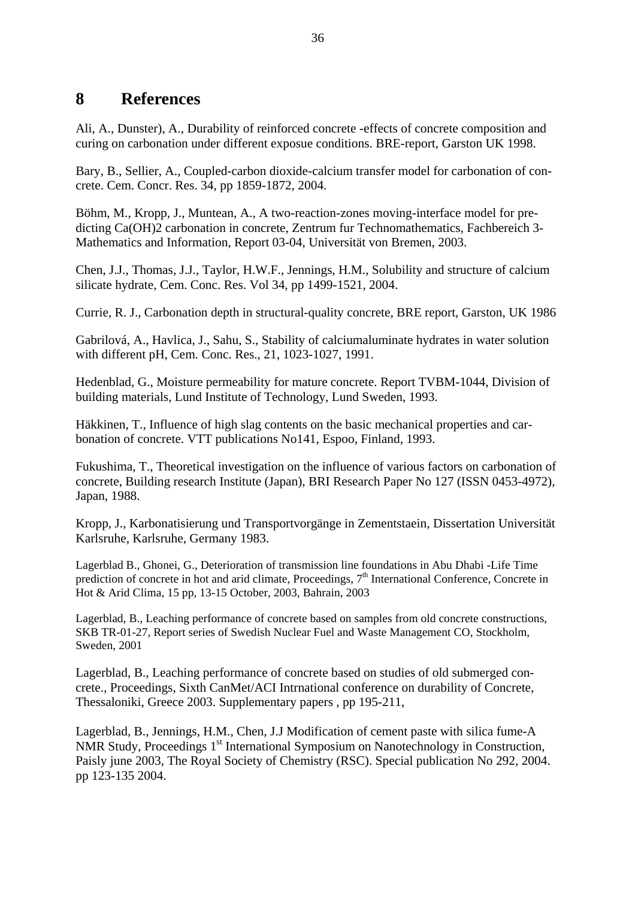# 8 References

Ali, A., Dunster), A., Durability of reinforced concrete -effects of concrete composition and curing on carbonation under different exposue conditions. BRE-report, Garston UK 1998.

Bary, B., Sellier, A., Coupled-carbon dioxide-calcium transfer model for carbonation of concrete. Cem. Concr. Res. 34, pp 1859-1872, 2004.

Böhm, M., Kropp, J., Muntean, A., A two-reaction-zones moving-interface model for predicting Ca(OH)2 carbonation in concrete, Zentrum fur Technomathematics, Fachbereich 3-Mathematics and Information, Report 03-04, Universität von Bremen, 2003.

Chen, J.J., Thomas, J.J., Taylor, H.W.F., Jennings, H.M., Solubility and structure of calcium silicate hydrate, Cem. Conc. Res. Vol 34, pp 1499-1521, 2004.

Currie, R. J., Carbonation depth in structural-quality concrete, BRE report, Garston, UK 1986

Gabrilová, A., Havlica, J., Sahu, S., Stability of calciumaluminate hydrates in water solution with different pH, Cem. Conc. Res., 21, 1023-1027, 1991.

Hedenblad, G., Moisture permeability for mature concrete. Report TVBM-1044, Division of building materials, Lund Institute of Technology, Lund Sweden, 1993.

Häkkinen, T., Influence of high slag contents on the basic mechanical properties and carbonation of concrete. VTT publications No141, Espoo, Finland, 1993.

Fukushima, T., Theoretical investigation on the influence of various factors on carbonation of concrete, Building research Institute (Japan), BRI Research Paper No 127 (ISSN 0453-4972), Japan, 1988.

Kropp, J., Karbonatisierung und Transportvorgänge in Zementstaein, Dissertation Universität Karlsruhe, Karlsruhe, Germany 1983.

Lagerblad B., Ghonei, G., Deterioration of transmission line foundations in Abu Dhabi -Life Time prediction of concrete in hot and arid climate, Proceedings, 7th International Conference, Concrete in Hot & Arid Clima, 15 pp, 13-15 October, 2003, Bahrain, 2003

Lagerblad, B., Leaching performance of concrete based on samples from old concrete constructions, SKB TR-01-27, Report series of Swedish Nuclear Fuel and Waste Management CO, Stockholm, Sweden, 2001

Lagerblad, B., Leaching performance of concrete based on studies of old submerged concrete., Proceedings, Sixth CanMet/ACI Intrnational conference on durability of Concrete, Thessaloniki, Greece 2003. Supplementary papers , pp 195-211,

Lagerblad, B., Jennings, H.M., Chen, J.J Modification of cement paste with silica fume-A NMR Study, Proceedings 1st International Symposium on Nanotechnology in Construction, Paisly june 2003, The Royal Society of Chemistry (RSC). Special publication No 292, 2004. pp 123-135 2004.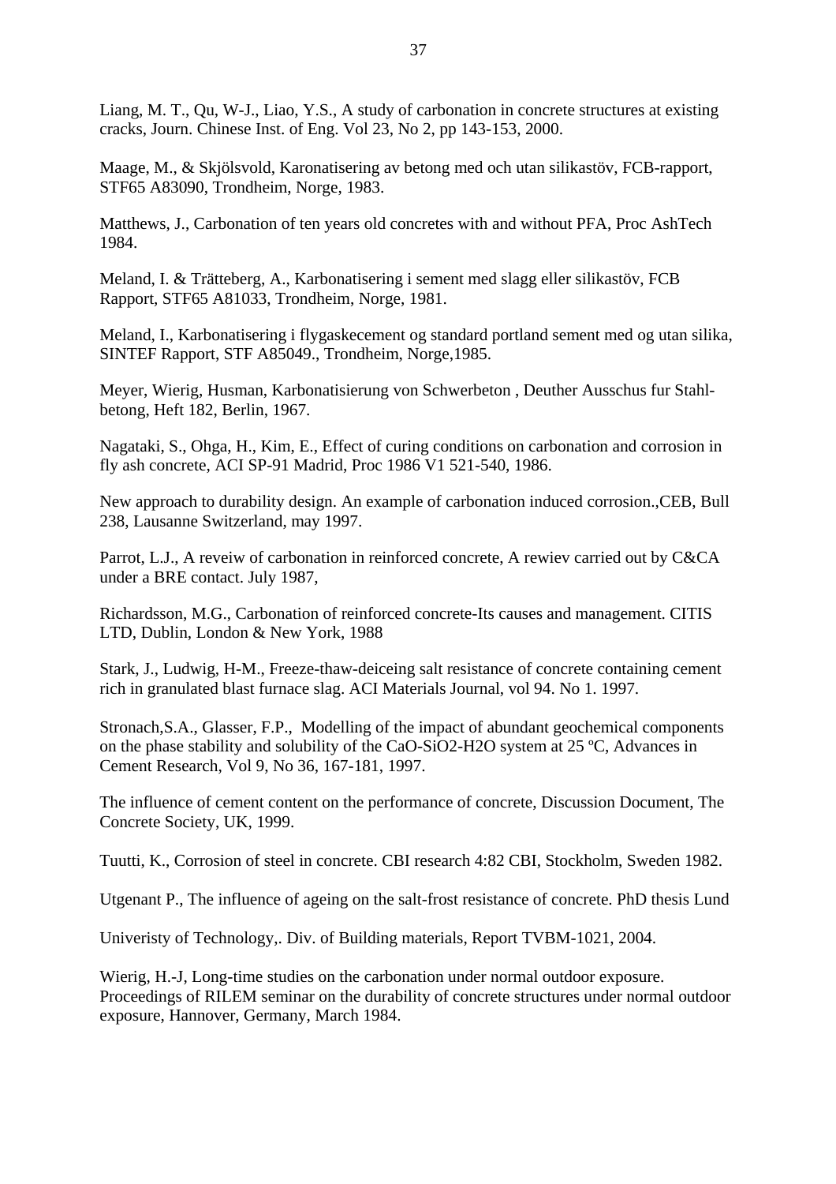Liang, M. T., Qu, W-J., Liao, Y.S., A study of carbonation in concrete structures at existing cracks, Journ. Chinese Inst. of Eng. Vol 23, No 2, pp 143-153, 2000.

Maage, M., & Skjölsvold, Karonatisering av betong med och utan silikastöv, FCB-rapport, STF65 A83090, Trondheim, Norge, 1983.

Matthews, J., Carbonation of ten years old concretes with and without PFA, Proc AshTech 1984.

Meland, I. & Trätteberg, A., Karbonatisering i sement med slagg eller silikastöv, FCB Rapport, STF65 A81033, Trondheim, Norge, 1981.

Meland, I., Karbonatisering i flygaskecement og standard portland sement med og utan silika, SINTEF Rapport, STF A85049., Trondheim, Norge,1985.

Meyer, Wierig, Husman, Karbonatisierung von Schwerbeton , Deuther Ausschus fur Stahl-betong, Heft 182, Berlin, 1967.

Nagataki, S., Ohga, H., Kim, E., Effect of curing conditions on carbonation and corrosion in fly ash concrete, ACI SP-91 Madrid, Proc 1986 V1 521-540, 1986.

New approach to durability design. An example of carbonation induced corrosion.,CEB, Bull 238, Lausanne Switzerland, may 1997.

Parrot, L.J., A reveiw of carbonation in reinforced concrete, A rewiev carried out by C&CA under a BRE contact. July 1987,

Richardsson, M.G., Carbonation of reinforced concrete-Its causes and management. CITIS LTD, Dublin, London & New York, 1988

Stark, J., Ludwig, H-M., Freeze-thaw-deiceing salt resistance of concrete containing cement rich in granulated blast furnace slag. ACI Materials Journal, vol 94. No 1. 1997.

Stronach,S.A., Glasser, F.P., Modelling of the impact of abundant geochemical components on the phase stability and solubility of the CaO-SiO2-H2O system at 25 ºC, Advances in Cement Research, Vol 9, No 36, 167-181, 1997.

The influence of cement content on the performance of concrete, Discussion Document, The Concrete Society, UK, 1999.

Tuutti, K., Corrosion of steel in concrete. CBI research 4:82 CBI, Stockholm, Sweden 1982.

Utgenant P., The influence of ageing on the salt-frost resistance of concrete. PhD thesis Lund

Univeristy of Technology,. Div. of Building materials, Report TVBM-1021, 2004.

Wierig, H.-J, Long-time studies on the carbonation under normal outdoor exposure. Proceedings of RILEM seminar on the durability of concrete structures under normal outdoor exposure, Hannover, Germany, March 1984.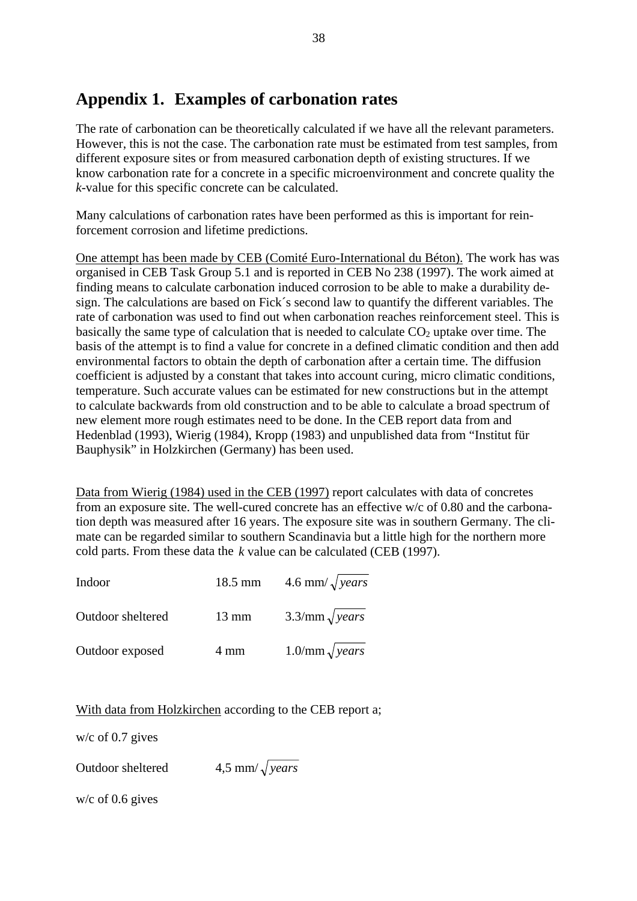# Appendix 1. Examples of carbonation rates

The rate of carbonation can be theoretically calculated if we have all the relevant parameters. However, this is not the case. The carbonation rate must be estimated from test samples, from different exposure sites or from measured carbonation depth of existing structures. If we know carbonation rate for a concrete in a specific microenvironment and concrete quality the *k*-value for this specific concrete can be calculated.

Many calculations of carbonation rates have been performed as this is important for reinforcement corrosion and lifetime predictions.

One attempt has been made by CEB (Comité Euro-International du Béton). The work has was organised in CEB Task Group 5.1 and is reported in CEB No 238 (1997). The work aimed at finding means to calculate carbonation induced corrosion to be able to make a durability design. The calculations are based on Fick´s second law to quantify the different variables. The rate of carbonation was used to find out when carbonation reaches reinforcement steel. This is basically the same type of calculation that is needed to calculate $CO_2$ uptake over time. The basis of the attempt is to find a value for concrete in a defined climatic condition and then add environmental factors to obtain the depth of carbonation after a certain time. The diffusion coefficient is adjusted by a constant that takes into account curing, micro climatic conditions, temperature. Such accurate values can be estimated for new constructions but in the attempt to calculate backwards from old construction and to be able to calculate a broad spectrum of new element more rough estimates need to be done. In the CEB report data from and Hedenblad (1993), Wierig (1984), Kropp (1983) and unpublished data from "Institut für Bauphysik" in Holzkirchen (Germany) has been used.

Data from Wierig (1984) used in the CEB (1997) report calculates with data of concretes from an exposure site. The well-cured concrete has an effective w/c of 0.80 and the carbonation depth was measured after 16 years. The exposure site was in southern Germany. The climate can be regarded similar to southern Scandinavia but a little high for the northern more cold parts. From these data the $k$ value can be calculated (CEB (1997).

| | | |
|---|---|---|
| Indoor | 18.5 mm | 4.6 mm/$\sqrt{years}$ |
| Outdoor sheltered | 13 mm | 3.3/mm $\sqrt{years}$ |
| Outdoor exposed | 4 mm | 1.0/mm $\sqrt{years}$ |

With data from Holzkirchen according to the CEB report a;

w/c of 0.7 gives

Outdoor sheltered 4,5 mm/$\sqrt{years}$

w/c of 0.6 gives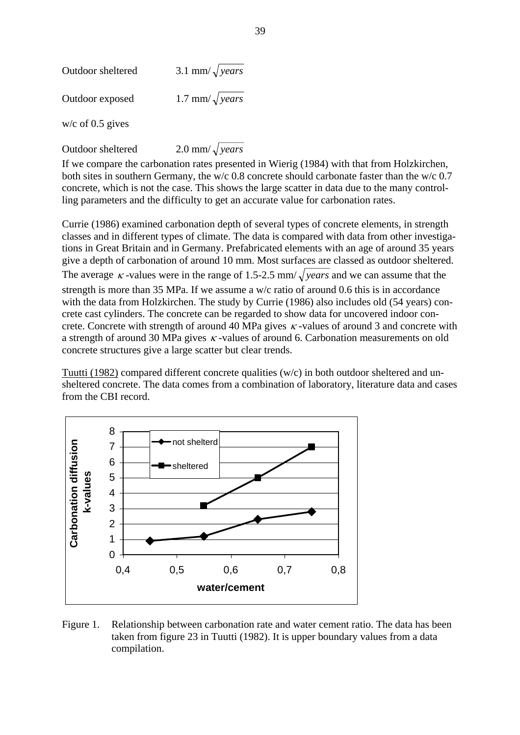Outdoor sheltered 3.1 mm/$\sqrt{years}$

Outdoor exposed 1.7 mm/$\sqrt{years}$

w/c of 0.5 gives

Outdoor sheltered 2.0 mm/$\sqrt{years}$

If we compare the carbonation rates presented in Wierig (1984) with that from Holzkirchen, both sites in southern Germany, the w/c 0.8 concrete should carbonate faster than the w/c 0.7 concrete, which is not the case. This shows the large scatter in data due to the many controlling parameters and the difficulty to get an accurate value for carbonation rates.

Currie (1986) examined carbonation depth of several types of concrete elements, in strength classes and in different types of climate. The data is compared with data from other investigations in Great Britain and in Germany. Prefabricated elements with an age of around 35 years give a depth of carbonation of around 10 mm. Most surfaces are classed as outdoor sheltered. The average $\kappa$-values were in the range of 1.5-2.5 mm/$\sqrt{years}$ and we can assume that the strength is more than 35 MPa. If we assume a w/c ratio of around 0.6 this is in accordance with the data from Holzkirchen. The study by Currie (1986) also includes old (54 years) concrete cast cylinders. The concrete can be regarded to show data for uncovered indoor concrete. Concrete with strength of around 40 MPa gives $\kappa$-values of around 3 and concrete with a strength of around 30 MPa gives $\kappa$-values of around 6. Carbonation measurements on old concrete structures give a large scatter but clear trends.

Tuutti (1982) compared different concrete qualities (w/c) in both outdoor sheltered and unsheltered concrete. The data comes from a combination of laboratory, literature data and cases from the CBI record.

Figure 1. Relationship between carbonation rate and water cement ratio. The data has been taken from figure 23 in Tuutti (1982). It is upper boundary values from a data compilation.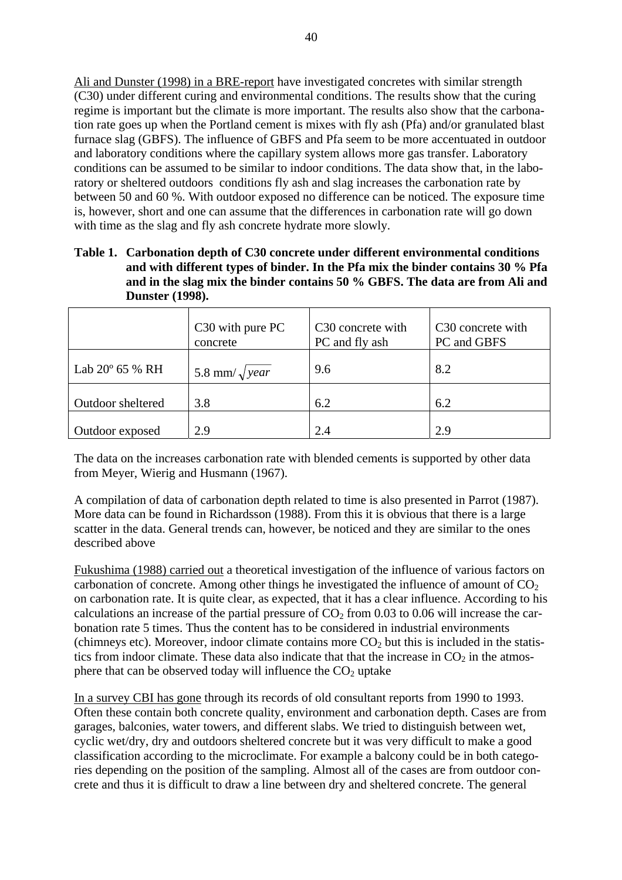Ali and Dunster (1998) in a BRE-report have investigated concretes with similar strength (C30) under different curing and environmental conditions. The results show that the curing regime is important but the climate is more important. The results also show that the carbonation rate goes up when the Portland cement is mixes with fly ash (Pfa) and/or granulated blast furnace slag (GBFS). The influence of GBFS and Pfa seem to be more accentuated in outdoor and laboratory conditions where the capillary system allows more gas transfer. Laboratory conditions can be assumed to be similar to indoor conditions. The data show that, in the laboratory or sheltered outdoors conditions fly ash and slag increases the carbonation rate by between 50 and 60 %. With outdoor exposed no difference can be noticed. The exposure time is, however, short and one can assume that the differences in carbonation rate will go down with time as the slag and fly ash concrete hydrate more slowly.

**Table 1. Carbonation depth of C30 concrete under different environmental conditions and with different types of binder. In the Pfa mix the binder contains 30 % Pfa and in the slag mix the binder contains 50 % GBFS. The data are from Ali and Dunster (1998).**

| | C30 with pure PC concrete | C30 concrete with PC and fly ash | C30 concrete with PC and GBFS |
|---|---|---|---|
| Lab 20º 65 % RH | 5.8 mm/$\sqrt{year}$ | 9.6 | 8.2 |
| Outdoor sheltered | 3.8 | 6.2 | 6.2 |
| Outdoor exposed | 2.9 | 2.4 | 2.9 |

The data on the increases carbonation rate with blended cements is supported by other data from Meyer, Wierig and Husmann (1967).

A compilation of data of carbonation depth related to time is also presented in Parrot (1987). More data can be found in Richardsson (1988). From this it is obvious that there is a large scatter in the data. General trends can, however, be noticed and they are similar to the ones described above

Fukushima (1988) carried out a theoretical investigation of the influence of various factors on carbonation of concrete. Among other things he investigated the influence of amount of $CO_2$ on carbonation rate. It is quite clear, as expected, that it has a clear influence. According to his calculations an increase of the partial pressure of $CO_2$ from 0.03 to 0.06 will increase the carbonation rate 5 times. Thus the content has to be considered in industrial environments (chimneys etc). Moreover, indoor climate contains more $CO_2$ but this is included in the statistics from indoor climate. These data also indicate that that the increase in $CO_2$ in the atmosphere that can be observed today will influence the $CO_2$ uptake

In a survey CBI has gone through its records of old consultant reports from 1990 to 1993. Often these contain both concrete quality, environment and carbonation depth. Cases are from garages, balconies, water towers, and different slabs. We tried to distinguish between wet, cyclic wet/dry, dry and outdoors sheltered concrete but it was very difficult to make a good classification according to the microclimate. For example a balcony could be in both categories depending on the position of the sampling. Almost all of the cases are from outdoor concrete and thus it is difficult to draw a line between dry and sheltered concrete. The general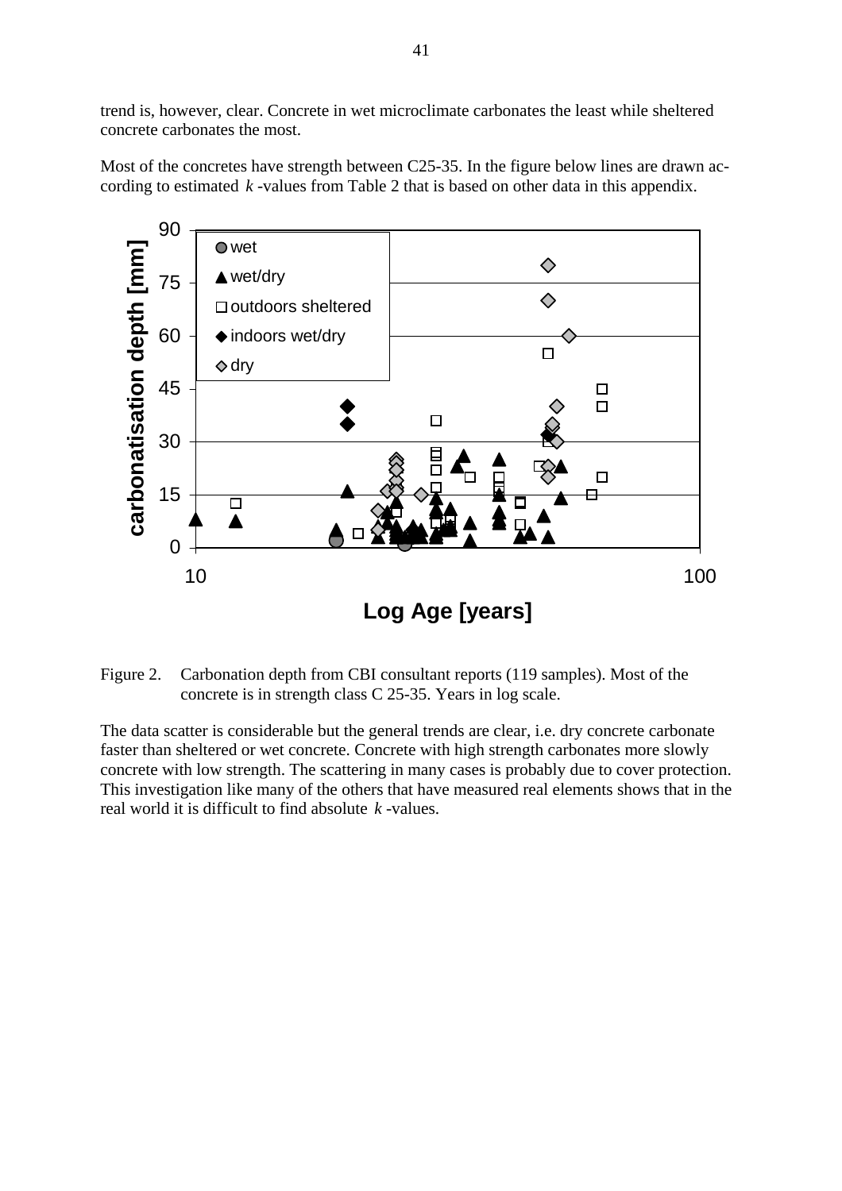trend is, however, clear. Concrete in wet microclimate carbonates the least while sheltered concrete carbonates the most.

Most of the concretes have strength between C25-35. In the figure below lines are drawn according to estimated $k$-values from Table 2 that is based on other data in this appendix.

Figure 2. Carbonation depth from CBI consultant reports (119 samples). Most of the concrete is in strength class C 25-35. Years in log scale.

The data scatter is considerable but the general trends are clear, i.e. dry concrete carbonate faster than sheltered or wet concrete. Concrete with high strength carbonates more slowly concrete with low strength. The scattering in many cases is probably due to cover protection. This investigation like many of the others that have measured real elements shows that in the real world it is difficult to find absolute $k$-values.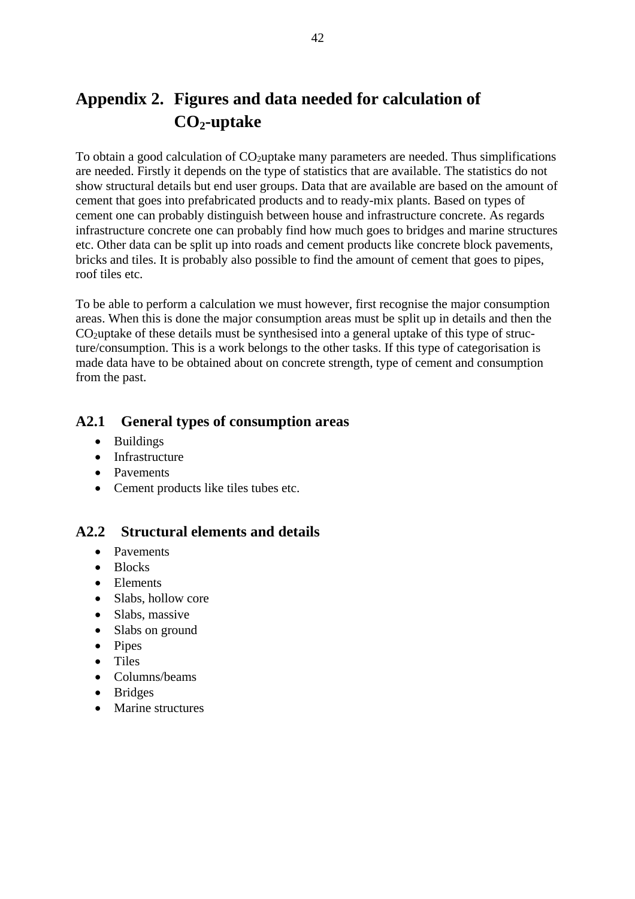# Appendix 2. Figures and data needed for calculation of $CO_2$-uptake

To obtain a good calculation of $CO_2$uptake many parameters are needed. Thus simplifications are needed. Firstly it depends on the type of statistics that are available. The statistics do not show structural details but end user groups. Data that are available are based on the amount of cement that goes into prefabricated products and to ready-mix plants. Based on types of cement one can probably distinguish between house and infrastructure concrete. As regards infrastructure concrete one can probably find how much goes to bridges and marine structures etc. Other data can be split up into roads and cement products like concrete block pavements, bricks and tiles. It is probably also possible to find the amount of cement that goes to pipes, roof tiles etc.

To be able to perform a calculation we must however, first recognise the major consumption areas. When this is done the major consumption areas must be split up in details and then the $CO_2$uptake of these details must be synthesised into a general uptake of this type of structure/consumption. This is a work belongs to the other tasks. If this type of categorisation is made data have to be obtained about on concrete strength, type of cement and consumption from the past.

## A2.1 General types of consumption areas

- Buildings
- Infrastructure
- Pavements
- Cement products like tiles tubes etc.

## A2.2 Structural elements and details

- Pavements
- Blocks
- Elements
- Slabs, hollow core
- Slabs, massive
- Slabs on ground
- Pipes
- Tiles
- Columns/beams
- Bridges
- Marine structures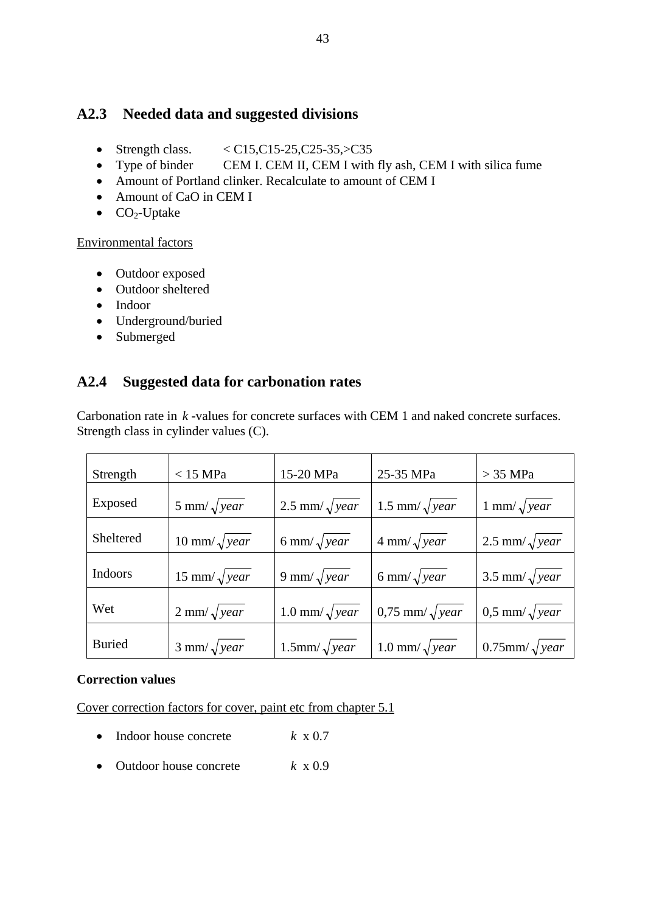## A2.3 Needed data and suggested divisions

- Strength class. < C15,C15-25,C25-35,>C35
- Type of binder CEM I. CEM II, CEM I with fly ash, CEM I with silica fume
- Amount of Portland clinker. Recalculate to amount of CEM I
- Amount of CaO in CEM I
- $CO_2$-Uptake

Environmental factors

- Outdoor exposed
- Outdoor sheltered
- Indoor
- Underground/buried
- Submerged

## A2.4 Suggested data for carbonation rates

Carbonation rate in $k$ -values for concrete surfaces with CEM 1 and naked concrete surfaces. Strength class in cylinder values (C).

| Strength | < 15 MPa | 15-20 MPa | 25-35 MPa | > 35 MPa |
|---|---|---|---|---|
| Exposed | 5 mm/$\sqrt{year}$ | 2.5 mm/$\sqrt{year}$ | 1.5 mm/$\sqrt{year}$ | 1 mm/$\sqrt{year}$ |
| Sheltered | 10 mm/$\sqrt{year}$ | 6 mm/$\sqrt{year}$ | 4 mm/$\sqrt{year}$ | 2.5 mm/$\sqrt{year}$ |
| Indoors | 15 mm/$\sqrt{year}$ | 9 mm/$\sqrt{year}$ | 6 mm/$\sqrt{year}$ | 3.5 mm/$\sqrt{year}$ |
| Wet | 2 mm/$\sqrt{year}$ | 1.0 mm/$\sqrt{year}$ | 0,75 mm/$\sqrt{year}$ | 0,5 mm/$\sqrt{year}$ |
| Buried | 3 mm/$\sqrt{year}$ | 1.5mm/$\sqrt{year}$ | 1.0 mm/$\sqrt{year}$ | 0.75mm/$\sqrt{year}$ |

**Correction values**

Cover correction factors for cover, paint etc from chapter 5.1

- Indoor house concrete $k$ x 0.7
- Outdoor house concrete $k$ x 0.9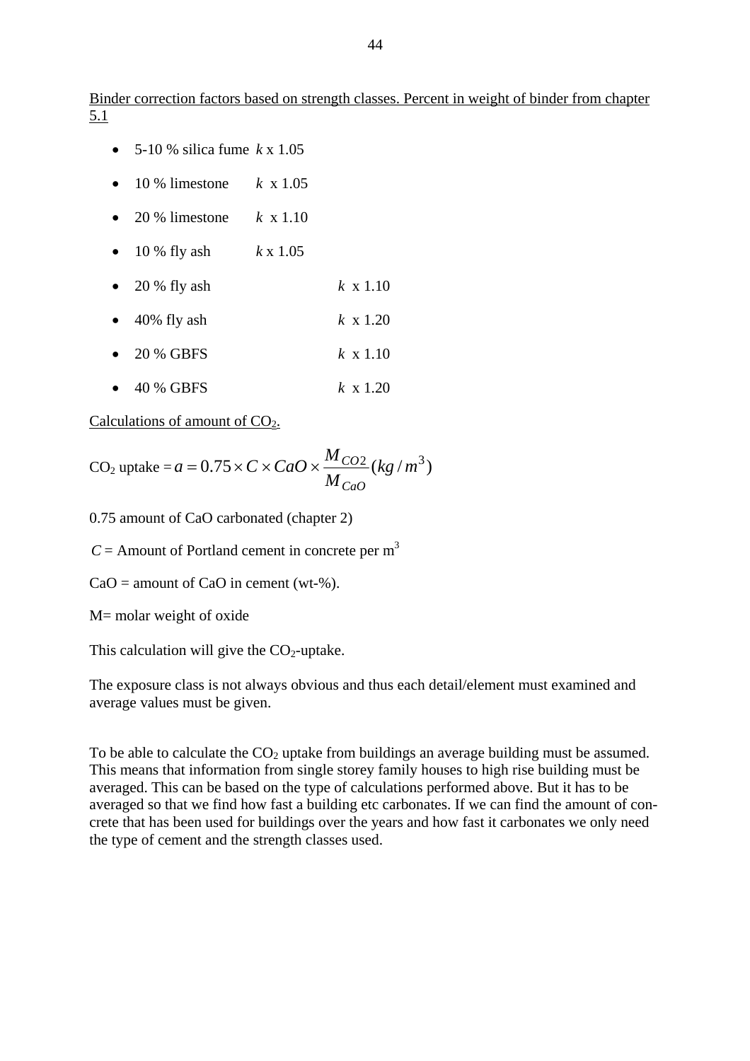Binder correction factors based on strength classes. Percent in weight of binder from chapter 5.1

- 5-10 % silica fume $k$ x 1.05
- 10 % limestone $k$ x 1.05
- 20 % limestone $k$ x 1.10
- 10 % fly ash $k$ x 1.05
- 20 % fly ash $k$ x 1.10
- 40% fly ash $k$ x 1.20
- 20 % GBFS $k$ x 1.10
- 40 % GBFS $k$ x 1.20

Calculations of amount of $CO_2$.

$$CO_2 \text{ uptake} = a = 0.75 \times C \times CaO \times \frac{M_{CO2}}{M_{CaO}} (kg/m^3)$$

0.75 amount of CaO carbonated (chapter 2)

$C$ = Amount of Portland cement in concrete per $m^3$

CaO = amount of CaO in cement (wt-%).

M= molar weight of oxide

This calculation will give the $CO_2$-uptake.

The exposure class is not always obvious and thus each detail/element must examined and average values must be given.

To be able to calculate the $CO_2$ uptake from buildings an average building must be assumed. This means that information from single storey family houses to high rise building must be averaged. This can be based on the type of calculations performed above. But it has to be averaged so that we find how fast a building etc carbonates. If we can find the amount of concrete that has been used for buildings over the years and how fast it carbonates we only need the type of cement and the strength classes used.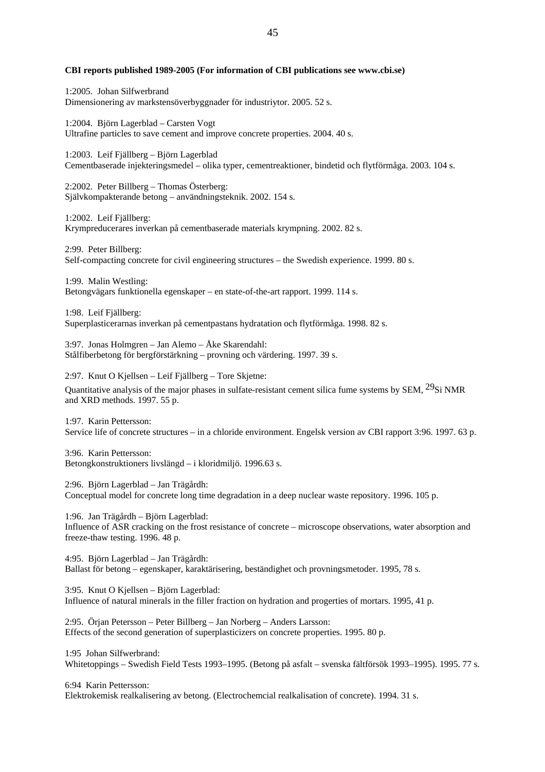**CBI reports published 1989-2005 (For information of CBI publications see www.cbi.se)**

1:2005. Johan Silfwerbrand
Dimensionering av markstensöverbyggnader för industriytor. 2005. 52 s.

1:2004. Björn Lagerblad – Carsten Vogt
Ultrafine particles to save cement and improve concrete properties. 2004. 40 s.

1:2003. Leif Fjällberg – Björn Lagerblad
Cementbaserade injekteringsmedel – olika typer, cementreaktioner, bindetid och flytförmåga. 2003. 104 s.

2:2002. Peter Billberg – Thomas Österberg:
Självkompakterande betong – användningsteknik. 2002. 154 s.

1:2002. Leif Fjällberg:
Krympreducerares inverkan på cementbaserade materials krympning. 2002. 82 s.

2:99. Peter Billberg:
Self-compacting concrete for civil engineering structures – the Swedish experience. 1999. 80 s.

1:99. Malin Westling:
Betongvägars funktionella egenskaper – en state-of-the-art rapport. 1999. 114 s.

1:98. Leif Fjällberg:
Superplasticerarnas inverkan på cementpastans hydratation och flytförmåga. 1998. 82 s.

3:97. Jonas Holmgren – Jan Alemo – Åke Skarendahl:
Stålfiberbetong för bergförstärkning – provning och värdering. 1997. 39 s.

2:97. Knut O Kjellsen – Leif Fjällberg – Tore Skjetne:
Quantitative analysis of the major phases in sulfate-resistant cement silica fume systems by SEM, $^{29}$Si NMR and XRD methods. 1997. 55 p.

1:97. Karin Pettersson:
Service life of concrete structures – in a chloride environment. Engelsk version av CBI rapport 3:96. 1997. 63 p.

3:96. Karin Pettersson:
Betongkonstruktioners livslängd – i kloridmiljö. 1996.63 s.

2:96. Björn Lagerblad – Jan Trägårdh:
Conceptual model for concrete long time degradation in a deep nuclear waste repository. 1996. 105 p.

1:96. Jan Trägårdh – Björn Lagerblad:
Influence of ASR cracking on the frost resistance of concrete – microscope observations, water absorption and freeze-thaw testing. 1996. 48 p.

4:95. Björn Lagerblad – Jan Trägårdh:
Ballast för betong – egenskaper, karaktärisering, beständighet och provningsmetoder. 1995, 78 s.

3:95. Knut O Kjellsen – Björn Lagerblad:
Influence of natural minerals in the filler fraction on hydration and progerties of mortars. 1995, 41 p.

2:95. Örjan Petersson – Peter Billberg – Jan Norberg – Anders Larsson:
Effects of the second generation of superplasticizers on concrete properties. 1995. 80 p.

1:95 Johan Silfwerbrand:
Whitetoppings – Swedish Field Tests 1993–1995. (Betong på asfalt – svenska fältförsök 1993–1995). 1995. 77 s.

6:94 Karin Pettersson:
Elektrokemisk realkalisering av betong. (Electrochemcial realkalisation of concrete). 1994. 31 s.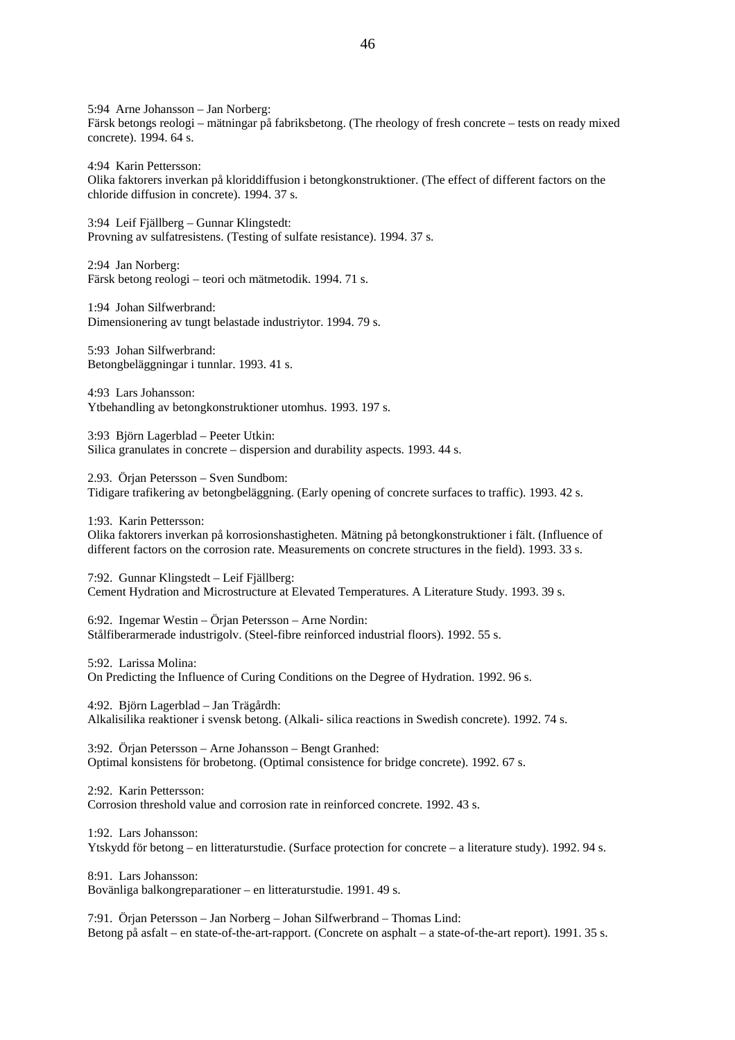5:94 Arne Johansson – Jan Norberg:
Färsk betongs reologi – mätningar på fabriksbetong. (The rheology of fresh concrete – tests on ready mixed concrete). 1994. 64 s.

4:94 Karin Pettersson:
Olika faktorers inverkan på kloriddiffusion i betongkonstruktioner. (The effect of different factors on the chloride diffusion in concrete). 1994. 37 s.

3:94 Leif Fjällberg – Gunnar Klingstedt:
Provning av sulfatresistens. (Testing of sulfate resistance). 1994. 37 s.

2:94 Jan Norberg:
Färsk betong reologi – teori och mätmetodik. 1994. 71 s.

1:94 Johan Silfwerbrand:
Dimensionering av tungt belastade industriytor. 1994. 79 s.

5:93 Johan Silfwerbrand:
Betongbeläggningar i tunnlar. 1993. 41 s.

4:93 Lars Johansson:
Ytbehandling av betongkonstruktioner utomhus. 1993. 197 s.

3:93 Björn Lagerblad – Peeter Utkin:
Silica granulates in concrete – dispersion and durability aspects. 1993. 44 s.

2.93. Örjan Petersson – Sven Sundbom:
Tidigare trafikering av betongbeläggning. (Early opening of concrete surfaces to traffic). 1993. 42 s.

1:93. Karin Pettersson:
Olika faktorers inverkan på korrosionshastigheten. Mätning på betongkonstruktioner i fält. (Influence of different factors on the corrosion rate. Measurements on concrete structures in the field). 1993. 33 s.

7:92. Gunnar Klingstedt – Leif Fjällberg:
Cement Hydration and Microstructure at Elevated Temperatures. A Literature Study. 1993. 39 s.

6:92. Ingemar Westin – Örjan Petersson – Arne Nordin:
Stålfiberarmerade industrigolv. (Steel-fibre reinforced industrial floors). 1992. 55 s.

5:92. Larissa Molina:
On Predicting the Influence of Curing Conditions on the Degree of Hydration. 1992. 96 s.

4:92. Björn Lagerblad – Jan Trägårdh:
Alkalisilika reaktioner i svensk betong. (Alkali- silica reactions in Swedish concrete). 1992. 74 s.

3:92. Örjan Petersson – Arne Johansson – Bengt Granhed:
Optimal konsistens för brobetong. (Optimal consistence for bridge concrete). 1992. 67 s.

2:92. Karin Pettersson:
Corrosion threshold value and corrosion rate in reinforced concrete. 1992. 43 s.

1:92. Lars Johansson:
Ytskydd för betong – en litteraturstudie. (Surface protection for concrete – a literature study). 1992. 94 s.

8:91. Lars Johansson:
Bovänliga balkongreparationer – en litteraturstudie. 1991. 49 s.

7:91. Örjan Petersson – Jan Norberg – Johan Silfwerbrand – Thomas Lind:
Betong på asfalt – en state-of-the-art-rapport. (Concrete on asphalt – a state-of-the-art report). 1991. 35 s.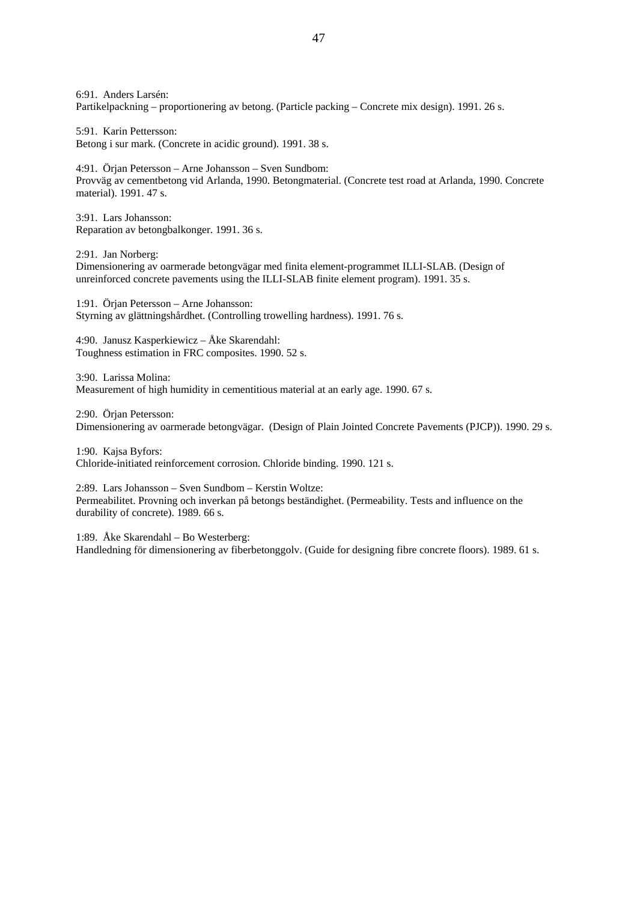6:91. Anders Larsén:
Partikelpackning – proportionering av betong. (Particle packing – Concrete mix design). 1991. 26 s.

5:91. Karin Pettersson:
Betong i sur mark. (Concrete in acidic ground). 1991. 38 s.

4:91. Örjan Petersson – Arne Johansson – Sven Sundbom:
Provväg av cementbetong vid Arlanda, 1990. Betongmaterial. (Concrete test road at Arlanda, 1990. Concrete material). 1991. 47 s.

3:91. Lars Johansson:
Reparation av betongbalkonger. 1991. 36 s.

2:91. Jan Norberg:
Dimensionering av oarmerade betongvägar med finita element-programmet ILLI-SLAB. (Design of unreinforced concrete pavements using the ILLI-SLAB finite element program). 1991. 35 s.

1:91. Örjan Petersson – Arne Johansson:
Styrning av glättningshårdhet. (Controlling trowelling hardness). 1991. 76 s.

4:90. Janusz Kasperkiewicz – Åke Skarendahl:
Toughness estimation in FRC composites. 1990. 52 s.

3:90. Larissa Molina:
Measurement of high humidity in cementitious material at an early age. 1990. 67 s.

2:90. Örjan Petersson:
Dimensionering av oarmerade betongvägar. (Design of Plain Jointed Concrete Pavements (PJCP)). 1990. 29 s.

1:90. Kajsa Byfors:
Chloride-initiated reinforcement corrosion. Chloride binding. 1990. 121 s.

2:89. Lars Johansson – Sven Sundbom – Kerstin Woltze:
Permeabilitet. Provning och inverkan på betongs beständighet. (Permeability. Tests and influence on the durability of concrete). 1989. 66 s.

1:89. Åke Skarendahl – Bo Westerberg:
Handledning för dimensionering av fiberbetonggolv. (Guide for designing fibre concrete floors). 1989. 61 s.